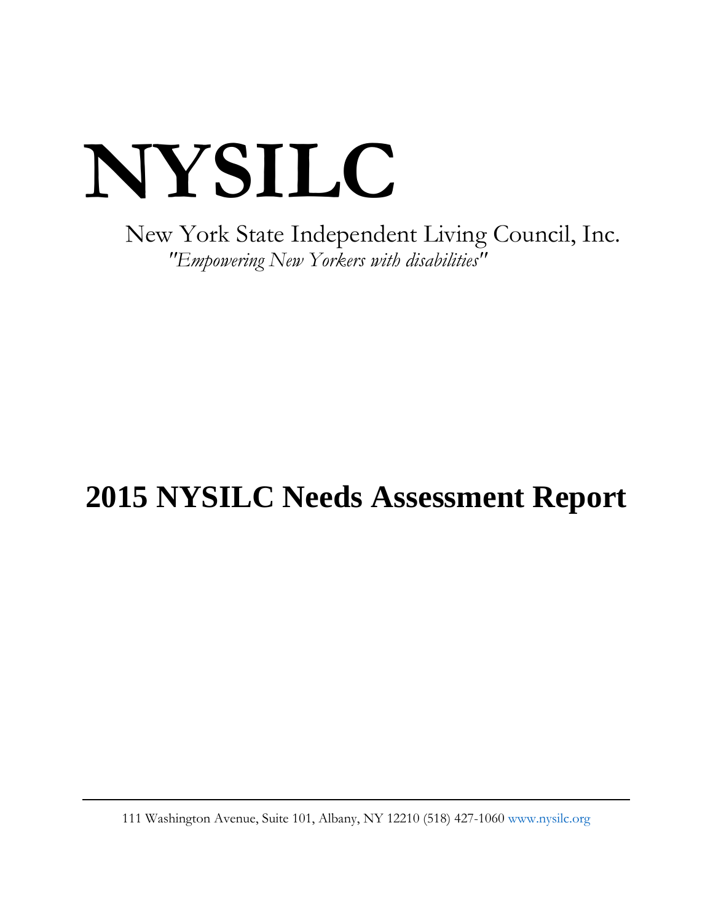# NYSILC

New York State Independent Living Council, Inc.

*"Empowering New Yorkers with disabilities"*

# 2015 NYSILC Needs Assessment Report

111 Washington Avenue, Suite 101, Albany, NY 12210 (518) 427-1060 www.nysilc.org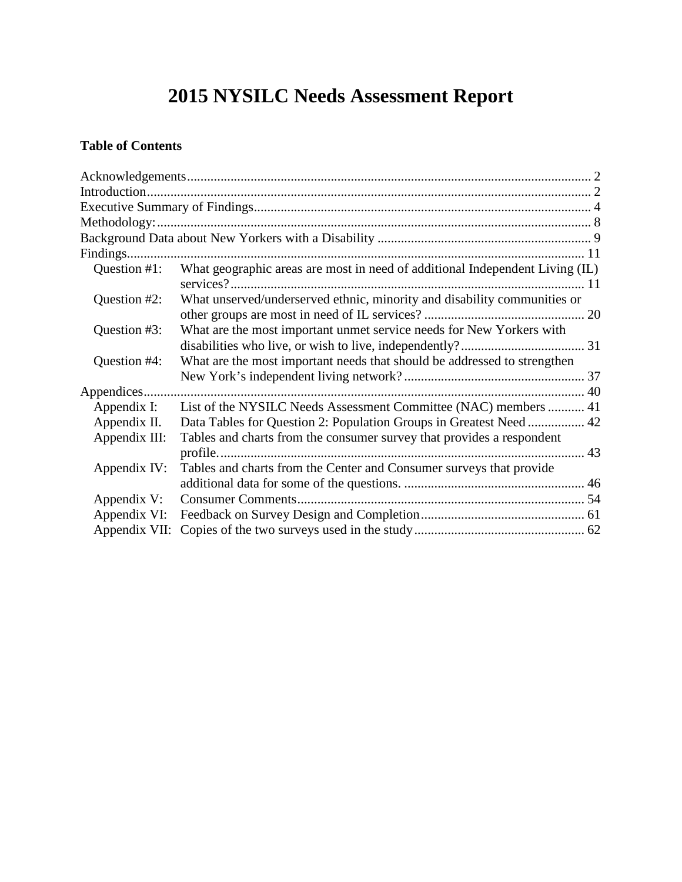# 2015 NYSILC Needs Assessment Report

**Table of Contents**

Acknowledgements ........................................................................................................................ 2
Introduction ..................................................................................................................................... 2
Executive Summary of Findings .................................................................................................... 4
Methodology: ................................................................................................................................. 8
Background Data about New Yorkers with a Disability ................................................................ 9
Findings ......................................................................................................................................... 11

- Question #1: What geographic areas are most in need of additional Independent Living (IL) services? ......................................................................................................... 11
- Question #2: What unserved/underserved ethnic, minority and disability communities or other groups are most in need of IL services? ................................................ 20
- Question #3: What are the most important unmet service needs for New Yorkers with disabilities who live, or wish to live, independently? ..................................... 31
- Question #4: What are the most important needs that should be addressed to strengthen New York's independent living network? ...................................................... 37

Appendices .................................................................................................................................... 40

- Appendix I: List of the NYSILC Needs Assessment Committee (NAC) members ........... 41
- Appendix II. Data Tables for Question 2: Population Groups in Greatest Need ................. 42
- Appendix III: Tables and charts from the consumer survey that provides a respondent profile. ............................................................................................................. 43
- Appendix IV: Tables and charts from the Center and Consumer surveys that provide additional data for some of the questions. ...................................................... 46
- Appendix V: Consumer Comments ..................................................................................... 54
- Appendix VI: Feedback on Survey Design and Completion ................................................. 61
- Appendix VII: Copies of the two surveys used in the study ................................................... 62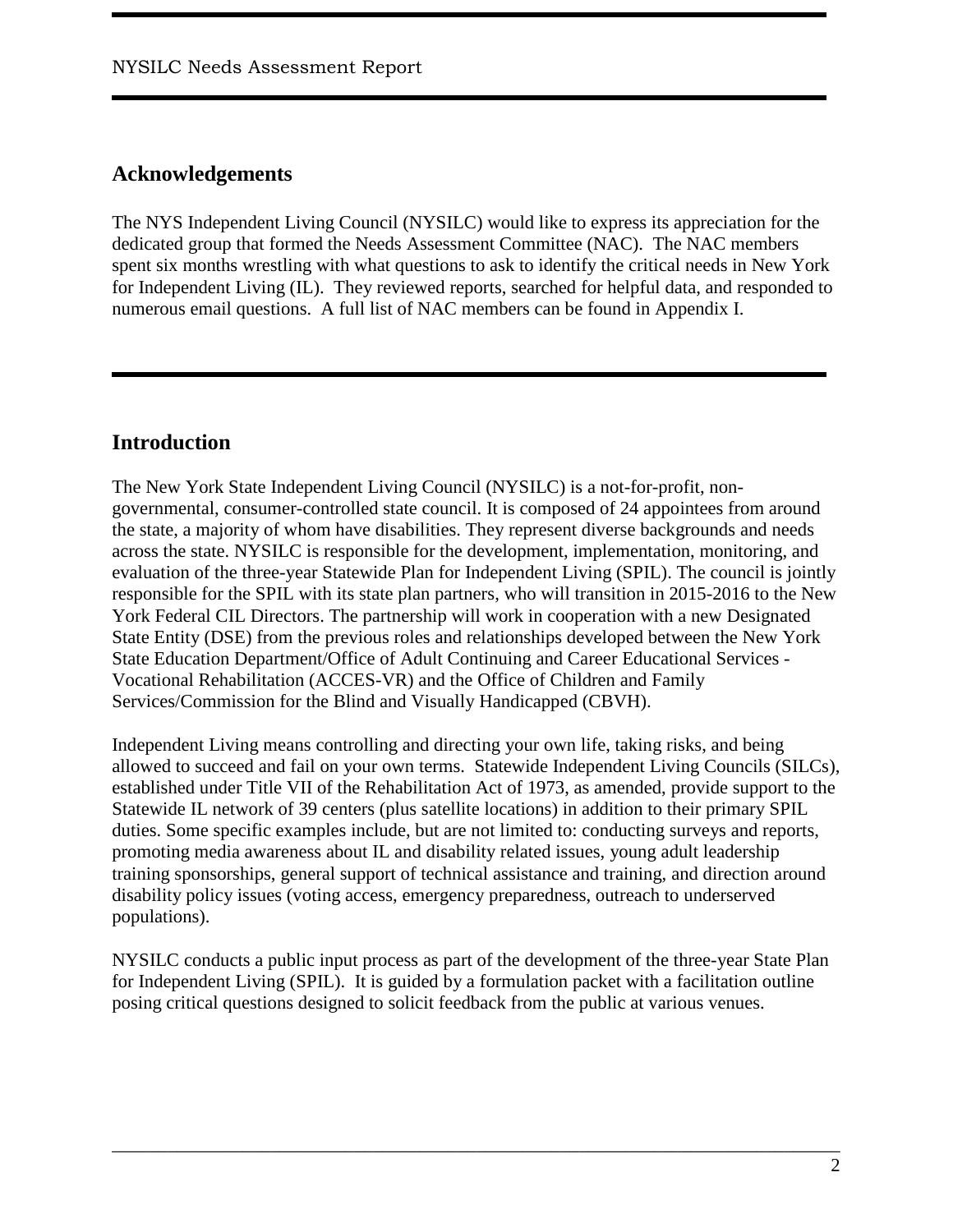## Acknowledgements

The NYS Independent Living Council (NYSILC) would like to express its appreciation for the dedicated group that formed the Needs Assessment Committee (NAC). The NAC members spent six months wrestling with what questions to ask to identify the critical needs in New York for Independent Living (IL). They reviewed reports, searched for helpful data, and responded to numerous email questions. A full list of NAC members can be found in Appendix I.

## Introduction

The New York State Independent Living Council (NYSILC) is a not-for-profit, non-governmental, consumer-controlled state council. It is composed of 24 appointees from around the state, a majority of whom have disabilities. They represent diverse backgrounds and needs across the state. NYSILC is responsible for the development, implementation, monitoring, and evaluation of the three-year Statewide Plan for Independent Living (SPIL). The council is jointly responsible for the SPIL with its state plan partners, who will transition in 2015-2016 to the New York Federal CIL Directors. The partnership will work in cooperation with a new Designated State Entity (DSE) from the previous roles and relationships developed between the New York State Education Department/Office of Adult Continuing and Career Educational Services - Vocational Rehabilitation (ACCES-VR) and the Office of Children and Family Services/Commission for the Blind and Visually Handicapped (CBVH).

Independent Living means controlling and directing your own life, taking risks, and being allowed to succeed and fail on your own terms. Statewide Independent Living Councils (SILCs), established under Title VII of the Rehabilitation Act of 1973, as amended, provide support to the Statewide IL network of 39 centers (plus satellite locations) in addition to their primary SPIL duties. Some specific examples include, but are not limited to: conducting surveys and reports, promoting media awareness about IL and disability related issues, young adult leadership training sponsorships, general support of technical assistance and training, and direction around disability policy issues (voting access, emergency preparedness, outreach to underserved populations).

NYSILC conducts a public input process as part of the development of the three-year State Plan for Independent Living (SPIL). It is guided by a formulation packet with a facilitation outline posing critical questions designed to solicit feedback from the public at various venues.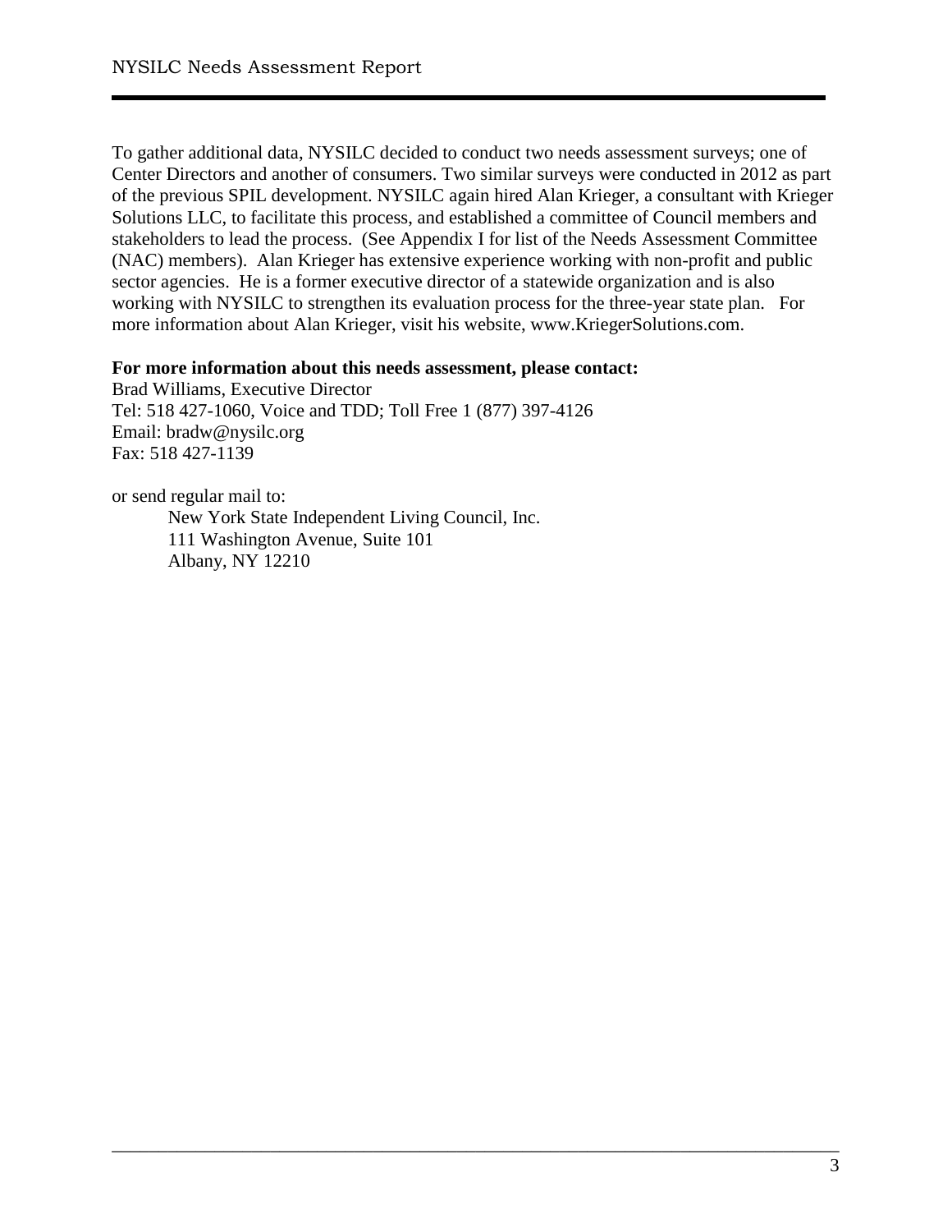To gather additional data, NYSILC decided to conduct two needs assessment surveys; one of Center Directors and another of consumers. Two similar surveys were conducted in 2012 as part of the previous SPIL development. NYSILC again hired Alan Krieger, a consultant with Krieger Solutions LLC, to facilitate this process, and established a committee of Council members and stakeholders to lead the process. (See Appendix I for list of the Needs Assessment Committee (NAC) members). Alan Krieger has extensive experience working with non-profit and public sector agencies. He is a former executive director of a statewide organization and is also working with NYSILC to strengthen its evaluation process for the three-year state plan. For more information about Alan Krieger, visit his website, www.KriegerSolutions.com.

**For more information about this needs assessment, please contact:**
Brad Williams, Executive Director
Tel: 518 427-1060, Voice and TDD; Toll Free 1 (877) 397-4126
Email: bradw@nysilc.org
Fax: 518 427-1139

or send regular mail to:

New York State Independent Living Council, Inc.
111 Washington Avenue, Suite 101
Albany, NY 12210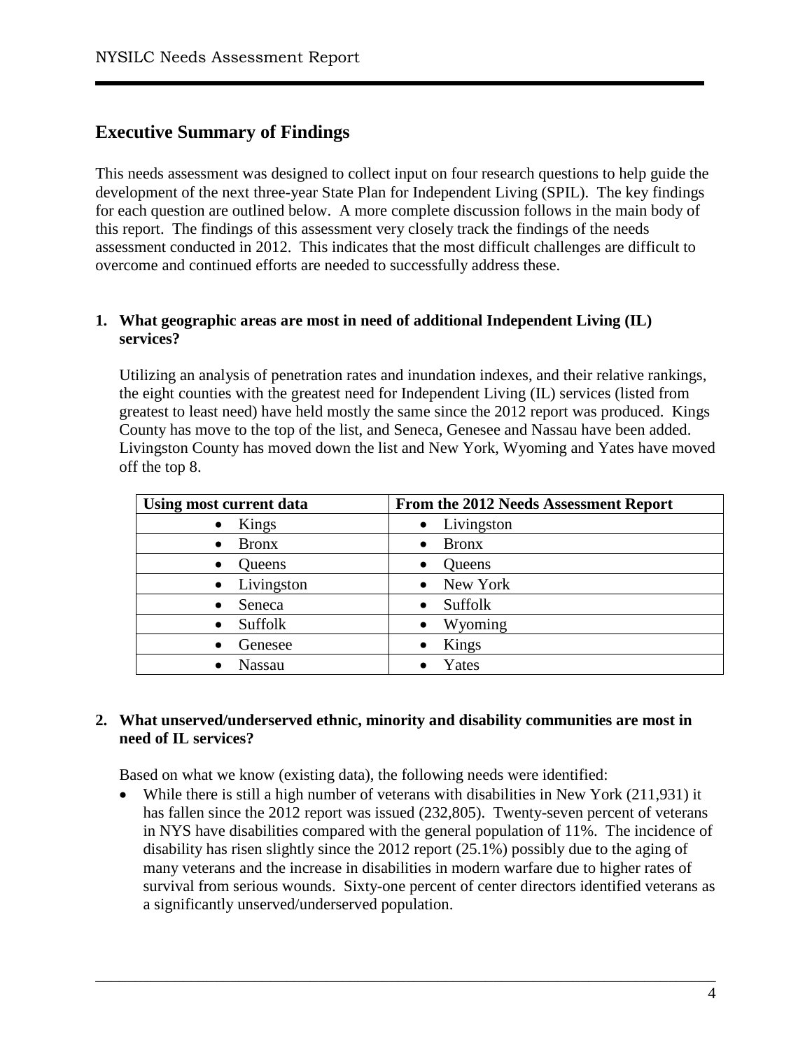## Executive Summary of Findings

This needs assessment was designed to collect input on four research questions to help guide the development of the next three-year State Plan for Independent Living (SPIL). The key findings for each question are outlined below. A more complete discussion follows in the main body of this report. The findings of this assessment very closely track the findings of the needs assessment conducted in 2012. This indicates that the most difficult challenges are difficult to overcome and continued efforts are needed to successfully address these.

**1. What geographic areas are most in need of additional Independent Living (IL) services?**

Utilizing an analysis of penetration rates and inundation indexes, and their relative rankings, the eight counties with the greatest need for Independent Living (IL) services (listed from greatest to least need) have held mostly the same since the 2012 report was produced. Kings County has move to the top of the list, and Seneca, Genesee and Nassau have been added. Livingston County has moved down the list and New York, Wyoming and Yates have moved off the top 8.

| Using most current data | From the 2012 Needs Assessment Report |
|---|---|
| • Kings | • Livingston |
| • Bronx | • Bronx |
| • Queens | • Queens |
| • Livingston | • New York |
| • Seneca | • Suffolk |
| • Suffolk | • Wyoming |
| • Genesee | • Kings |
| • Nassau | • Yates |

**2. What unserved/underserved ethnic, minority and disability communities are most in need of IL services?**

Based on what we know (existing data), the following needs were identified:

- While there is still a high number of veterans with disabilities in New York (211,931) it has fallen since the 2012 report was issued (232,805). Twenty-seven percent of veterans in NYS have disabilities compared with the general population of 11%. The incidence of disability has risen slightly since the 2012 report (25.1%) possibly due to the aging of many veterans and the increase in disabilities in modern warfare due to higher rates of survival from serious wounds. Sixty-one percent of center directors identified veterans as a significantly unserved/underserved population.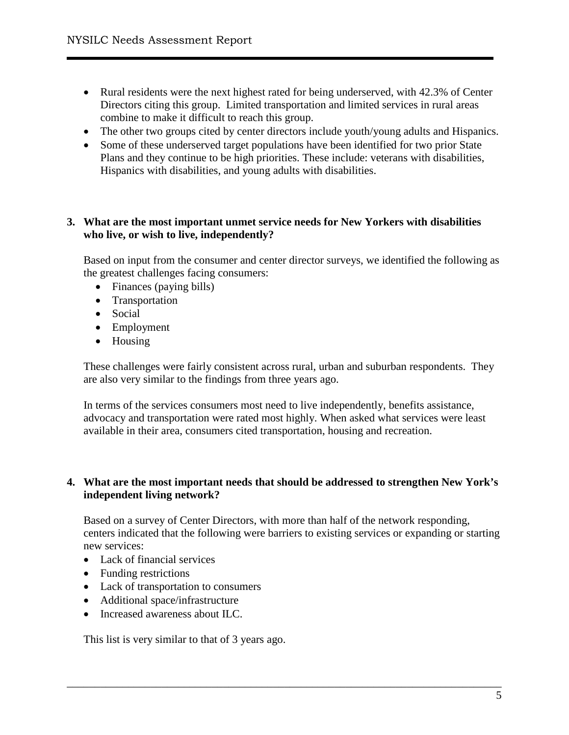- Rural residents were the next highest rated for being underserved, with 42.3% of Center Directors citing this group. Limited transportation and limited services in rural areas combine to make it difficult to reach this group.
- The other two groups cited by center directors include youth/young adults and Hispanics.
- Some of these underserved target populations have been identified for two prior State Plans and they continue to be high priorities. These include: veterans with disabilities, Hispanics with disabilities, and young adults with disabilities.

**3. What are the most important unmet service needs for New Yorkers with disabilities who live, or wish to live, independently?**

Based on input from the consumer and center director surveys, we identified the following as the greatest challenges facing consumers:

- Finances (paying bills)
- Transportation
- Social
- Employment
- Housing

These challenges were fairly consistent across rural, urban and suburban respondents. They are also very similar to the findings from three years ago.

In terms of the services consumers most need to live independently, benefits assistance, advocacy and transportation were rated most highly. When asked what services were least available in their area, consumers cited transportation, housing and recreation.

**4. What are the most important needs that should be addressed to strengthen New York's independent living network?**

Based on a survey of Center Directors, with more than half of the network responding, centers indicated that the following were barriers to existing services or expanding or starting new services:

- Lack of financial services
- Funding restrictions
- Lack of transportation to consumers
- Additional space/infrastructure
- Increased awareness about ILC.

This list is very similar to that of 3 years ago.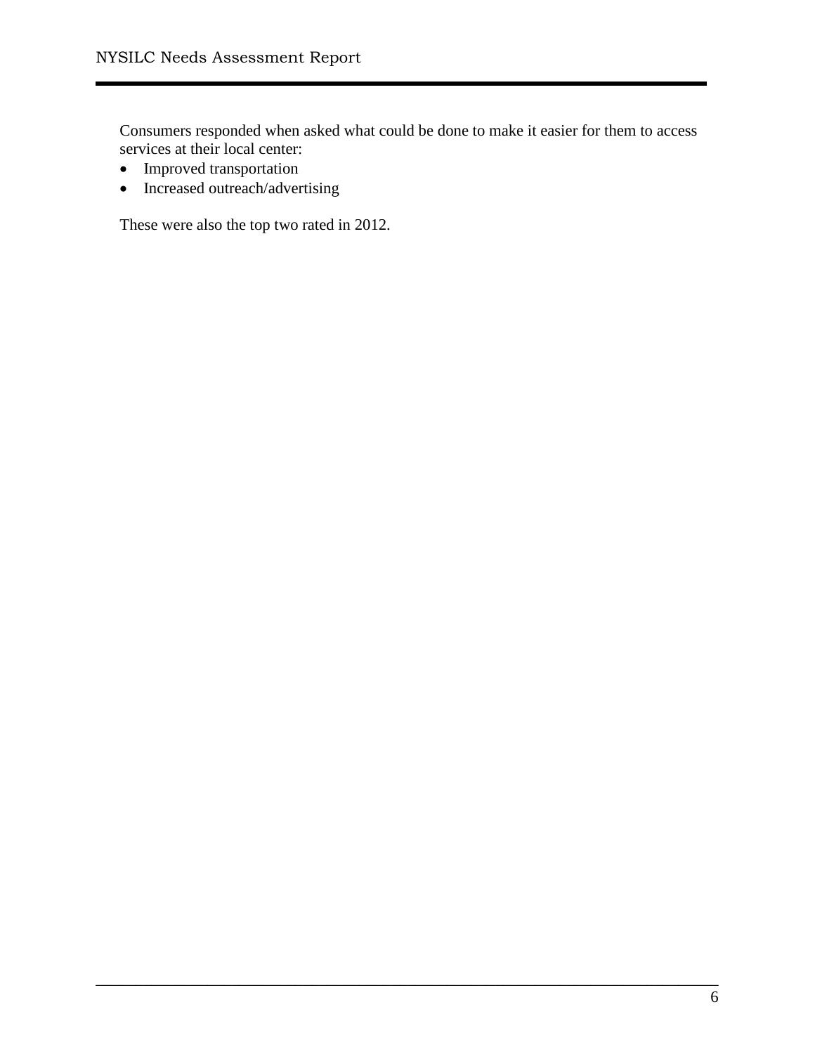Consumers responded when asked what could be done to make it easier for them to access services at their local center:

- Improved transportation
- Increased outreach/advertising

These were also the top two rated in 2012.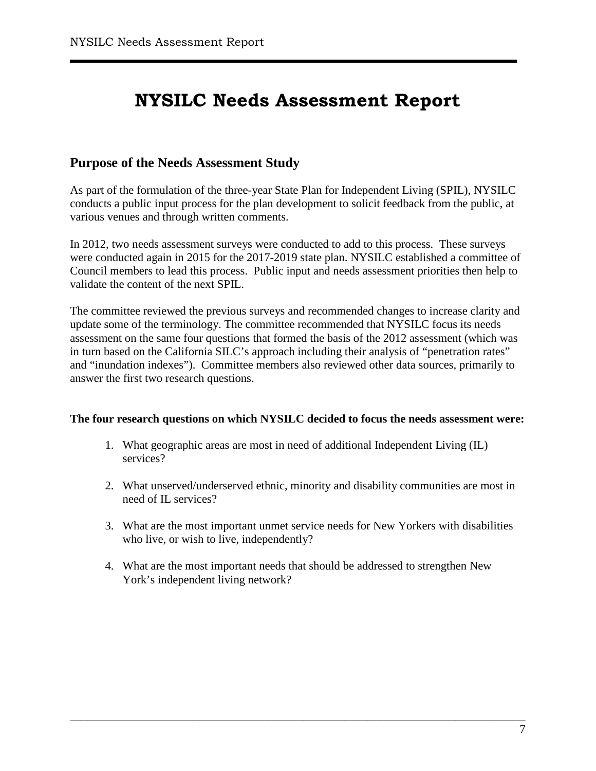# NYSILC Needs Assessment Report

## Purpose of the Needs Assessment Study

As part of the formulation of the three-year State Plan for Independent Living (SPIL), NYSILC conducts a public input process for the plan development to solicit feedback from the public, at various venues and through written comments.

In 2012, two needs assessment surveys were conducted to add to this process. These surveys were conducted again in 2015 for the 2017-2019 state plan. NYSILC established a committee of Council members to lead this process. Public input and needs assessment priorities then help to validate the content of the next SPIL.

The committee reviewed the previous surveys and recommended changes to increase clarity and update some of the terminology. The committee recommended that NYSILC focus its needs assessment on the same four questions that formed the basis of the 2012 assessment (which was in turn based on the California SILC's approach including their analysis of "penetration rates" and "inundation indexes"). Committee members also reviewed other data sources, primarily to answer the first two research questions.

**The four research questions on which NYSILC decided to focus the needs assessment were:**

1. What geographic areas are most in need of additional Independent Living (IL) services?
2. What unserved/underserved ethnic, minority and disability communities are most in need of IL services?
3. What are the most important unmet service needs for New Yorkers with disabilities who live, or wish to live, independently?
4. What are the most important needs that should be addressed to strengthen New York's independent living network?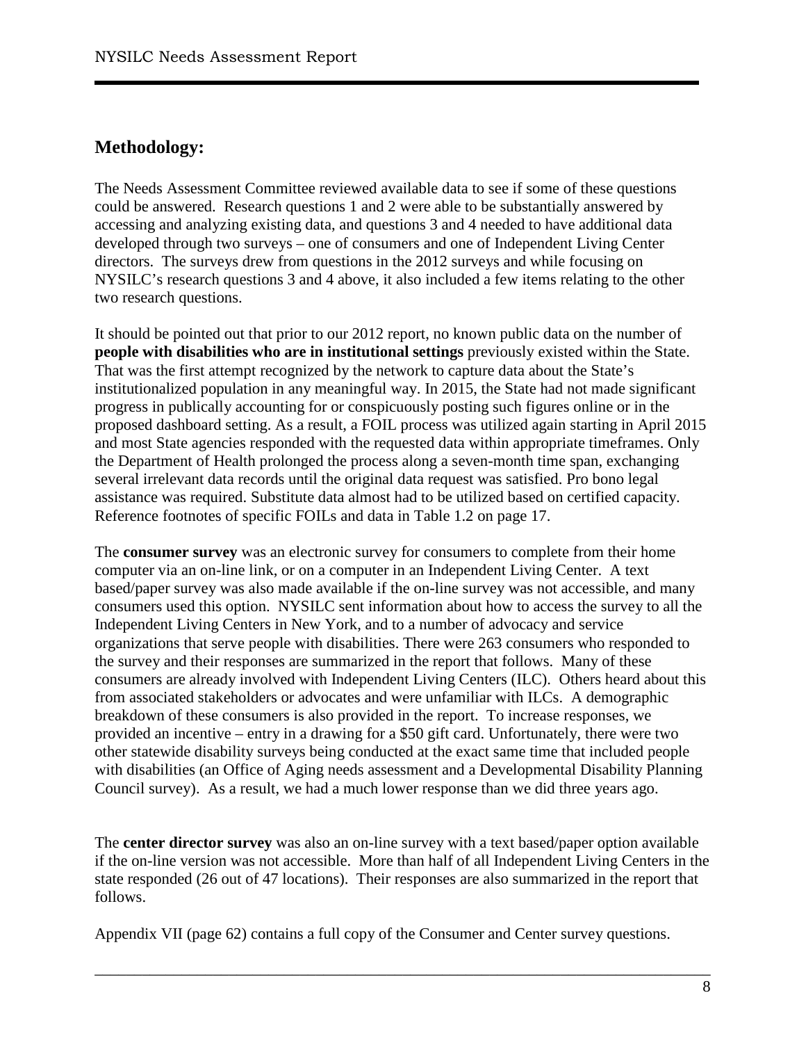## Methodology:

The Needs Assessment Committee reviewed available data to see if some of these questions could be answered. Research questions 1 and 2 were able to be substantially answered by accessing and analyzing existing data, and questions 3 and 4 needed to have additional data developed through two surveys – one of consumers and one of Independent Living Center directors. The surveys drew from questions in the 2012 surveys and while focusing on NYSILC's research questions 3 and 4 above, it also included a few items relating to the other two research questions.

It should be pointed out that prior to our 2012 report, no known public data on the number of **people with disabilities who are in institutional settings** previously existed within the State. That was the first attempt recognized by the network to capture data about the State's institutionalized population in any meaningful way. In 2015, the State had not made significant progress in publically accounting for or conspicuously posting such figures online or in the proposed dashboard setting. As a result, a FOIL process was utilized again starting in April 2015 and most State agencies responded with the requested data within appropriate timeframes. Only the Department of Health prolonged the process along a seven-month time span, exchanging several irrelevant data records until the original data request was satisfied. Pro bono legal assistance was required. Substitute data almost had to be utilized based on certified capacity. Reference footnotes of specific FOILs and data in Table 1.2 on page 17.

The **consumer survey** was an electronic survey for consumers to complete from their home computer via an on-line link, or on a computer in an Independent Living Center. A text based/paper survey was also made available if the on-line survey was not accessible, and many consumers used this option. NYSILC sent information about how to access the survey to all the Independent Living Centers in New York, and to a number of advocacy and service organizations that serve people with disabilities. There were 263 consumers who responded to the survey and their responses are summarized in the report that follows. Many of these consumers are already involved with Independent Living Centers (ILC). Others heard about this from associated stakeholders or advocates and were unfamiliar with ILCs. A demographic breakdown of these consumers is also provided in the report. To increase responses, we provided an incentive – entry in a drawing for a $50 gift card. Unfortunately, there were two other statewide disability surveys being conducted at the exact same time that included people with disabilities (an Office of Aging needs assessment and a Developmental Disability Planning Council survey). As a result, we had a much lower response than we did three years ago.

The **center director survey** was also an on-line survey with a text based/paper option available if the on-line version was not accessible. More than half of all Independent Living Centers in the state responded (26 out of 47 locations). Their responses are also summarized in the report that follows.

Appendix VII (page 62) contains a full copy of the Consumer and Center survey questions.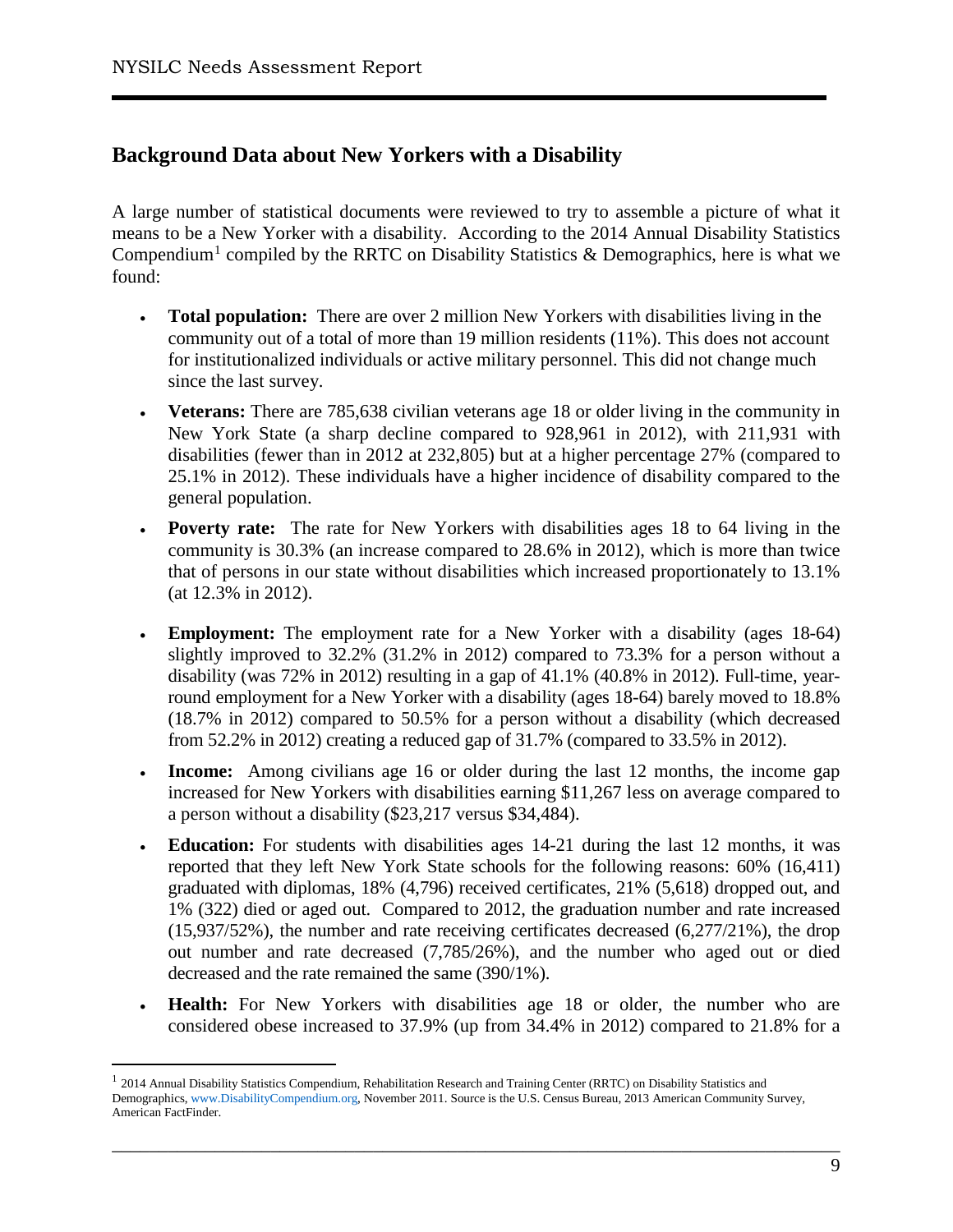## Background Data about New Yorkers with a Disability

A large number of statistical documents were reviewed to try to assemble a picture of what it means to be a New Yorker with a disability. According to the 2014 Annual Disability Statistics Compendium[1] compiled by the RRTC on Disability Statistics & Demographics, here is what we found:

- **Total population:** There are over 2 million New Yorkers with disabilities living in the community out of a total of more than 19 million residents (11%). This does not account for institutionalized individuals or active military personnel. This did not change much since the last survey.
- **Veterans:** There are 785,638 civilian veterans age 18 or older living in the community in New York State (a sharp decline compared to 928,961 in 2012), with 211,931 with disabilities (fewer than in 2012 at 232,805) but at a higher percentage 27% (compared to 25.1% in 2012). These individuals have a higher incidence of disability compared to the general population.
- **Poverty rate:** The rate for New Yorkers with disabilities ages 18 to 64 living in the community is 30.3% (an increase compared to 28.6% in 2012), which is more than twice that of persons in our state without disabilities which increased proportionately to 13.1% (at 12.3% in 2012).
- **Employment:** The employment rate for a New Yorker with a disability (ages 18-64) slightly improved to 32.2% (31.2% in 2012) compared to 73.3% for a person without a disability (was 72% in 2012) resulting in a gap of 41.1% (40.8% in 2012). Full-time, year-round employment for a New Yorker with a disability (ages 18-64) barely moved to 18.8% (18.7% in 2012) compared to 50.5% for a person without a disability (which decreased from 52.2% in 2012) creating a reduced gap of 31.7% (compared to 33.5% in 2012).
- **Income:** Among civilians age 16 or older during the last 12 months, the income gap increased for New Yorkers with disabilities earning $11,267 less on average compared to a person without a disability ($23,217 versus $34,484).
- **Education:** For students with disabilities ages 14-21 during the last 12 months, it was reported that they left New York State schools for the following reasons: 60% (16,411) graduated with diplomas, 18% (4,796) received certificates, 21% (5,618) dropped out, and 1% (322) died or aged out. Compared to 2012, the graduation number and rate increased (15,937/52%), the number and rate receiving certificates decreased (6,277/21%), the drop out number and rate decreased (7,785/26%), and the number who aged out or died decreased and the rate remained the same (390/1%).
- **Health:** For New Yorkers with disabilities age 18 or older, the number who are considered obese increased to 37.9% (up from 34.4% in 2012) compared to 21.8% for a

---

[1] 2014 Annual Disability Statistics Compendium, Rehabilitation Research and Training Center (RRTC) on Disability Statistics and Demographics, www.DisabilityCompendium.org, November 2011. Source is the U.S. Census Bureau, 2013 American Community Survey, American FactFinder.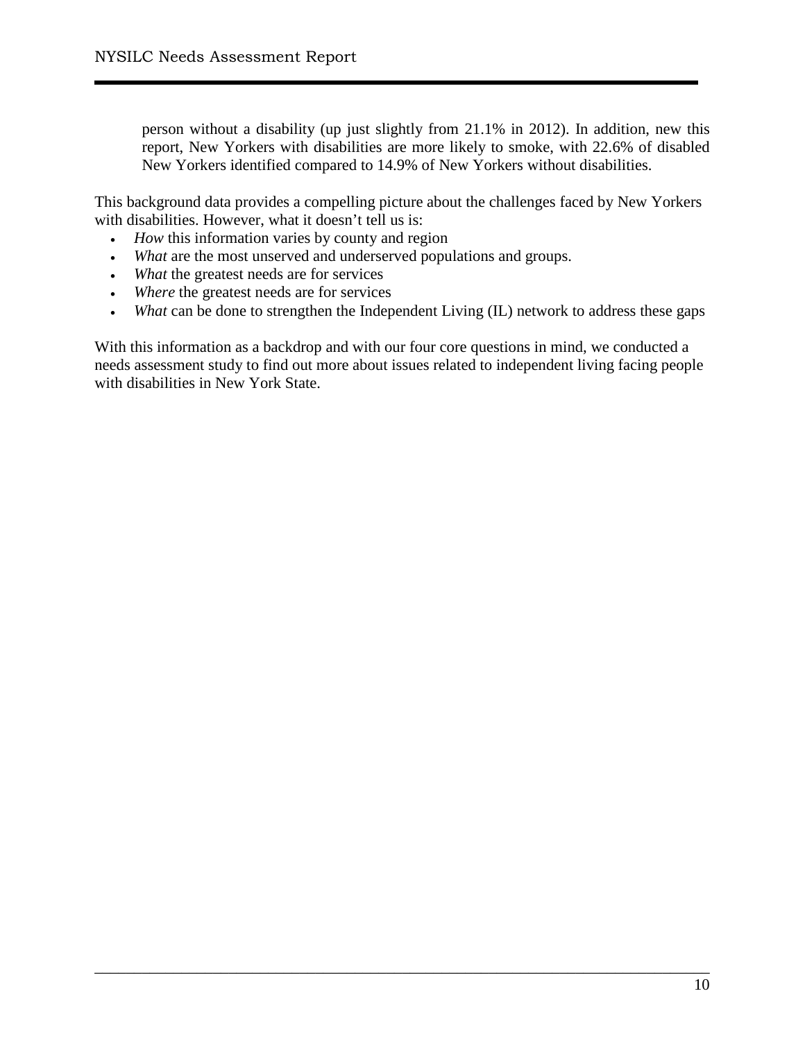person without a disability (up just slightly from 21.1% in 2012). In addition, new this report, New Yorkers with disabilities are more likely to smoke, with 22.6% of disabled New Yorkers identified compared to 14.9% of New Yorkers without disabilities.

This background data provides a compelling picture about the challenges faced by New Yorkers with disabilities. However, what it doesn't tell us is:

- *How* this information varies by county and region
- *What* are the most unserved and underserved populations and groups.
- *What* the greatest needs are for services
- *Where* the greatest needs are for services
- *What* can be done to strengthen the Independent Living (IL) network to address these gaps

With this information as a backdrop and with our four core questions in mind, we conducted a needs assessment study to find out more about issues related to independent living facing people with disabilities in New York State.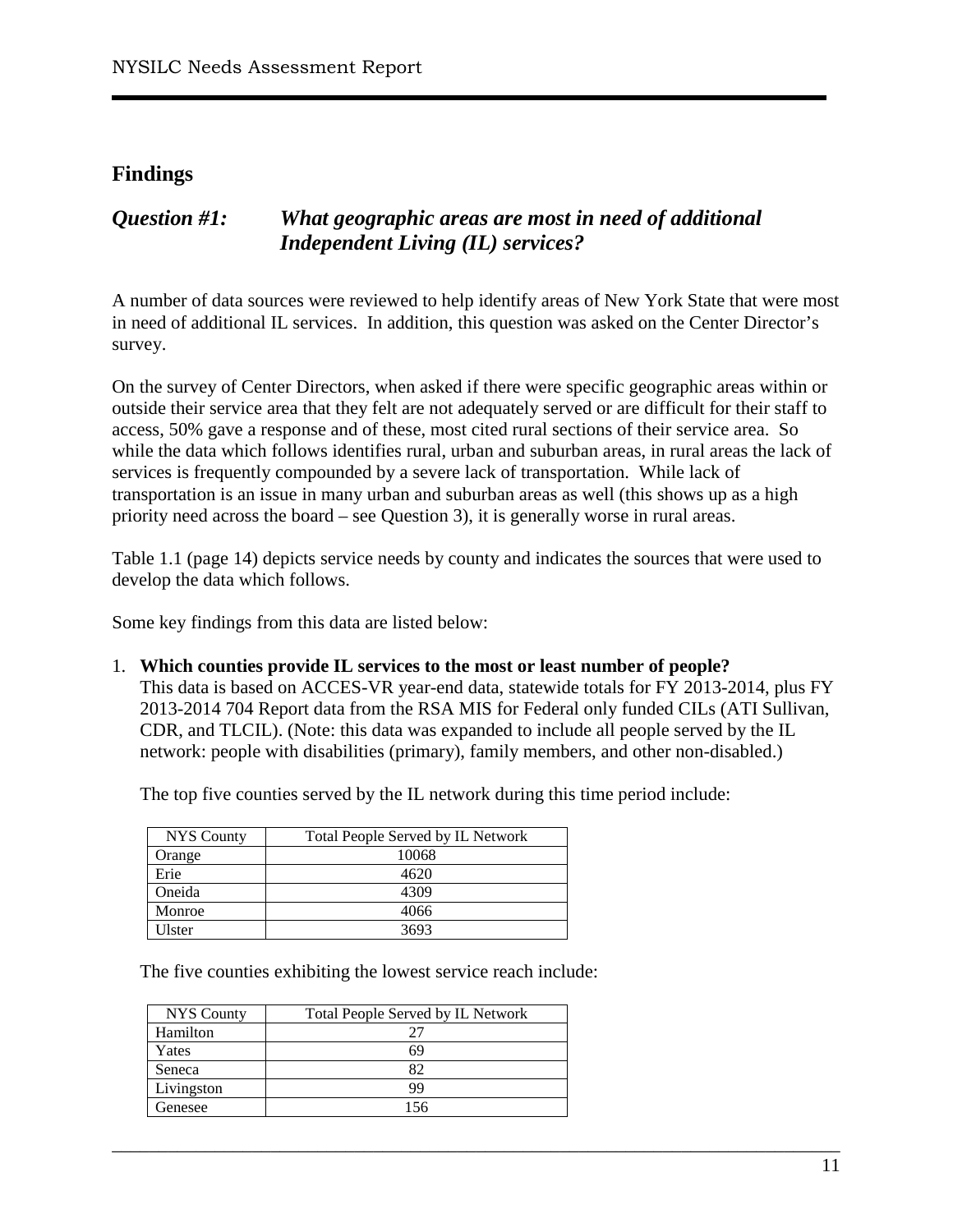## Findings

### *Question #1: What geographic areas are most in need of additional Independent Living (IL) services?*

A number of data sources were reviewed to help identify areas of New York State that were most in need of additional IL services. In addition, this question was asked on the Center Director's survey.

On the survey of Center Directors, when asked if there were specific geographic areas within or outside their service area that they felt are not adequately served or are difficult for their staff to access, 50% gave a response and of these, most cited rural sections of their service area. So while the data which follows identifies rural, urban and suburban areas, in rural areas the lack of services is frequently compounded by a severe lack of transportation. While lack of transportation is an issue in many urban and suburban areas as well (this shows up as a high priority need across the board – see Question 3), it is generally worse in rural areas.

Table 1.1 (page 14) depicts service needs by county and indicates the sources that were used to develop the data which follows.

Some key findings from this data are listed below:

1. **Which counties provide IL services to the most or least number of people?**
   This data is based on ACCES-VR year-end data, statewide totals for FY 2013-2014, plus FY 2013-2014 704 Report data from the RSA MIS for Federal only funded CILs (ATI Sullivan, CDR, and TLCIL). (Note: this data was expanded to include all people served by the IL network: people with disabilities (primary), family members, and other non-disabled.)

   The top five counties served by the IL network during this time period include:

   | NYS County | Total People Served by IL Network |
   |---|---|
   | Orange | 10068 |
   | Erie | 4620 |
   | Oneida | 4309 |
   | Monroe | 4066 |
   | Ulster | 3693 |

   The five counties exhibiting the lowest service reach include:

   | NYS County | Total People Served by IL Network |
   |---|---|
   | Hamilton | 27 |
   | Yates | 69 |
   | Seneca | 82 |
   | Livingston | 99 |
   | Genesee | 156 |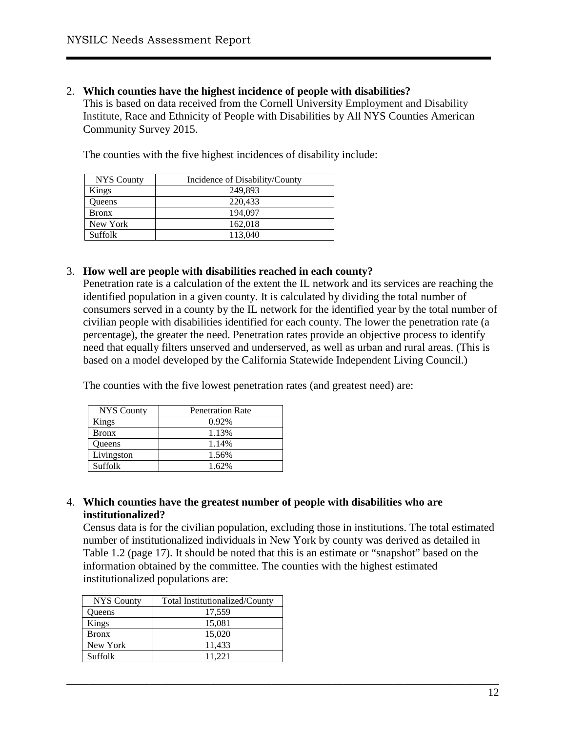2. **Which counties have the highest incidence of people with disabilities?**
   This is based on data received from the Cornell University Employment and Disability Institute, Race and Ethnicity of People with Disabilities by All NYS Counties American Community Survey 2015.

   The counties with the five highest incidences of disability include:

| NYS County | Incidence of Disability/County |
| --- | --- |
| Kings | 249,893 |
| Queens | 220,433 |
| Bronx | 194,097 |
| New York | 162,018 |
| Suffolk | 113,040 |

3. **How well are people with disabilities reached in each county?**
   Penetration rate is a calculation of the extent the IL network and its services are reaching the identified population in a given county. It is calculated by dividing the total number of consumers served in a county by the IL network for the identified year by the total number of civilian people with disabilities identified for each county. The lower the penetration rate (a percentage), the greater the need. Penetration rates provide an objective process to identify need that equally filters unserved and underserved, as well as urban and rural areas. (This is based on a model developed by the California Statewide Independent Living Council.)

   The counties with the five lowest penetration rates (and greatest need) are:

| NYS County | Penetration Rate |
| --- | --- |
| Kings | 0.92% |
| Bronx | 1.13% |
| Queens | 1.14% |
| Livingston | 1.56% |
| Suffolk | 1.62% |

4. **Which counties have the greatest number of people with disabilities who are institutionalized?**
   Census data is for the civilian population, excluding those in institutions. The total estimated number of institutionalized individuals in New York by county was derived as detailed in Table 1.2 (page 17). It should be noted that this is an estimate or "snapshot" based on the information obtained by the committee. The counties with the highest estimated institutionalized populations are:

| NYS County | Total Institutionalized/County |
| --- | --- |
| Queens | 17,559 |
| Kings | 15,081 |
| Bronx | 15,020 |
| New York | 11,433 |
| Suffolk | 11,221 |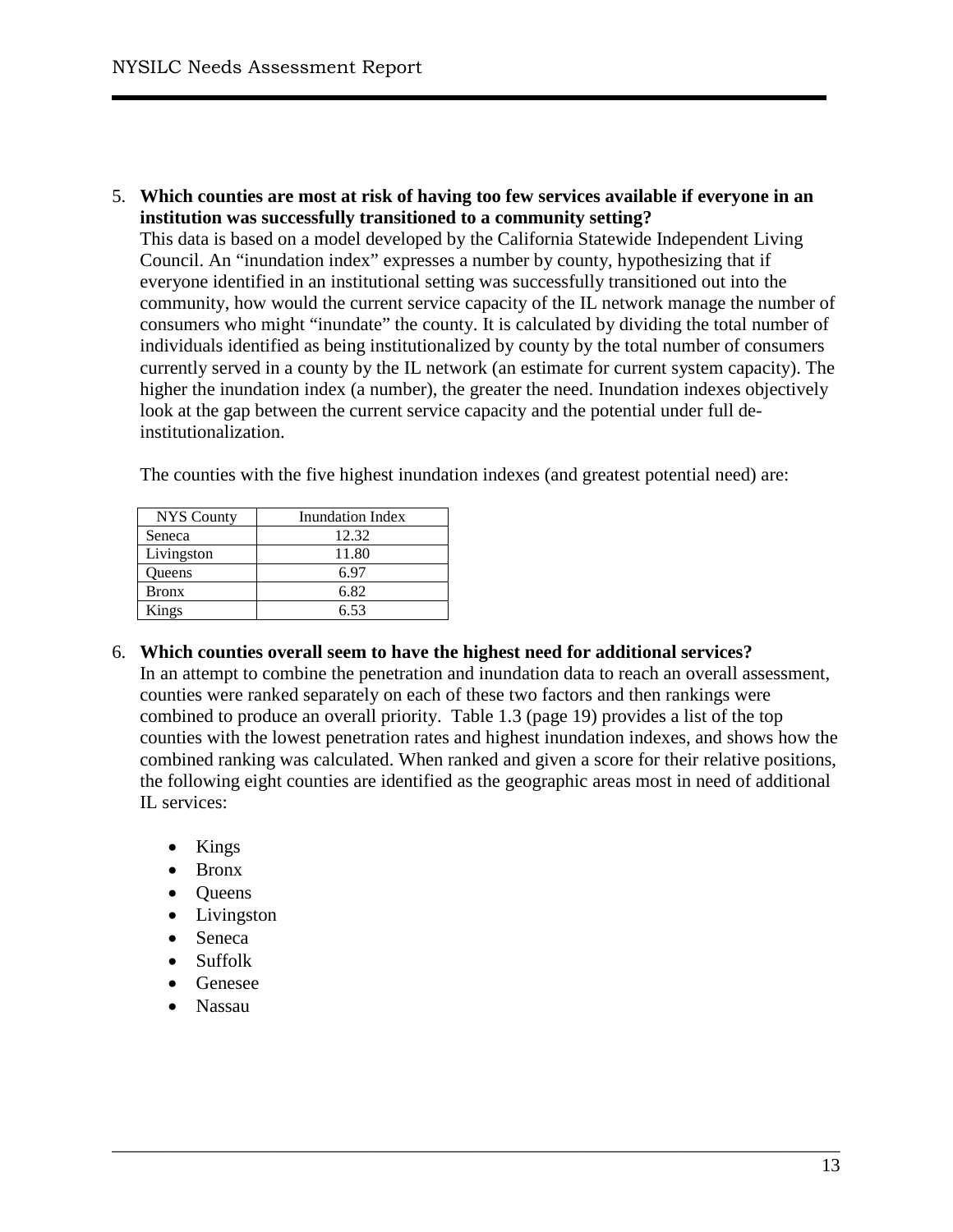5. **Which counties are most at risk of having too few services available if everyone in an institution was successfully transitioned to a community setting?**
   This data is based on a model developed by the California Statewide Independent Living Council. An "inundation index" expresses a number by county, hypothesizing that if everyone identified in an institutional setting was successfully transitioned out into the community, how would the current service capacity of the IL network manage the number of consumers who might "inundate" the county. It is calculated by dividing the total number of individuals identified as being institutionalized by county by the total number of consumers currently served in a county by the IL network (an estimate for current system capacity). The higher the inundation index (a number), the greater the need. Inundation indexes objectively look at the gap between the current service capacity and the potential under full de-institutionalization.

   The counties with the five highest inundation indexes (and greatest potential need) are:

| NYS County | Inundation Index |
|---|---|
| Seneca | 12.32 |
| Livingston | 11.80 |
| Queens | 6.97 |
| Bronx | 6.82 |
| Kings | 6.53 |

6. **Which counties overall seem to have the highest need for additional services?**
   In an attempt to combine the penetration and inundation data to reach an overall assessment, counties were ranked separately on each of these two factors and then rankings were combined to produce an overall priority. Table 1.3 (page 19) provides a list of the top counties with the lowest penetration rates and highest inundation indexes, and shows how the combined ranking was calculated. When ranked and given a score for their relative positions, the following eight counties are identified as the geographic areas most in need of additional IL services:

   - Kings
   - Bronx
   - Queens
   - Livingston
   - Seneca
   - Suffolk
   - Genesee
   - Nassau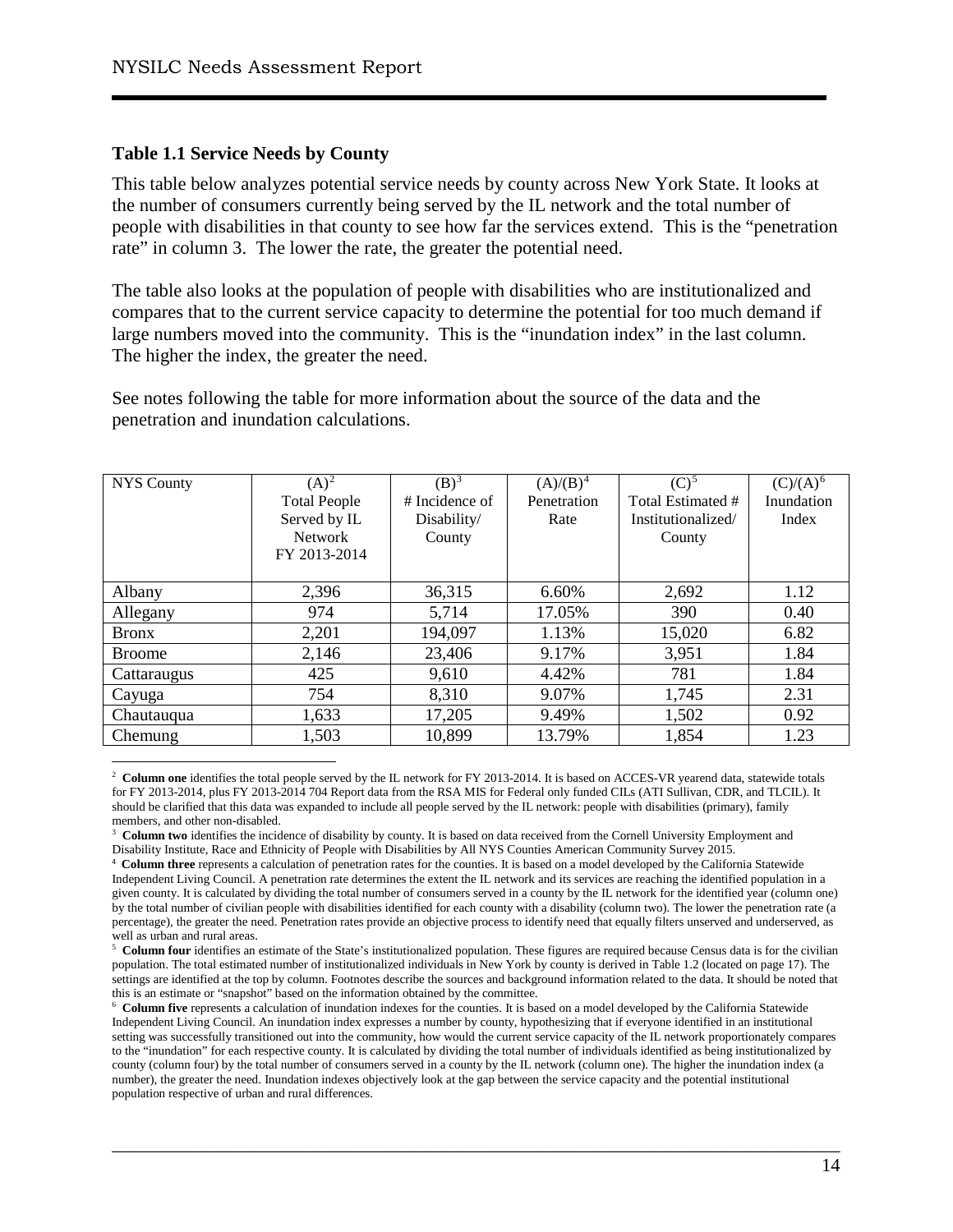### Table 1.1 Service Needs by County

This table below analyzes potential service needs by county across New York State. It looks at the number of consumers currently being served by the IL network and the total number of people with disabilities in that county to see how far the services extend. This is the "penetration rate" in column 3. The lower the rate, the greater the potential need.

The table also looks at the population of people with disabilities who are institutionalized and compares that to the current service capacity to determine the potential for too much demand if large numbers moved into the community. This is the "inundation index" in the last column. The higher the index, the greater the need.

See notes following the table for more information about the source of the data and the penetration and inundation calculations.

| NYS County | (A)[2] Total People Served by IL Network FY 2013-2014 | (B)[3] # Incidence of Disability/ County | (A)/(B)[4] Penetration Rate | (C)[5] Total Estimated # Institutionalized/ County | (C)/(A)[6] Inundation Index |
|---|---|---|---|---|---|
| Albany | 2,396 | 36,315 | 6.60% | 2,692 | 1.12 |
| Allegany | 974 | 5,714 | 17.05% | 390 | 0.40 |
| Bronx | 2,201 | 194,097 | 1.13% | 15,020 | 6.82 |
| Broome | 2,146 | 23,406 | 9.17% | 3,951 | 1.84 |
| Cattaraugus | 425 | 9,610 | 4.42% | 781 | 1.84 |
| Cayuga | 754 | 8,310 | 9.07% | 1,745 | 2.31 |
| Chautauqua | 1,633 | 17,205 | 9.49% | 1,502 | 0.92 |
| Chemung | 1,503 | 10,899 | 13.79% | 1,854 | 1.23 |

[2] **Column one** identifies the total people served by the IL network for FY 2013-2014. It is based on ACCES-VR yearend data, statewide totals for FY 2013-2014, plus FY 2013-2014 704 Report data from the RSA MIS for Federal only funded CILs (ATI Sullivan, CDR, and TLCIL). It should be clarified that this data was expanded to include all people served by the IL network: people with disabilities (primary), family members, and other non-disabled.

[3] **Column two** identifies the incidence of disability by county. It is based on data received from the Cornell University Employment and Disability Institute, Race and Ethnicity of People with Disabilities by All NYS Counties American Community Survey 2015.

[4] **Column three** represents a calculation of penetration rates for the counties. It is based on a model developed by the California Statewide Independent Living Council. A penetration rate determines the extent the IL network and its services are reaching the identified population in a given county. It is calculated by dividing the total number of consumers served in a county by the IL network for the identified year (column one) by the total number of civilian people with disabilities identified for each county with a disability (column two). The lower the penetration rate (a percentage), the greater the need. Penetration rates provide an objective process to identify need that equally filters unserved and underserved, as well as urban and rural areas.

[5] **Column four** identifies an estimate of the State's institutionalized population. These figures are required because Census data is for the civilian population. The total estimated number of institutionalized individuals in New York by county is derived in Table 1.2 (located on page 17). The settings are identified at the top by column. Footnotes describe the sources and background information related to the data. It should be noted that this is an estimate or "snapshot" based on the information obtained by the committee.

[6] **Column five** represents a calculation of inundation indexes for the counties. It is based on a model developed by the California Statewide Independent Living Council. An inundation index expresses a number by county, hypothesizing that if everyone identified in an institutional setting was successfully transitioned out into the community, how would the current service capacity of the IL network proportionately compares to the "inundation" for each respective county. It is calculated by dividing the total number of individuals identified as being institutionalized by county (column four) by the total number of consumers served in a county by the IL network (column one). The higher the inundation index (a number), the greater the need. Inundation indexes objectively look at the gap between the service capacity and the potential institutional population respective of urban and rural differences.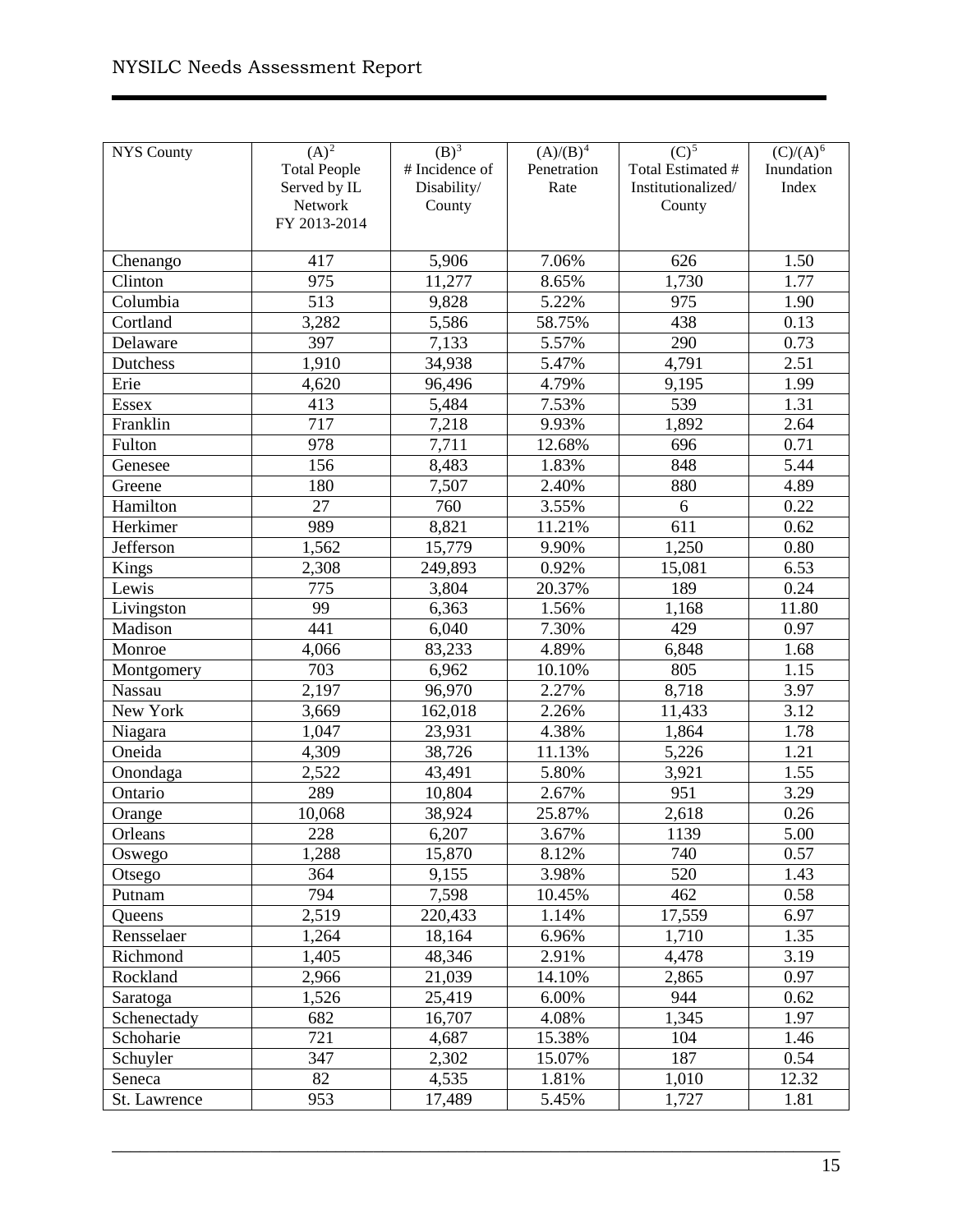| NYS County | (A)[2] Total People Served by IL Network FY 2013-2014 | (B)[3] # Incidence of Disability/ County | (A)/(B)[4] Penetration Rate | (C)[5] Total Estimated # Institutionalized/ County | (C)/(A)[6] Inundation Index |
|---|---|---|---|---|---|
| Chenango | 417 | 5,906 | 7.06% | 626 | 1.50 |
| Clinton | 975 | 11,277 | 8.65% | 1,730 | 1.77 |
| Columbia | 513 | 9,828 | 5.22% | 975 | 1.90 |
| Cortland | 3,282 | 5,586 | 58.75% | 438 | 0.13 |
| Delaware | 397 | 7,133 | 5.57% | 290 | 0.73 |
| Dutchess | 1,910 | 34,938 | 5.47% | 4,791 | 2.51 |
| Erie | 4,620 | 96,496 | 4.79% | 9,195 | 1.99 |
| Essex | 413 | 5,484 | 7.53% | 539 | 1.31 |
| Franklin | 717 | 7,218 | 9.93% | 1,892 | 2.64 |
| Fulton | 978 | 7,711 | 12.68% | 696 | 0.71 |
| Genesee | 156 | 8,483 | 1.83% | 848 | 5.44 |
| Greene | 180 | 7,507 | 2.40% | 880 | 4.89 |
| Hamilton | 27 | 760 | 3.55% | 6 | 0.22 |
| Herkimer | 989 | 8,821 | 11.21% | 611 | 0.62 |
| Jefferson | 1,562 | 15,779 | 9.90% | 1,250 | 0.80 |
| Kings | 2,308 | 249,893 | 0.92% | 15,081 | 6.53 |
| Lewis | 775 | 3,804 | 20.37% | 189 | 0.24 |
| Livingston | 99 | 6,363 | 1.56% | 1,168 | 11.80 |
| Madison | 441 | 6,040 | 7.30% | 429 | 0.97 |
| Monroe | 4,066 | 83,233 | 4.89% | 6,848 | 1.68 |
| Montgomery | 703 | 6,962 | 10.10% | 805 | 1.15 |
| Nassau | 2,197 | 96,970 | 2.27% | 8,718 | 3.97 |
| New York | 3,669 | 162,018 | 2.26% | 11,433 | 3.12 |
| Niagara | 1,047 | 23,931 | 4.38% | 1,864 | 1.78 |
| Oneida | 4,309 | 38,726 | 11.13% | 5,226 | 1.21 |
| Onondaga | 2,522 | 43,491 | 5.80% | 3,921 | 1.55 |
| Ontario | 289 | 10,804 | 2.67% | 951 | 3.29 |
| Orange | 10,068 | 38,924 | 25.87% | 2,618 | 0.26 |
| Orleans | 228 | 6,207 | 3.67% | 1139 | 5.00 |
| Oswego | 1,288 | 15,870 | 8.12% | 740 | 0.57 |
| Otsego | 364 | 9,155 | 3.98% | 520 | 1.43 |
| Putnam | 794 | 7,598 | 10.45% | 462 | 0.58 |
| Queens | 2,519 | 220,433 | 1.14% | 17,559 | 6.97 |
| Rensselaer | 1,264 | 18,164 | 6.96% | 1,710 | 1.35 |
| Richmond | 1,405 | 48,346 | 2.91% | 4,478 | 3.19 |
| Rockland | 2,966 | 21,039 | 14.10% | 2,865 | 0.97 |
| Saratoga | 1,526 | 25,419 | 6.00% | 944 | 0.62 |
| Schenectady | 682 | 16,707 | 4.08% | 1,345 | 1.97 |
| Schoharie | 721 | 4,687 | 15.38% | 104 | 1.46 |
| Schuyler | 347 | 2,302 | 15.07% | 187 | 0.54 |
| Seneca | 82 | 4,535 | 1.81% | 1,010 | 12.32 |
| St. Lawrence | 953 | 17,489 | 5.45% | 1,727 | 1.81 |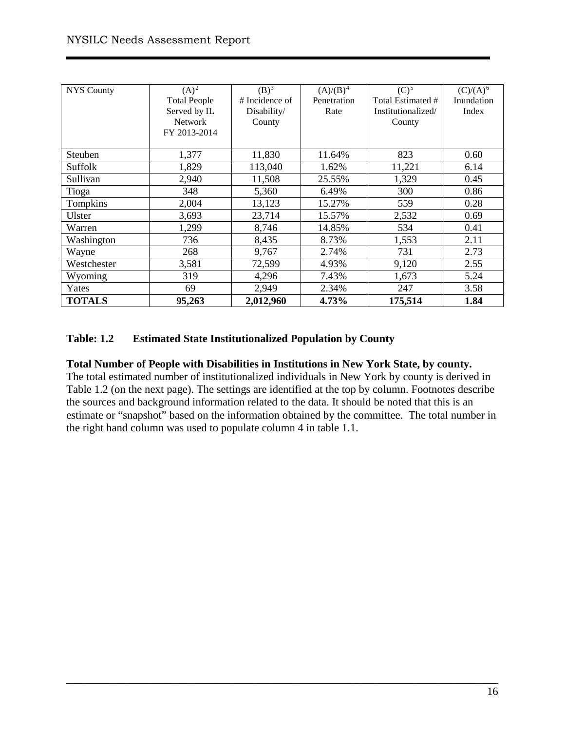| NYS County | (A)[2] Total People Served by IL Network FY 2013-2014 | (B)[3] # Incidence of Disability/ County | (A)/(B)[4] Penetration Rate | (C)[5] Total Estimated # Institutionalized/ County | (C)/(A)[6] Inundation Index |
|---|---|---|---|---|---|
| Steuben | 1,377 | 11,830 | 11.64% | 823 | 0.60 |
| Suffolk | 1,829 | 113,040 | 1.62% | 11,221 | 6.14 |
| Sullivan | 2,940 | 11,508 | 25.55% | 1,329 | 0.45 |
| Tioga | 348 | 5,360 | 6.49% | 300 | 0.86 |
| Tompkins | 2,004 | 13,123 | 15.27% | 559 | 0.28 |
| Ulster | 3,693 | 23,714 | 15.57% | 2,532 | 0.69 |
| Warren | 1,299 | 8,746 | 14.85% | 534 | 0.41 |
| Washington | 736 | 8,435 | 8.73% | 1,553 | 2.11 |
| Wayne | 268 | 9,767 | 2.74% | 731 | 2.73 |
| Westchester | 3,581 | 72,599 | 4.93% | 9,120 | 2.55 |
| Wyoming | 319 | 4,296 | 7.43% | 1,673 | 5.24 |
| Yates | 69 | 2,949 | 2.34% | 247 | 3.58 |
| **TOTALS** | **95,263** | **2,012,960** | **4.73%** | **175,514** | **1.84** |

**Table: 1.2 Estimated State Institutionalized Population by County**

**Total Number of People with Disabilities in Institutions in New York State, by county.** The total estimated number of institutionalized individuals in New York by county is derived in Table 1.2 (on the next page). The settings are identified at the top by column. Footnotes describe the sources and background information related to the data. It should be noted that this is an estimate or "snapshot" based on the information obtained by the committee. The total number in the right hand column was used to populate column 4 in table 1.1.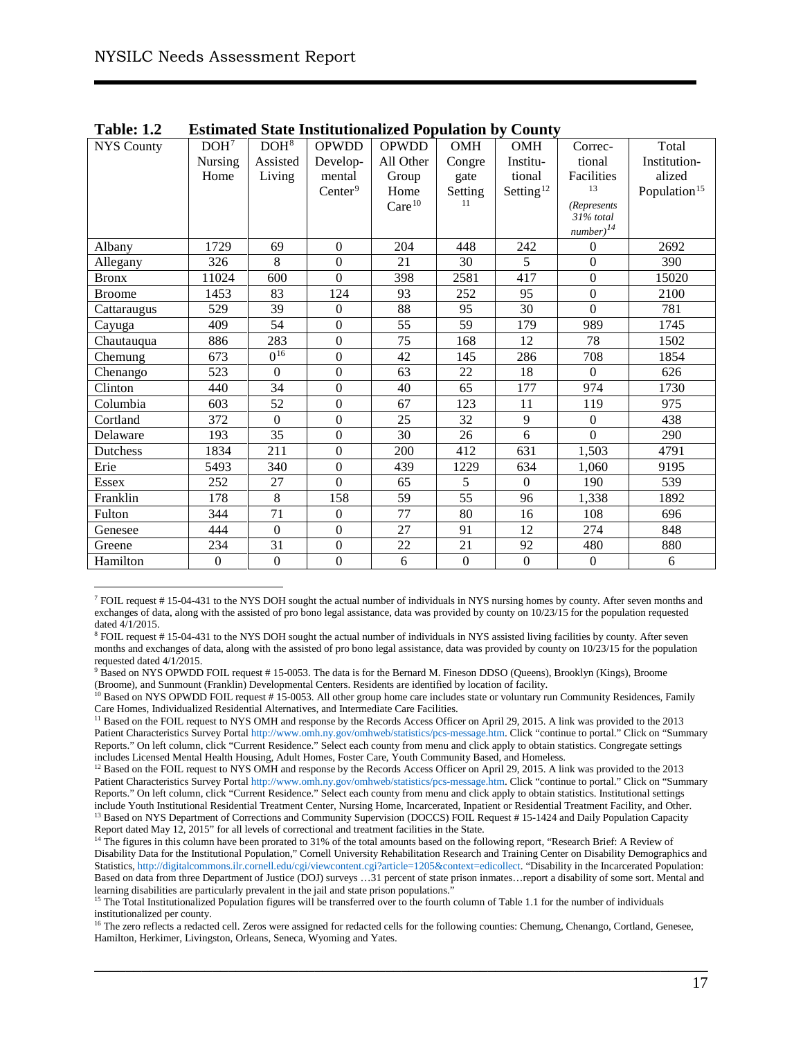**Table: 1.2 Estimated State Institutionalized Population by County**

| NYS County | DOH[7] Nursing Home | DOH[8] Assisted Living | OPWDD Develop-mental Center[9] | OPWDD All Other Group Home Care[10] | OMH Congre gate Setting[11] | OMH Institu-tional Setting[12] | Correc-tional Facilities[13] *(Represents 31% total number)[14]* | Total Institution-alized Population[15] |
|---|---|---|---|---|---|---|---|---|
| Albany | 1729 | 69 | 0 | 204 | 448 | 242 | 0 | 2692 |
| Allegany | 326 | 8 | 0 | 21 | 30 | 5 | 0 | 390 |
| Bronx | 11024 | 600 | 0 | 398 | 2581 | 417 | 0 | 15020 |
| Broome | 1453 | 83 | 124 | 93 | 252 | 95 | 0 | 2100 |
| Cattaraugus | 529 | 39 | 0 | 88 | 95 | 30 | 0 | 781 |
| Cayuga | 409 | 54 | 0 | 55 | 59 | 179 | 989 | 1745 |
| Chautauqua | 886 | 283 | 0 | 75 | 168 | 12 | 78 | 1502 |
| Chemung | 673 | 0[16] | 0 | 42 | 145 | 286 | 708 | 1854 |
| Chenango | 523 | 0 | 0 | 63 | 22 | 18 | 0 | 626 |
| Clinton | 440 | 34 | 0 | 40 | 65 | 177 | 974 | 1730 |
| Columbia | 603 | 52 | 0 | 67 | 123 | 11 | 119 | 975 |
| Cortland | 372 | 0 | 0 | 25 | 32 | 9 | 0 | 438 |
| Delaware | 193 | 35 | 0 | 30 | 26 | 6 | 0 | 290 |
| Dutchess | 1834 | 211 | 0 | 200 | 412 | 631 | 1,503 | 4791 |
| Erie | 5493 | 340 | 0 | 439 | 1229 | 634 | 1,060 | 9195 |
| Essex | 252 | 27 | 0 | 65 | 5 | 0 | 190 | 539 |
| Franklin | 178 | 8 | 158 | 59 | 55 | 96 | 1,338 | 1892 |
| Fulton | 344 | 71 | 0 | 77 | 80 | 16 | 108 | 696 |
| Genesee | 444 | 0 | 0 | 27 | 91 | 12 | 274 | 848 |
| Greene | 234 | 31 | 0 | 22 | 21 | 92 | 480 | 880 |
| Hamilton | 0 | 0 | 0 | 6 | 0 | 0 | 0 | 6 |

---

[7] FOIL request # 15-04-431 to the NYS DOH sought the actual number of individuals in NYS nursing homes by county. After seven months and exchanges of data, along with the assisted of pro bono legal assistance, data was provided by county on 10/23/15 for the population requested dated 4/1/2015.

[8] FOIL request # 15-04-431 to the NYS DOH sought the actual number of individuals in NYS assisted living facilities by county. After seven months and exchanges of data, along with the assisted of pro bono legal assistance, data was provided by county on 10/23/15 for the population requested dated 4/1/2015.

[9] Based on NYS OPWDD FOIL request # 15-0053. The data is for the Bernard M. Fineson DDSO (Queens), Brooklyn (Kings), Broome (Broome), and Sunmount (Franklin) Developmental Centers. Residents are identified by location of facility.

[10] Based on NYS OPWDD FOIL request # 15-0053. All other group home care includes state or voluntary run Community Residences, Family Care Homes, Individualized Residential Alternatives, and Intermediate Care Facilities.

[11] Based on the FOIL request to NYS OMH and response by the Records Access Officer on April 29, 2015. A link was provided to the 2013 Patient Characteristics Survey Portal http://www.omh.ny.gov/omhweb/statistics/pcs-message.htm. Click "continue to portal." Click on "Summary Reports." On left column, click "Current Residence." Select each county from menu and click apply to obtain statistics. Congregate settings includes Licensed Mental Health Housing, Adult Homes, Foster Care, Youth Community Based, and Homeless.

[12] Based on the FOIL request to NYS OMH and response by the Records Access Officer on April 29, 2015. A link was provided to the 2013 Patient Characteristics Survey Portal http://www.omh.ny.gov/omhweb/statistics/pcs-message.htm. Click "continue to portal." Click on "Summary Reports." On left column, click "Current Residence." Select each county from menu and click apply to obtain statistics. Institutional settings include Youth Institutional Residential Treatment Center, Nursing Home, Incarcerated, Inpatient or Residential Treatment Facility, and Other.

[13] Based on NYS Department of Corrections and Community Supervision (DOCCS) FOIL Request # 15-1424 and Daily Population Capacity Report dated May 12, 2015" for all levels of correctional and treatment facilities in the State.

[14] The figures in this column have been prorated to 31% of the total amounts based on the following report, "Research Brief: A Review of Disability Data for the Institutional Population," Cornell University Rehabilitation Research and Training Center on Disability Demographics and Statistics, http://digitalcommons.ilr.cornell.edu/cgi/viewcontent.cgi?article=1205&context=edicollect. "Disability in the Incarcerated Population: Based on data from three Department of Justice (DOJ) surveys …31 percent of state prison inmates…report a disability of some sort. Mental and learning disabilities are particularly prevalent in the jail and state prison populations."

[15] The Total Institutionalized Population figures will be transferred over to the fourth column of Table 1.1 for the number of individuals institutionalized per county.

[16] The zero reflects a redacted cell. Zeros were assigned for redacted cells for the following counties: Chemung, Chenango, Cortland, Genesee, Hamilton, Herkimer, Livingston, Orleans, Seneca, Wyoming and Yates.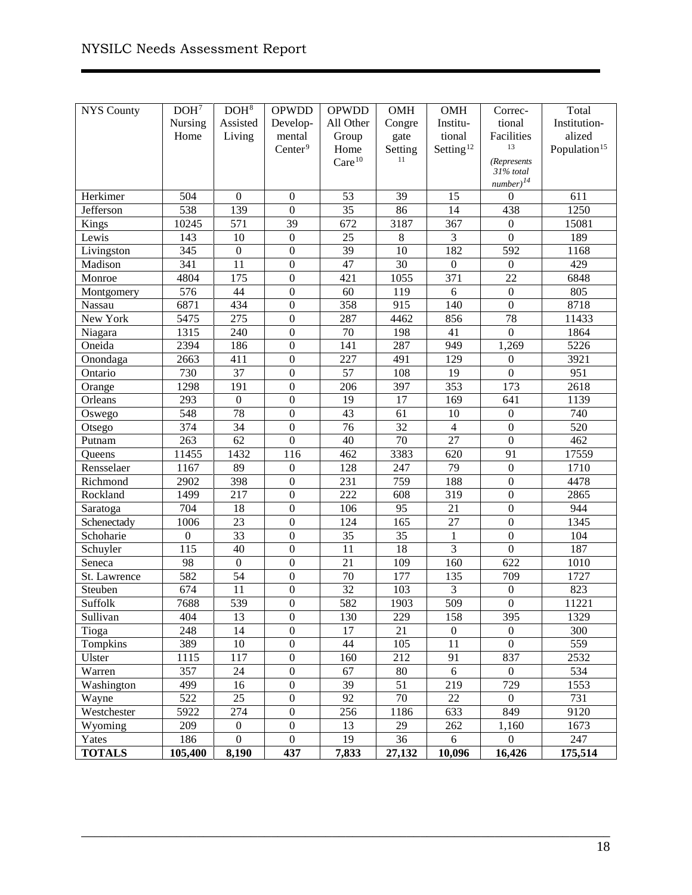| NYS County | DOH[7] Nursing Home | DOH[8] Assisted Living | OPWDD Develop-mental Center[9] | OPWDD All Other Group Home Care[10] | OMH Congre gate Setting[11] | OMH Institu-tional Setting[12] | Correc-tional Facilities[13] *(Represents 31% total number)*[14] | Total Institution-alized Population[15] |
|---|---|---|---|---|---|---|---|---|
| Herkimer | 504 | 0 | 0 | 53 | 39 | 15 | 0 | 611 |
| Jefferson | 538 | 139 | 0 | 35 | 86 | 14 | 438 | 1250 |
| Kings | 10245 | 571 | 39 | 672 | 3187 | 367 | 0 | 15081 |
| Lewis | 143 | 10 | 0 | 25 | 8 | 3 | 0 | 189 |
| Livingston | 345 | 0 | 0 | 39 | 10 | 182 | 592 | 1168 |
| Madison | 341 | 11 | 0 | 47 | 30 | 0 | 0 | 429 |
| Monroe | 4804 | 175 | 0 | 421 | 1055 | 371 | 22 | 6848 |
| Montgomery | 576 | 44 | 0 | 60 | 119 | 6 | 0 | 805 |
| Nassau | 6871 | 434 | 0 | 358 | 915 | 140 | 0 | 8718 |
| New York | 5475 | 275 | 0 | 287 | 4462 | 856 | 78 | 11433 |
| Niagara | 1315 | 240 | 0 | 70 | 198 | 41 | 0 | 1864 |
| Oneida | 2394 | 186 | 0 | 141 | 287 | 949 | 1,269 | 5226 |
| Onondaga | 2663 | 411 | 0 | 227 | 491 | 129 | 0 | 3921 |
| Ontario | 730 | 37 | 0 | 57 | 108 | 19 | 0 | 951 |
| Orange | 1298 | 191 | 0 | 206 | 397 | 353 | 173 | 2618 |
| Orleans | 293 | 0 | 0 | 19 | 17 | 169 | 641 | 1139 |
| Oswego | 548 | 78 | 0 | 43 | 61 | 10 | 0 | 740 |
| Otsego | 374 | 34 | 0 | 76 | 32 | 4 | 0 | 520 |
| Putnam | 263 | 62 | 0 | 40 | 70 | 27 | 0 | 462 |
| Queens | 11455 | 1432 | 116 | 462 | 3383 | 620 | 91 | 17559 |
| Rensselaer | 1167 | 89 | 0 | 128 | 247 | 79 | 0 | 1710 |
| Richmond | 2902 | 398 | 0 | 231 | 759 | 188 | 0 | 4478 |
| Rockland | 1499 | 217 | 0 | 222 | 608 | 319 | 0 | 2865 |
| Saratoga | 704 | 18 | 0 | 106 | 95 | 21 | 0 | 944 |
| Schenectady | 1006 | 23 | 0 | 124 | 165 | 27 | 0 | 1345 |
| Schoharie | 0 | 33 | 0 | 35 | 35 | 1 | 0 | 104 |
| Schuyler | 115 | 40 | 0 | 11 | 18 | 3 | 0 | 187 |
| Seneca | 98 | 0 | 0 | 21 | 109 | 160 | 622 | 1010 |
| St. Lawrence | 582 | 54 | 0 | 70 | 177 | 135 | 709 | 1727 |
| Steuben | 674 | 11 | 0 | 32 | 103 | 3 | 0 | 823 |
| Suffolk | 7688 | 539 | 0 | 582 | 1903 | 509 | 0 | 11221 |
| Sullivan | 404 | 13 | 0 | 130 | 229 | 158 | 395 | 1329 |
| Tioga | 248 | 14 | 0 | 17 | 21 | 0 | 0 | 300 |
| Tompkins | 389 | 10 | 0 | 44 | 105 | 11 | 0 | 559 |
| Ulster | 1115 | 117 | 0 | 160 | 212 | 91 | 837 | 2532 |
| Warren | 357 | 24 | 0 | 67 | 80 | 6 | 0 | 534 |
| Washington | 499 | 16 | 0 | 39 | 51 | 219 | 729 | 1553 |
| Wayne | 522 | 25 | 0 | 92 | 70 | 22 | 0 | 731 |
| Westchester | 5922 | 274 | 0 | 256 | 1186 | 633 | 849 | 9120 |
| Wyoming | 209 | 0 | 0 | 13 | 29 | 262 | 1,160 | 1673 |
| Yates | 186 | 0 | 0 | 19 | 36 | 6 | 0 | 247 |
| **TOTALS** | **105,400** | **8,190** | **437** | **7,833** | **27,132** | **10,096** | **16,426** | **175,514** |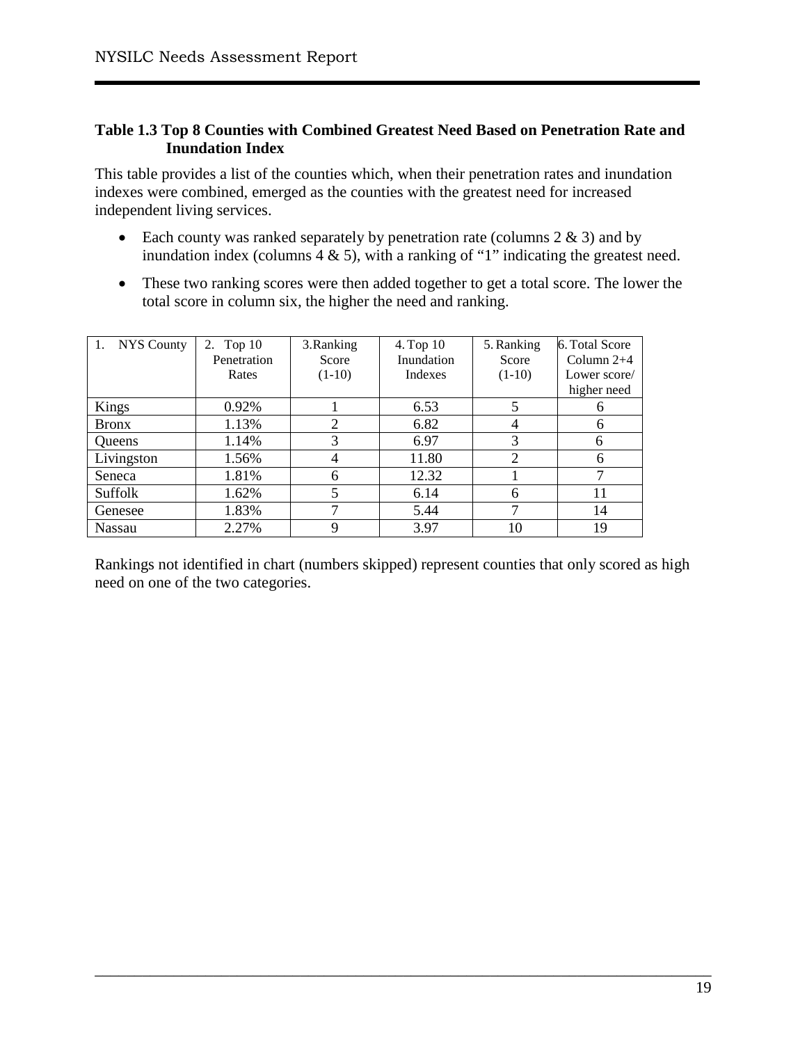**Table 1.3 Top 8 Counties with Combined Greatest Need Based on Penetration Rate and Inundation Index**

This table provides a list of the counties which, when their penetration rates and inundation indexes were combined, emerged as the counties with the greatest need for increased independent living services.

- Each county was ranked separately by penetration rate (columns 2 & 3) and by inundation index (columns 4 & 5), with a ranking of "1" indicating the greatest need.
- These two ranking scores were then added together to get a total score. The lower the total score in column six, the higher the need and ranking.

| 1. NYS County | 2. Top 10 Penetration Rates | 3. Ranking Score (1-10) | 4. Top 10 Inundation Indexes | 5. Ranking Score (1-10) | 6. Total Score Column 2+4 Lower score/ higher need |
|---|---|---|---|---|---|
| Kings | 0.92% | 1 | 6.53 | 5 | 6 |
| Bronx | 1.13% | 2 | 6.82 | 4 | 6 |
| Queens | 1.14% | 3 | 6.97 | 3 | 6 |
| Livingston | 1.56% | 4 | 11.80 | 2 | 6 |
| Seneca | 1.81% | 6 | 12.32 | 1 | 7 |
| Suffolk | 1.62% | 5 | 6.14 | 6 | 11 |
| Genesee | 1.83% | 7 | 5.44 | 7 | 14 |
| Nassau | 2.27% | 9 | 3.97 | 10 | 19 |

Rankings not identified in chart (numbers skipped) represent counties that only scored as high need on one of the two categories.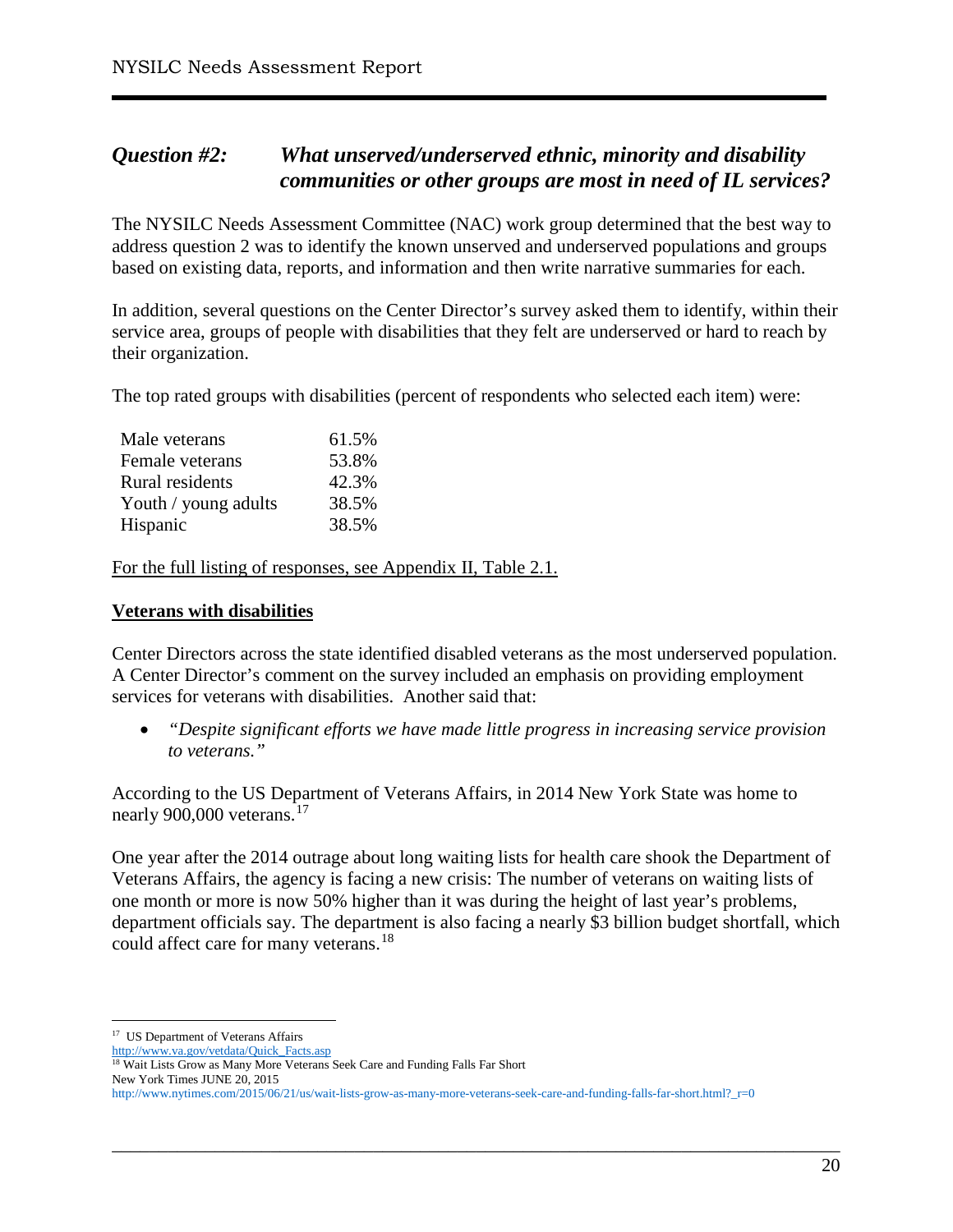## *Question #2: What unserved/underserved ethnic, minority and disability communities or other groups are most in need of IL services?*

The NYSILC Needs Assessment Committee (NAC) work group determined that the best way to address question 2 was to identify the known unserved and underserved populations and groups based on existing data, reports, and information and then write narrative summaries for each.

In addition, several questions on the Center Director's survey asked them to identify, within their service area, groups of people with disabilities that they felt are underserved or hard to reach by their organization.

The top rated groups with disabilities (percent of respondents who selected each item) were:

| | |
|---|---|
| Male veterans | 61.5% |
| Female veterans | 53.8% |
| Rural residents | 42.3% |
| Youth / young adults | 38.5% |
| Hispanic | 38.5% |

For the full listing of responses, see Appendix II, Table 2.1.

**Veterans with disabilities**

Center Directors across the state identified disabled veterans as the most underserved population. A Center Director's comment on the survey included an emphasis on providing employment services for veterans with disabilities. Another said that:

- *"Despite significant efforts we have made little progress in increasing service provision to veterans."*

According to the US Department of Veterans Affairs, in 2014 New York State was home to nearly 900,000 veterans.[17]

One year after the 2014 outrage about long waiting lists for health care shook the Department of Veterans Affairs, the agency is facing a new crisis: The number of veterans on waiting lists of one month or more is now 50% higher than it was during the height of last year's problems, department officials say. The department is also facing a nearly $3 billion budget shortfall, which could affect care for many veterans.[18]

---

[17] US Department of Veterans Affairs
http://www.va.gov/vetdata/Quick_Facts.asp

[18] Wait Lists Grow as Many More Veterans Seek Care and Funding Falls Far Short
New York Times JUNE 20, 2015
http://www.nytimes.com/2015/06/21/us/wait-lists-grow-as-many-more-veterans-seek-care-and-funding-falls-far-short.html?_r=0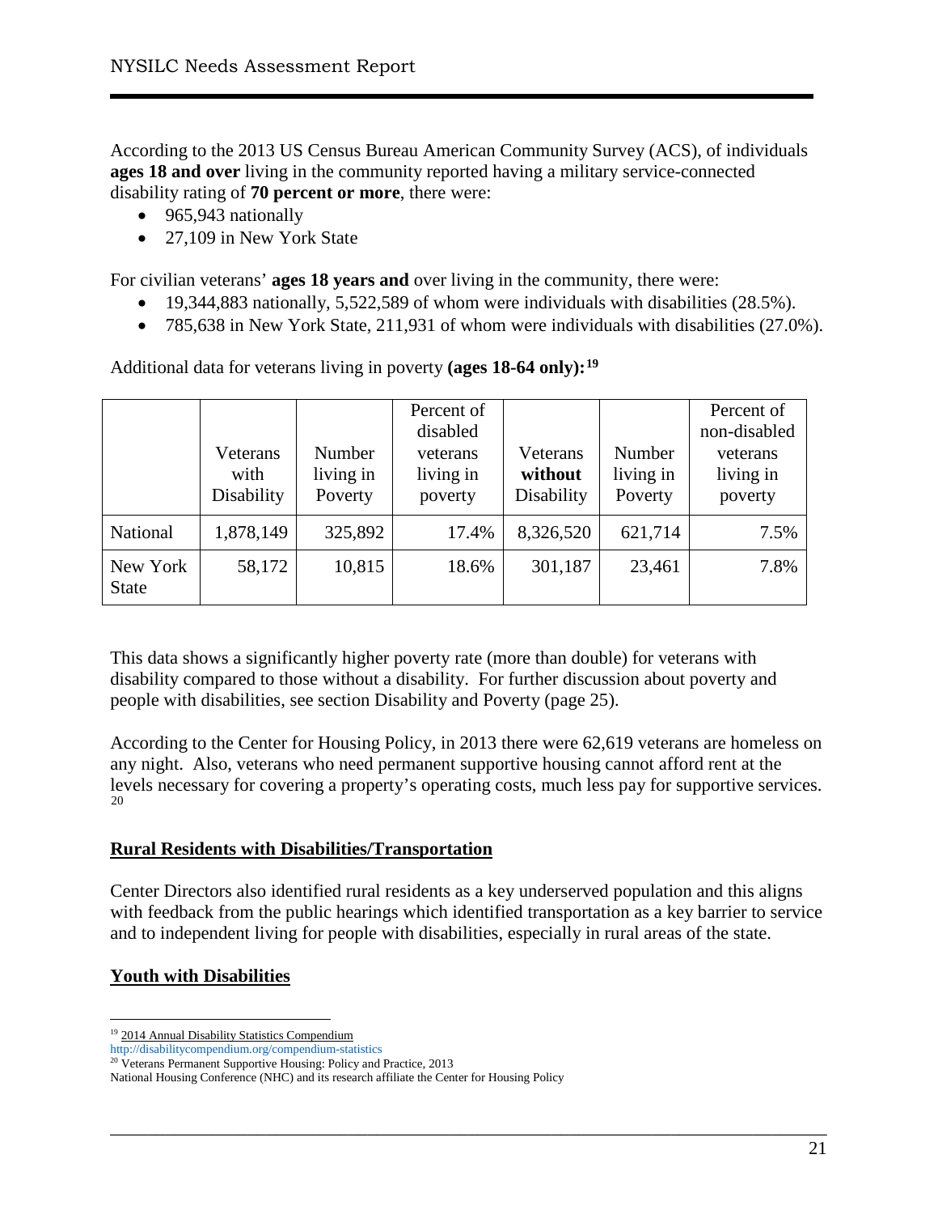According to the 2013 US Census Bureau American Community Survey (ACS), of individuals **ages 18 and over** living in the community reported having a military service-connected disability rating of **70 percent or more**, there were:

- 965,943 nationally
- 27,109 in New York State

For civilian veterans' **ages 18 years and** over living in the community, there were:

- 19,344,883 nationally, 5,522,589 of whom were individuals with disabilities (28.5%).
- 785,638 in New York State, 211,931 of whom were individuals with disabilities (27.0%).

Additional data for veterans living in poverty **(ages 18-64 only):**[19]

| | Veterans with Disability | Number living in Poverty | Percent of disabled veterans living in poverty | Veterans **without** Disability | Number living in Poverty | Percent of non-disabled veterans living in poverty |
|---|---|---|---|---|---|---|
| National | 1,878,149 | 325,892 | 17.4% | 8,326,520 | 621,714 | 7.5% |
| New York State | 58,172 | 10,815 | 18.6% | 301,187 | 23,461 | 7.8% |

This data shows a significantly higher poverty rate (more than double) for veterans with disability compared to those without a disability. For further discussion about poverty and people with disabilities, see section Disability and Poverty (page 25).

According to the Center for Housing Policy, in 2013 there were 62,619 veterans are homeless on any night. Also, veterans who need permanent supportive housing cannot afford rent at the levels necessary for covering a property's operating costs, much less pay for supportive services.[20]

## Rural Residents with Disabilities/Transportation

Center Directors also identified rural residents as a key underserved population and this aligns with feedback from the public hearings which identified transportation as a key barrier to service and to independent living for people with disabilities, especially in rural areas of the state.

## Youth with Disabilities

---

[19] 2014 Annual Disability Statistics Compendium
http://disabilitycompendium.org/compendium-statistics

[20] Veterans Permanent Supportive Housing: Policy and Practice, 2013
National Housing Conference (NHC) and its research affiliate the Center for Housing Policy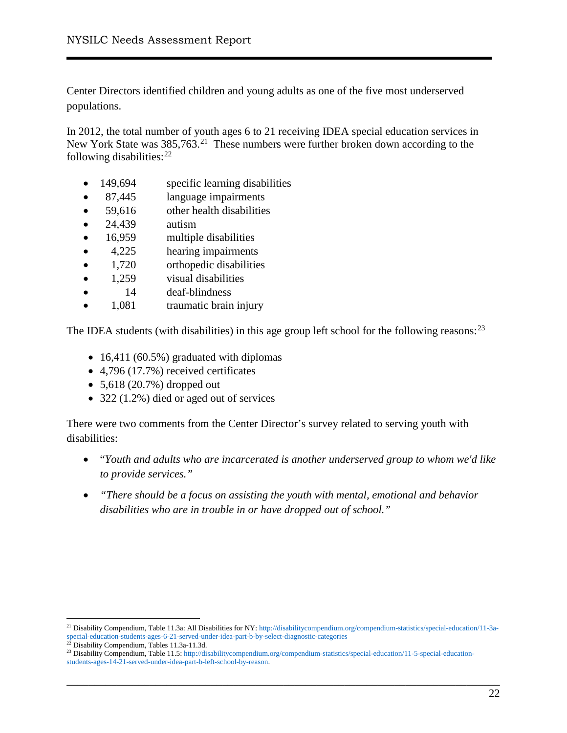Center Directors identified children and young adults as one of the five most underserved populations.

In 2012, the total number of youth ages 6 to 21 receiving IDEA special education services in New York State was 385,763.[21] These numbers were further broken down according to the following disabilities:[22]

- 149,694 specific learning disabilities
- 87,445 language impairments
- 59,616 other health disabilities
- 24,439 autism
- 16,959 multiple disabilities
- 4,225 hearing impairments
- 1,720 orthopedic disabilities
- 1,259 visual disabilities
- 14 deaf-blindness
- 1,081 traumatic brain injury

The IDEA students (with disabilities) in this age group left school for the following reasons:[23]

- 16,411 (60.5%) graduated with diplomas
- 4,796 (17.7%) received certificates
- 5,618 (20.7%) dropped out
- 322 (1.2%) died or aged out of services

There were two comments from the Center Director's survey related to serving youth with disabilities:

- "*Youth and adults who are incarcerated is another underserved group to whom we'd like to provide services.*"
- *"There should be a focus on assisting the youth with mental, emotional and behavior disabilities who are in trouble in or have dropped out of school."*

---

[21] Disability Compendium, Table 11.3a: All Disabilities for NY: http://disabilitycompendium.org/compendium-statistics/special-education/11-3a-special-education-students-ages-6-21-served-under-idea-part-b-by-select-diagnostic-categories

[22] Disability Compendium, Tables 11.3a-11.3d.

[23] Disability Compendium, Table 11.5: http://disabilitycompendium.org/compendium-statistics/special-education/11-5-special-education-students-ages-14-21-served-under-idea-part-b-left-school-by-reason.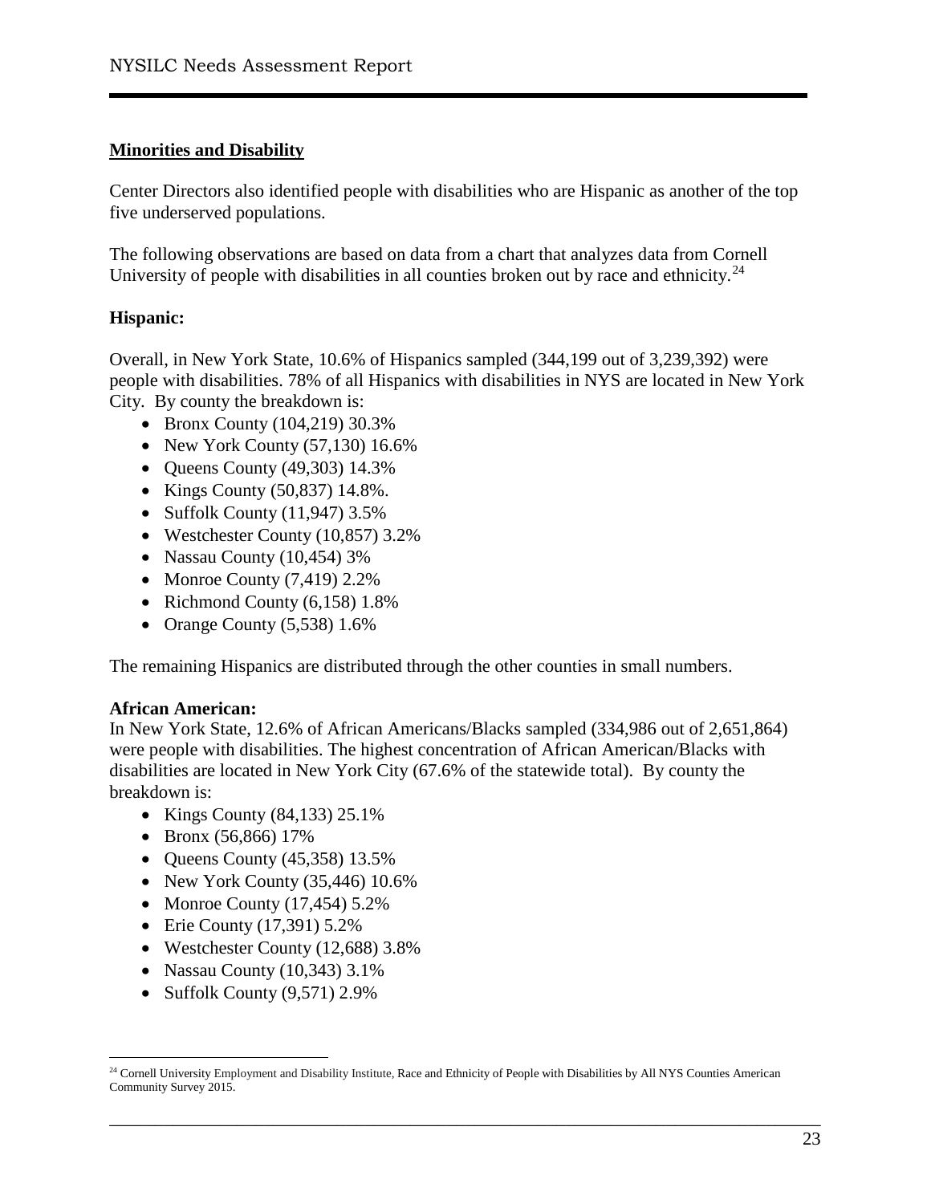**Minorities and Disability**

Center Directors also identified people with disabilities who are Hispanic as another of the top five underserved populations.

The following observations are based on data from a chart that analyzes data from Cornell University of people with disabilities in all counties broken out by race and ethnicity.[24]

**Hispanic:**

Overall, in New York State, 10.6% of Hispanics sampled (344,199 out of 3,239,392) were people with disabilities. 78% of all Hispanics with disabilities in NYS are located in New York City. By county the breakdown is:

- Bronx County (104,219) 30.3%
- New York County (57,130) 16.6%
- Queens County (49,303) 14.3%
- Kings County (50,837) 14.8%.
- Suffolk County (11,947) 3.5%
- Westchester County (10,857) 3.2%
- Nassau County (10,454) 3%
- Monroe County (7,419) 2.2%
- Richmond County (6,158) 1.8%
- Orange County (5,538) 1.6%

The remaining Hispanics are distributed through the other counties in small numbers.

**African American:**

In New York State, 12.6% of African Americans/Blacks sampled (334,986 out of 2,651,864) were people with disabilities. The highest concentration of African American/Blacks with disabilities are located in New York City (67.6% of the statewide total). By county the breakdown is:

- Kings County (84,133) 25.1%
- Bronx (56,866) 17%
- Queens County (45,358) 13.5%
- New York County (35,446) 10.6%
- Monroe County (17,454) 5.2%
- Erie County (17,391) 5.2%
- Westchester County (12,688) 3.8%
- Nassau County (10,343) 3.1%
- Suffolk County (9,571) 2.9%

[24] Cornell University Employment and Disability Institute, Race and Ethnicity of People with Disabilities by All NYS Counties American Community Survey 2015.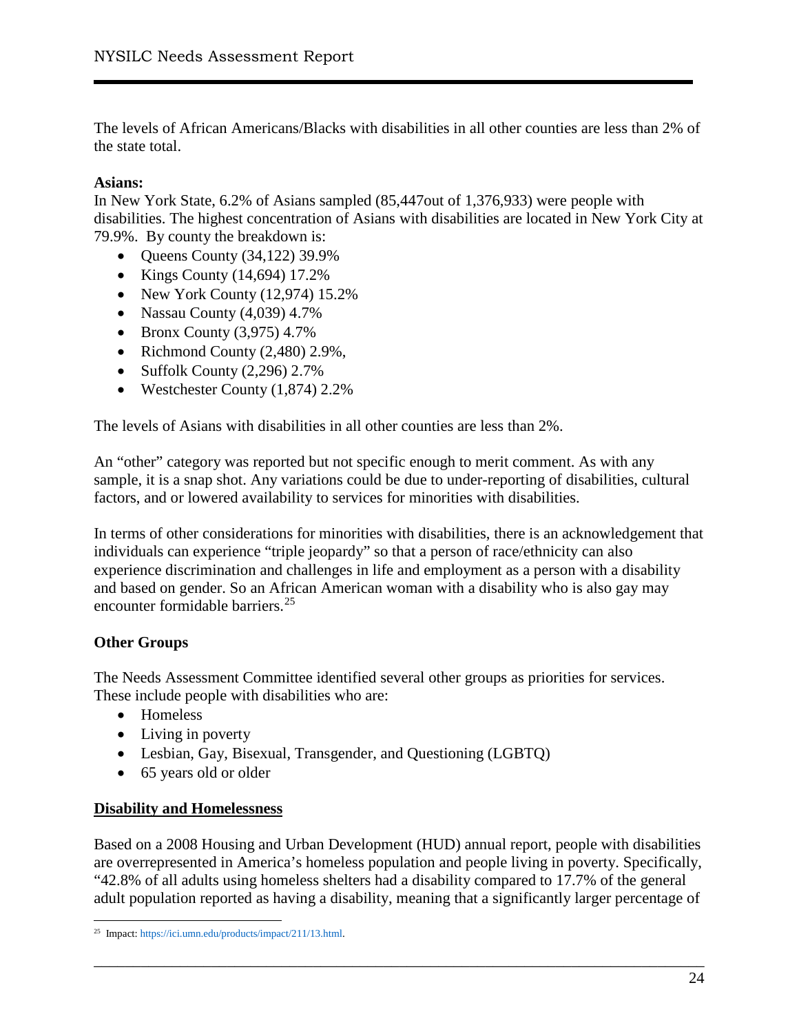The levels of African Americans/Blacks with disabilities in all other counties are less than 2% of the state total.

**Asians:**

In New York State, 6.2% of Asians sampled (85,447out of 1,376,933) were people with disabilities. The highest concentration of Asians with disabilities are located in New York City at 79.9%. By county the breakdown is:

- Queens County (34,122) 39.9%
- Kings County (14,694) 17.2%
- New York County (12,974) 15.2%
- Nassau County (4,039) 4.7%
- Bronx County (3,975) 4.7%
- Richmond County (2,480) 2.9%,
- Suffolk County (2,296) 2.7%
- Westchester County (1,874) 2.2%

The levels of Asians with disabilities in all other counties are less than 2%.

An "other" category was reported but not specific enough to merit comment. As with any sample, it is a snap shot. Any variations could be due to under-reporting of disabilities, cultural factors, and or lowered availability to services for minorities with disabilities.

In terms of other considerations for minorities with disabilities, there is an acknowledgement that individuals can experience "triple jeopardy" so that a person of race/ethnicity can also experience discrimination and challenges in life and employment as a person with a disability and based on gender. So an African American woman with a disability who is also gay may encounter formidable barriers.[25]

## Other Groups

The Needs Assessment Committee identified several other groups as priorities for services. These include people with disabilities who are:

- Homeless
- Living in poverty
- Lesbian, Gay, Bisexual, Transgender, and Questioning (LGBTQ)
- 65 years old or older

### Disability and Homelessness

Based on a 2008 Housing and Urban Development (HUD) annual report, people with disabilities are overrepresented in America's homeless population and people living in poverty. Specifically, "42.8% of all adults using homeless shelters had a disability compared to 17.7% of the general adult population reported as having a disability, meaning that a significantly larger percentage of

---

[25] Impact: https://ici.umn.edu/products/impact/211/13.html.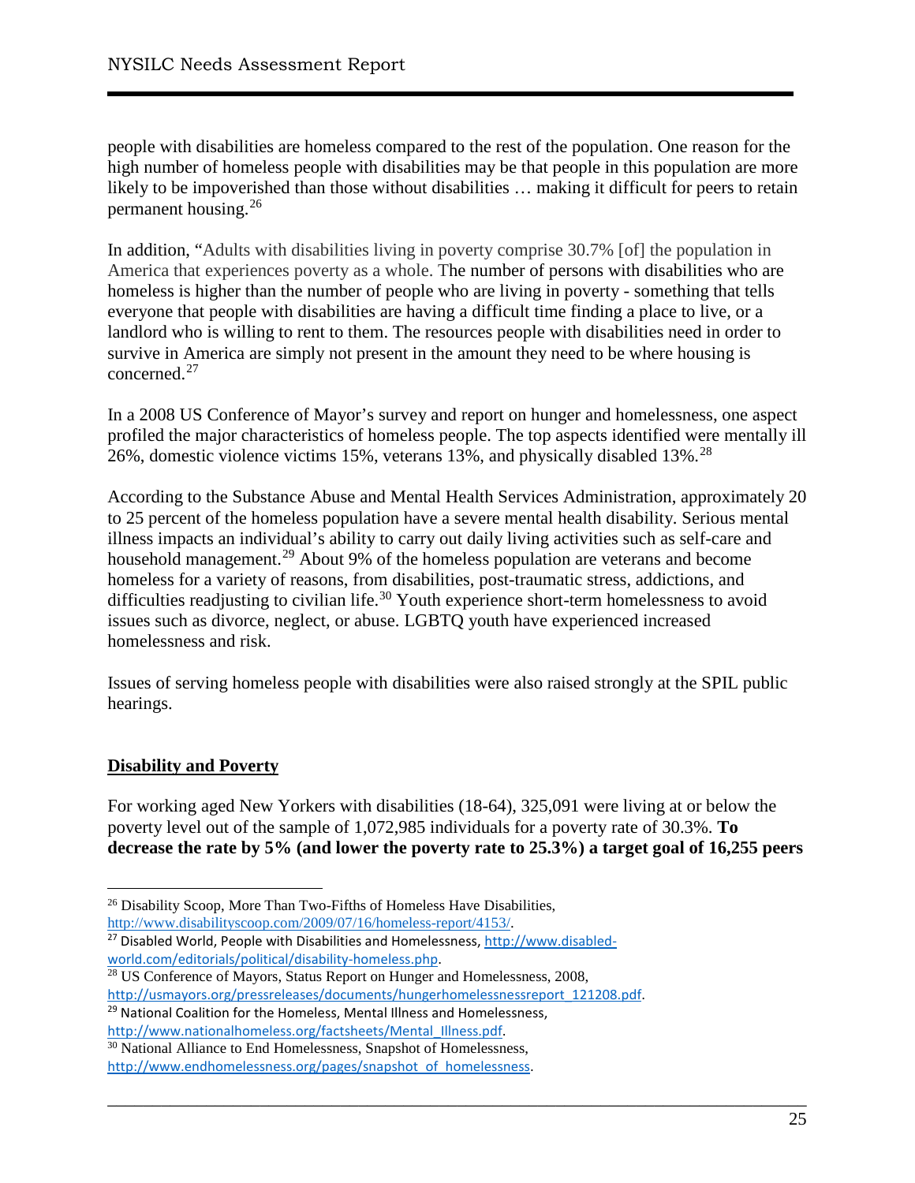people with disabilities are homeless compared to the rest of the population. One reason for the high number of homeless people with disabilities may be that people in this population are more likely to be impoverished than those without disabilities … making it difficult for peers to retain permanent housing.[26]

In addition, "Adults with disabilities living in poverty comprise 30.7% [of] the population in America that experiences poverty as a whole. The number of persons with disabilities who are homeless is higher than the number of people who are living in poverty - something that tells everyone that people with disabilities are having a difficult time finding a place to live, or a landlord who is willing to rent to them. The resources people with disabilities need in order to survive in America are simply not present in the amount they need to be where housing is concerned.[27]

In a 2008 US Conference of Mayor's survey and report on hunger and homelessness, one aspect profiled the major characteristics of homeless people. The top aspects identified were mentally ill 26%, domestic violence victims 15%, veterans 13%, and physically disabled 13%.[28]

According to the Substance Abuse and Mental Health Services Administration, approximately 20 to 25 percent of the homeless population have a severe mental health disability. Serious mental illness impacts an individual's ability to carry out daily living activities such as self-care and household management.[29] About 9% of the homeless population are veterans and become homeless for a variety of reasons, from disabilities, post-traumatic stress, addictions, and difficulties readjusting to civilian life.[30] Youth experience short-term homelessness to avoid issues such as divorce, neglect, or abuse. LGBTQ youth have experienced increased homelessness and risk.

Issues of serving homeless people with disabilities were also raised strongly at the SPIL public hearings.

## Disability and Poverty

For working aged New Yorkers with disabilities (18-64), 325,091 were living at or below the poverty level out of the sample of 1,072,985 individuals for a poverty rate of 30.3%. **To decrease the rate by 5% (and lower the poverty rate to 25.3%) a target goal of 16,255 peers**

---

[26] Disability Scoop, More Than Two-Fifths of Homeless Have Disabilities, http://www.disabilityscoop.com/2009/07/16/homeless-report/4153/.

[27] Disabled World, People with Disabilities and Homelessness, http://www.disabled-world.com/editorials/political/disability-homeless.php.

[28] US Conference of Mayors, Status Report on Hunger and Homelessness, 2008, http://usmayors.org/pressreleases/documents/hungerhomelessnessreport_121208.pdf.

[29] National Coalition for the Homeless, Mental Illness and Homelessness, http://www.nationalhomeless.org/factsheets/Mental_Illness.pdf.

[30] National Alliance to End Homelessness, Snapshot of Homelessness, http://www.endhomelessness.org/pages/snapshot_of_homelessness.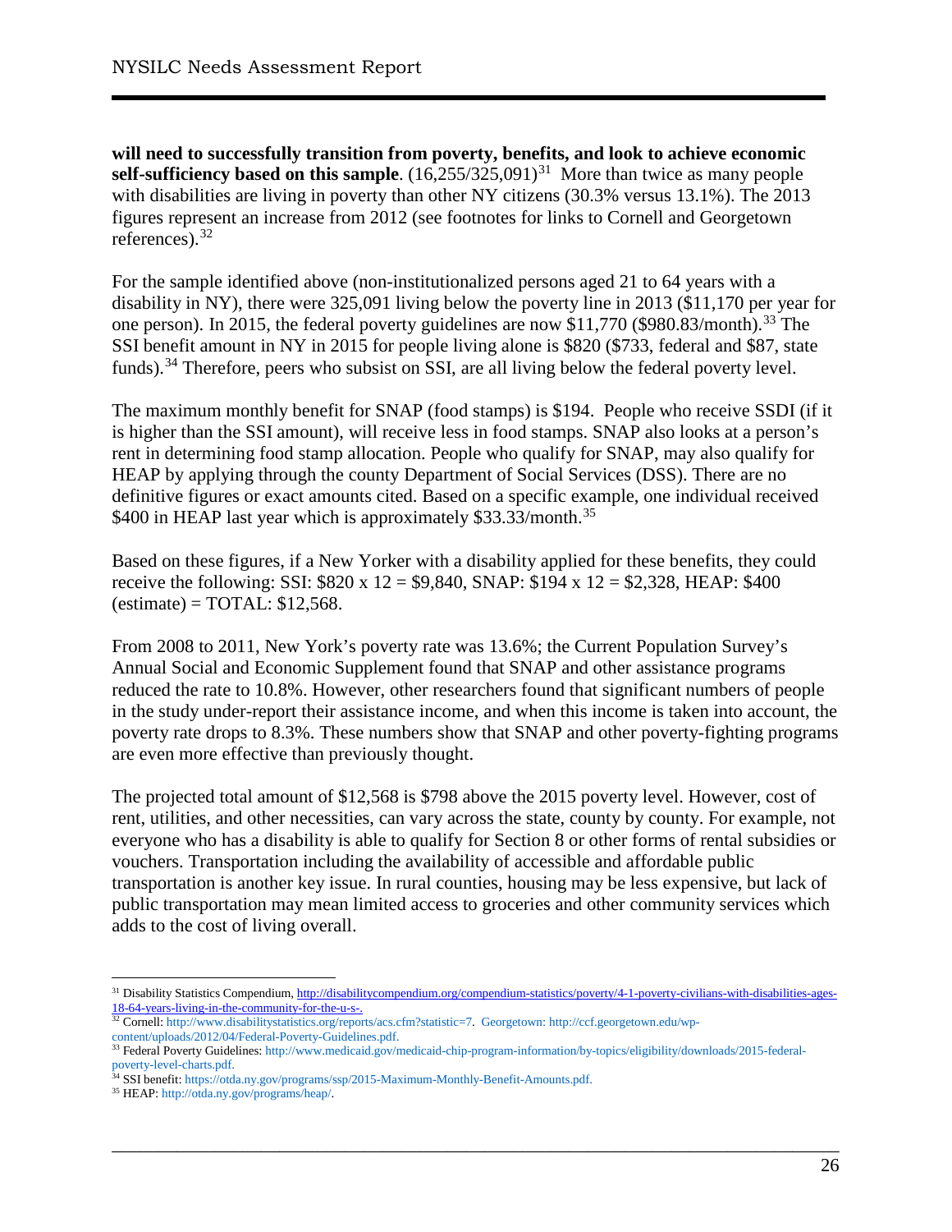**will need to successfully transition from poverty, benefits, and look to achieve economic self-sufficiency based on this sample**. (16,255/325,091)[31] More than twice as many people with disabilities are living in poverty than other NY citizens (30.3% versus 13.1%). The 2013 figures represent an increase from 2012 (see footnotes for links to Cornell and Georgetown references).[32]

For the sample identified above (non-institutionalized persons aged 21 to 64 years with a disability in NY), there were 325,091 living below the poverty line in 2013 ($11,170 per year for one person). In 2015, the federal poverty guidelines are now $11,770 ($980.83/month).[33] The SSI benefit amount in NY in 2015 for people living alone is $820 ($733, federal and $87, state funds).[34] Therefore, peers who subsist on SSI, are all living below the federal poverty level.

The maximum monthly benefit for SNAP (food stamps) is $194. People who receive SSDI (if it is higher than the SSI amount), will receive less in food stamps. SNAP also looks at a person's rent in determining food stamp allocation. People who qualify for SNAP, may also qualify for HEAP by applying through the county Department of Social Services (DSS). There are no definitive figures or exact amounts cited. Based on a specific example, one individual received $400 in HEAP last year which is approximately $33.33/month.[35]

Based on these figures, if a New Yorker with a disability applied for these benefits, they could receive the following: SSI: $820 x 12 = $9,840, SNAP: $194 x 12 = $2,328, HEAP: $400 (estimate) = TOTAL: $12,568.

From 2008 to 2011, New York's poverty rate was 13.6%; the Current Population Survey's Annual Social and Economic Supplement found that SNAP and other assistance programs reduced the rate to 10.8%. However, other researchers found that significant numbers of people in the study under-report their assistance income, and when this income is taken into account, the poverty rate drops to 8.3%. These numbers show that SNAP and other poverty-fighting programs are even more effective than previously thought.

The projected total amount of $12,568 is $798 above the 2015 poverty level. However, cost of rent, utilities, and other necessities, can vary across the state, county by county. For example, not everyone who has a disability is able to qualify for Section 8 or other forms of rental subsidies or vouchers. Transportation including the availability of accessible and affordable public transportation is another key issue. In rural counties, housing may be less expensive, but lack of public transportation may mean limited access to groceries and other community services which adds to the cost of living overall.

---

[31] Disability Statistics Compendium, http://disabilitycompendium.org/compendium-statistics/poverty/4-1-poverty-civilians-with-disabilities-ages-18-64-years-living-in-the-community-for-the-u-s-.

[32] Cornell: http://www.disabilitystatistics.org/reports/acs.cfm?statistic=7. Georgetown: http://ccf.georgetown.edu/wp-content/uploads/2012/04/Federal-Poverty-Guidelines.pdf.

[33] Federal Poverty Guidelines: http://www.medicaid.gov/medicaid-chip-program-information/by-topics/eligibility/downloads/2015-federal-poverty-level-charts.pdf.

[34] SSI benefit: https://otda.ny.gov/programs/ssp/2015-Maximum-Monthly-Benefit-Amounts.pdf.

[35] HEAP: http://otda.ny.gov/programs/heap/.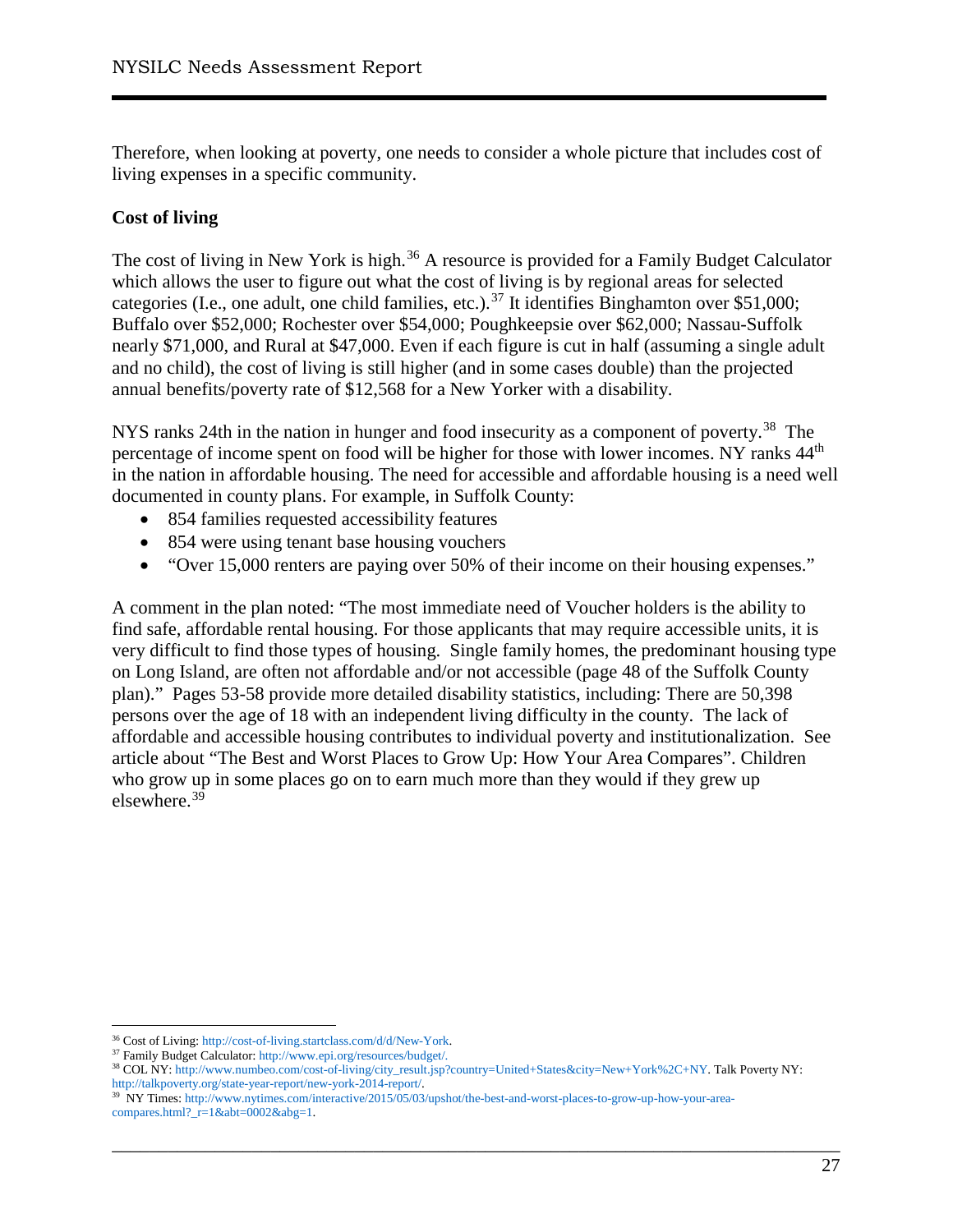Therefore, when looking at poverty, one needs to consider a whole picture that includes cost of living expenses in a specific community.

**Cost of living**

The cost of living in New York is high.[36] A resource is provided for a Family Budget Calculator which allows the user to figure out what the cost of living is by regional areas for selected categories (I.e., one adult, one child families, etc.).[37] It identifies Binghamton over $51,000; Buffalo over $52,000; Rochester over $54,000; Poughkeepsie over $62,000; Nassau-Suffolk nearly $71,000, and Rural at $47,000. Even if each figure is cut in half (assuming a single adult and no child), the cost of living is still higher (and in some cases double) than the projected annual benefits/poverty rate of $12,568 for a New Yorker with a disability.

NYS ranks 24th in the nation in hunger and food insecurity as a component of poverty.[38] The percentage of income spent on food will be higher for those with lower incomes. NY ranks 44th in the nation in affordable housing. The need for accessible and affordable housing is a need well documented in county plans. For example, in Suffolk County:

- 854 families requested accessibility features
- 854 were using tenant base housing vouchers
- "Over 15,000 renters are paying over 50% of their income on their housing expenses."

A comment in the plan noted: "The most immediate need of Voucher holders is the ability to find safe, affordable rental housing. For those applicants that may require accessible units, it is very difficult to find those types of housing. Single family homes, the predominant housing type on Long Island, are often not affordable and/or not accessible (page 48 of the Suffolk County plan)." Pages 53-58 provide more detailed disability statistics, including: There are 50,398 persons over the age of 18 with an independent living difficulty in the county. The lack of affordable and accessible housing contributes to individual poverty and institutionalization. See article about "The Best and Worst Places to Grow Up: How Your Area Compares". Children who grow up in some places go on to earn much more than they would if they grew up elsewhere.[39]

---

[36] Cost of Living: http://cost-of-living.startclass.com/d/d/New-York.

[37] Family Budget Calculator: http://www.epi.org/resources/budget/.

[38] COL NY: http://www.numbeo.com/cost-of-living/city_result.jsp?country=United+States&city=New+York%2C+NY. Talk Poverty NY: http://talkpoverty.org/state-year-report/new-york-2014-report/.

[39] NY Times: http://www.nytimes.com/interactive/2015/05/03/upshot/the-best-and-worst-places-to-grow-up-how-your-area-compares.html?_r=1&abt=0002&abg=1.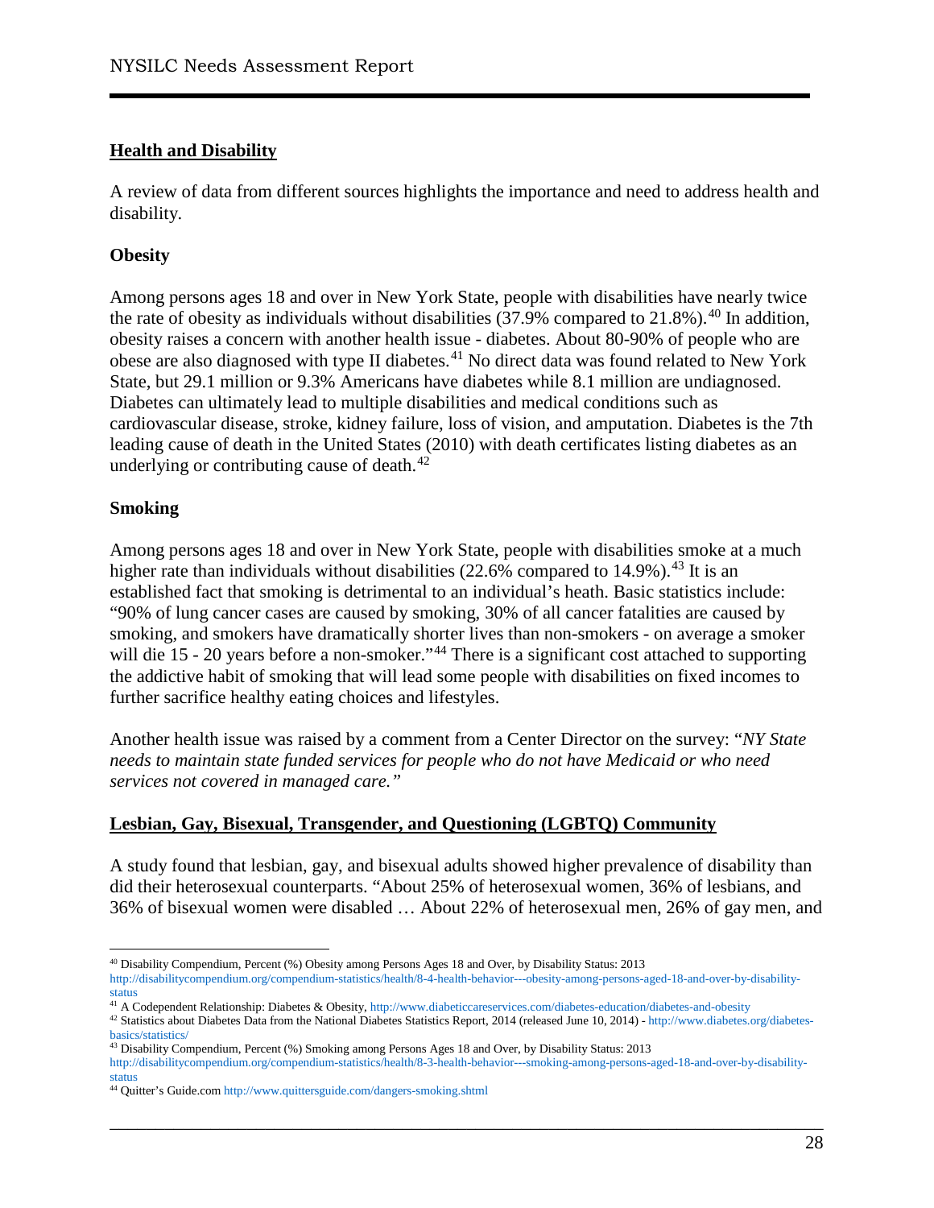## Health and Disability

A review of data from different sources highlights the importance and need to address health and disability.

### Obesity

Among persons ages 18 and over in New York State, people with disabilities have nearly twice the rate of obesity as individuals without disabilities (37.9% compared to 21.8%).[40] In addition, obesity raises a concern with another health issue - diabetes. About 80-90% of people who are obese are also diagnosed with type II diabetes.[41] No direct data was found related to New York State, but 29.1 million or 9.3% Americans have diabetes while 8.1 million are undiagnosed. Diabetes can ultimately lead to multiple disabilities and medical conditions such as cardiovascular disease, stroke, kidney failure, loss of vision, and amputation. Diabetes is the 7th leading cause of death in the United States (2010) with death certificates listing diabetes as an underlying or contributing cause of death.[42]

### Smoking

Among persons ages 18 and over in New York State, people with disabilities smoke at a much higher rate than individuals without disabilities (22.6% compared to 14.9%).[43] It is an established fact that smoking is detrimental to an individual's heath. Basic statistics include: "90% of lung cancer cases are caused by smoking, 30% of all cancer fatalities are caused by smoking, and smokers have dramatically shorter lives than non-smokers - on average a smoker will die 15 - 20 years before a non-smoker."[44] There is a significant cost attached to supporting the addictive habit of smoking that will lead some people with disabilities on fixed incomes to further sacrifice healthy eating choices and lifestyles.

Another health issue was raised by a comment from a Center Director on the survey: "*NY State needs to maintain state funded services for people who do not have Medicaid or who need services not covered in managed care.*"

## Lesbian, Gay, Bisexual, Transgender, and Questioning (LGBTQ) Community

A study found that lesbian, gay, and bisexual adults showed higher prevalence of disability than did their heterosexual counterparts. "About 25% of heterosexual women, 36% of lesbians, and 36% of bisexual women were disabled … About 22% of heterosexual men, 26% of gay men, and

---

[40] Disability Compendium, Percent (%) Obesity among Persons Ages 18 and Over, by Disability Status: 2013 http://disabilitycompendium.org/compendium-statistics/health/8-4-health-behavior---obesity-among-persons-aged-18-and-over-by-disability-status

[41] A Codependent Relationship: Diabetes & Obesity, http://www.diabeticcareservices.com/diabetes-education/diabetes-and-obesity

[42] Statistics about Diabetes Data from the National Diabetes Statistics Report, 2014 (released June 10, 2014) - http://www.diabetes.org/diabetes-basics/statistics/

[43] Disability Compendium, Percent (%) Smoking among Persons Ages 18 and Over, by Disability Status: 2013 http://disabilitycompendium.org/compendium-statistics/health/8-3-health-behavior---smoking-among-persons-aged-18-and-over-by-disability-status

[44] Quitter's Guide.com http://www.quittersguide.com/dangers-smoking.shtml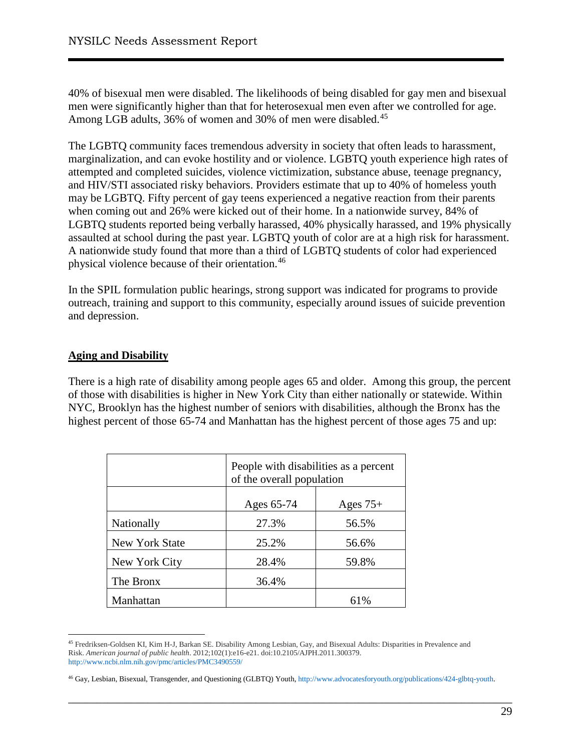40% of bisexual men were disabled. The likelihoods of being disabled for gay men and bisexual men were significantly higher than that for heterosexual men even after we controlled for age. Among LGB adults, 36% of women and 30% of men were disabled.[45]

The LGBTQ community faces tremendous adversity in society that often leads to harassment, marginalization, and can evoke hostility and or violence. LGBTQ youth experience high rates of attempted and completed suicides, violence victimization, substance abuse, teenage pregnancy, and HIV/STI associated risky behaviors. Providers estimate that up to 40% of homeless youth may be LGBTQ. Fifty percent of gay teens experienced a negative reaction from their parents when coming out and 26% were kicked out of their home. In a nationwide survey, 84% of LGBTQ students reported being verbally harassed, 40% physically harassed, and 19% physically assaulted at school during the past year. LGBTQ youth of color are at a high risk for harassment. A nationwide study found that more than a third of LGBTQ students of color had experienced physical violence because of their orientation.[46]

In the SPIL formulation public hearings, strong support was indicated for programs to provide outreach, training and support to this community, especially around issues of suicide prevention and depression.

## Aging and Disability

There is a high rate of disability among people ages 65 and older. Among this group, the percent of those with disabilities is higher in New York City than either nationally or statewide. Within NYC, Brooklyn has the highest number of seniors with disabilities, although the Bronx has the highest percent of those 65-74 and Manhattan has the highest percent of those ages 75 and up:

| | People with disabilities as a percent of the overall population | |
|---|---|---|
| | Ages 65-74 | Ages 75+ |
| Nationally | 27.3% | 56.5% |
| New York State | 25.2% | 56.6% |
| New York City | 28.4% | 59.8% |
| The Bronx | 36.4% | |
| Manhattan | | 61% |

[45] Fredriksen-Goldsen KI, Kim H-J, Barkan SE. Disability Among Lesbian, Gay, and Bisexual Adults: Disparities in Prevalence and Risk. *American journal of public health*. 2012;102(1):e16-e21. doi:10.2105/AJPH.2011.300379. http://www.ncbi.nlm.nih.gov/pmc/articles/PMC3490559/

[46] Gay, Lesbian, Bisexual, Transgender, and Questioning (GLBTQ) Youth, http://www.advocatesforyouth.org/publications/424-glbtq-youth.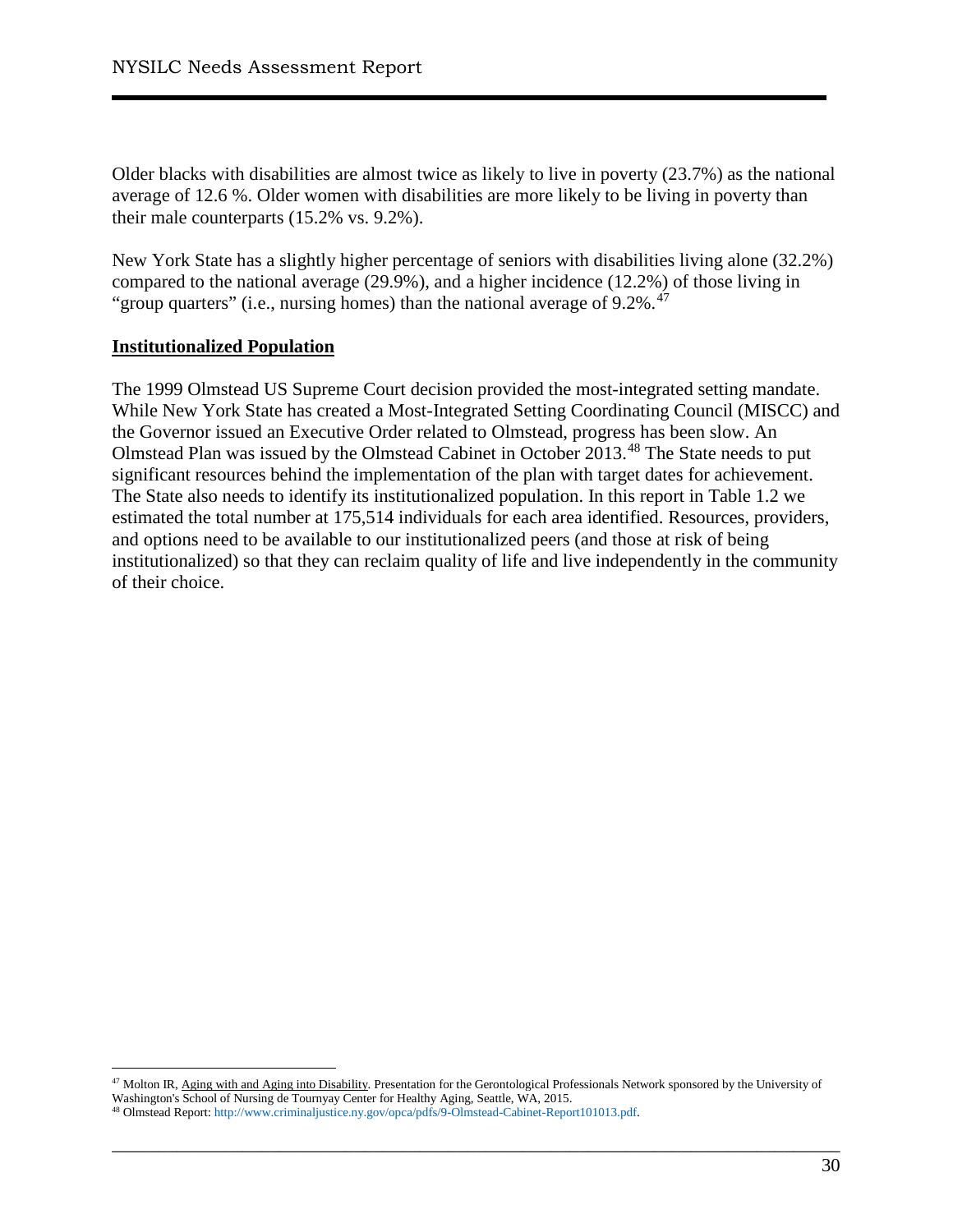Older blacks with disabilities are almost twice as likely to live in poverty (23.7%) as the national average of 12.6 %. Older women with disabilities are more likely to be living in poverty than their male counterparts (15.2% vs. 9.2%).

New York State has a slightly higher percentage of seniors with disabilities living alone (32.2%) compared to the national average (29.9%), and a higher incidence (12.2%) of those living in "group quarters" (i.e., nursing homes) than the national average of 9.2%.[47]

**Institutionalized Population**

The 1999 Olmstead US Supreme Court decision provided the most-integrated setting mandate. While New York State has created a Most-Integrated Setting Coordinating Council (MISCC) and the Governor issued an Executive Order related to Olmstead, progress has been slow. An Olmstead Plan was issued by the Olmstead Cabinet in October 2013.[48] The State needs to put significant resources behind the implementation of the plan with target dates for achievement. The State also needs to identify its institutionalized population. In this report in Table 1.2 we estimated the total number at 175,514 individuals for each area identified. Resources, providers, and options need to be available to our institutionalized peers (and those at risk of being institutionalized) so that they can reclaim quality of life and live independently in the community of their choice.

---

[47] Molton IR, Aging with and Aging into Disability. Presentation for the Gerontological Professionals Network sponsored by the University of Washington's School of Nursing de Tournyay Center for Healthy Aging, Seattle, WA, 2015.

[48] Olmstead Report: http://www.criminaljustice.ny.gov/opca/pdfs/9-Olmstead-Cabinet-Report101013.pdf.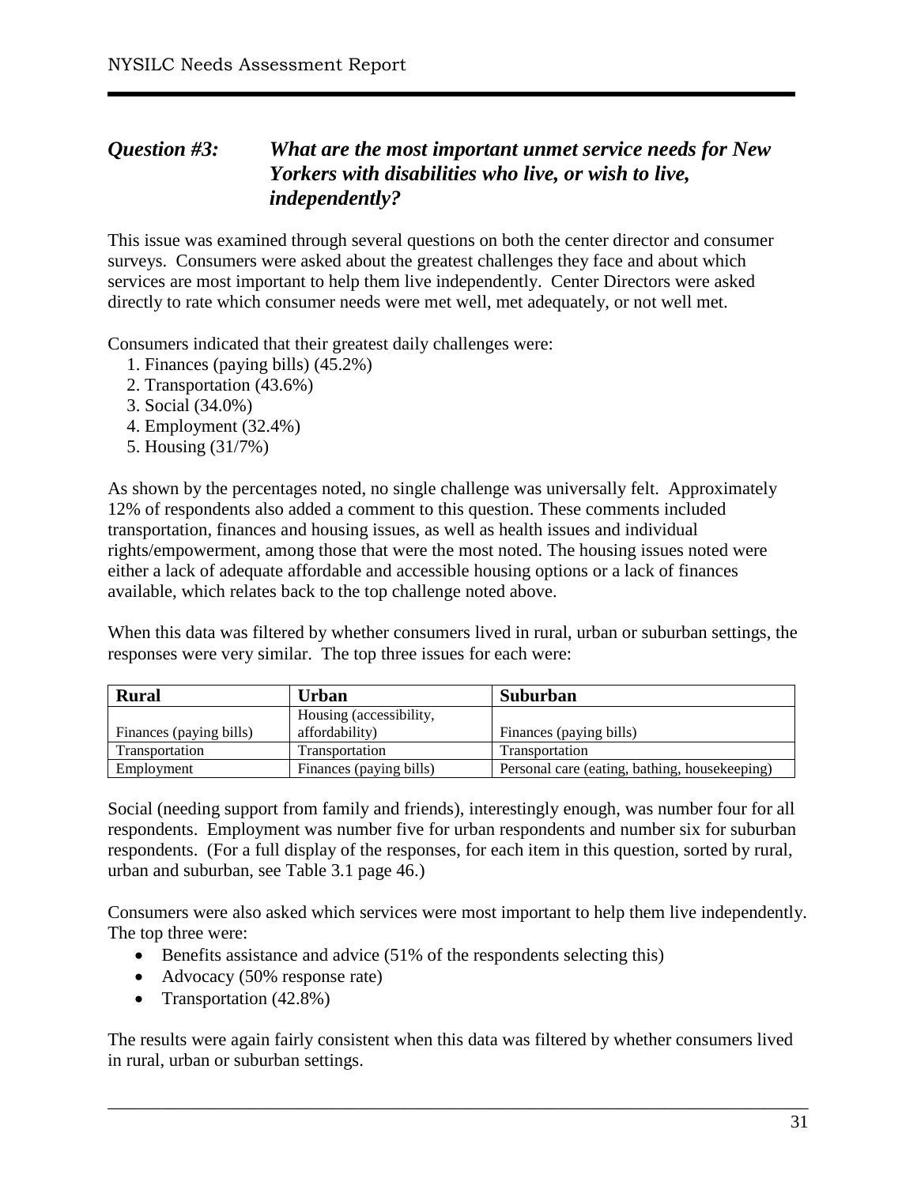## *Question #3: What are the most important unmet service needs for New Yorkers with disabilities who live, or wish to live, independently?*

This issue was examined through several questions on both the center director and consumer surveys. Consumers were asked about the greatest challenges they face and about which services are most important to help them live independently. Center Directors were asked directly to rate which consumer needs were met well, met adequately, or not well met.

Consumers indicated that their greatest daily challenges were:

1. Finances (paying bills) (45.2%)
2. Transportation (43.6%)
3. Social (34.0%)
4. Employment (32.4%)
5. Housing (31/7%)

As shown by the percentages noted, no single challenge was universally felt. Approximately 12% of respondents also added a comment to this question. These comments included transportation, finances and housing issues, as well as health issues and individual rights/empowerment, among those that were the most noted. The housing issues noted were either a lack of adequate affordable and accessible housing options or a lack of finances available, which relates back to the top challenge noted above.

When this data was filtered by whether consumers lived in rural, urban or suburban settings, the responses were very similar. The top three issues for each were:

| Rural | Urban | Suburban |
|---|---|---|
| Finances (paying bills) | Housing (accessibility, affordability) | Finances (paying bills) |
| Transportation | Transportation | Transportation |
| Employment | Finances (paying bills) | Personal care (eating, bathing, housekeeping) |

Social (needing support from family and friends), interestingly enough, was number four for all respondents. Employment was number five for urban respondents and number six for suburban respondents. (For a full display of the responses, for each item in this question, sorted by rural, urban and suburban, see Table 3.1 page 46.)

Consumers were also asked which services were most important to help them live independently. The top three were:

- Benefits assistance and advice (51% of the respondents selecting this)
- Advocacy (50% response rate)
- Transportation (42.8%)

The results were again fairly consistent when this data was filtered by whether consumers lived in rural, urban or suburban settings.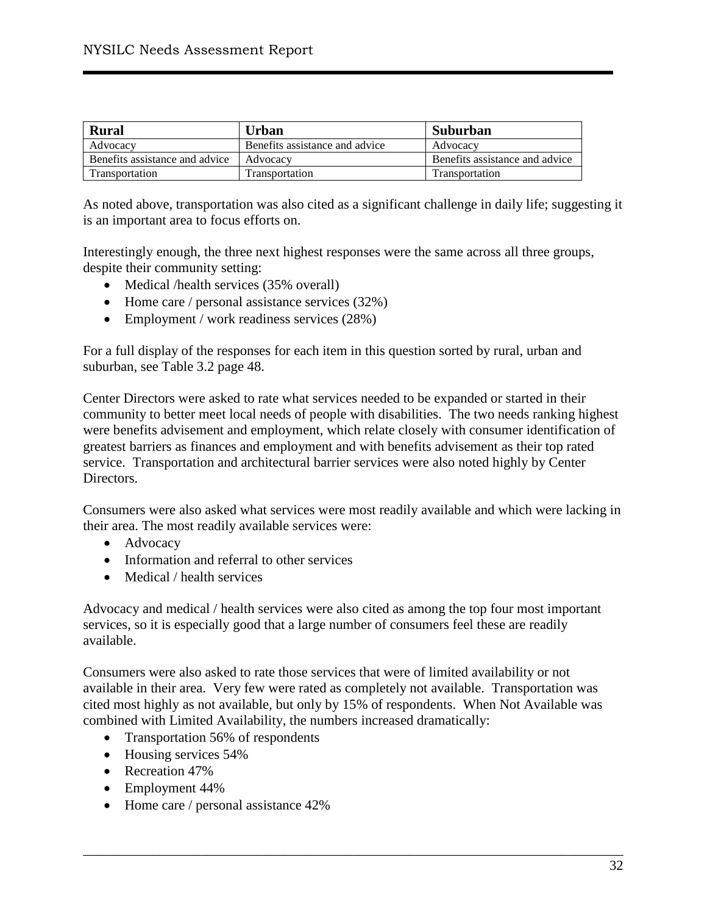| Rural | Urban | Suburban |
|---|---|---|
| Advocacy | Benefits assistance and advice | Advocacy |
| Benefits assistance and advice | Advocacy | Benefits assistance and advice |
| Transportation | Transportation | Transportation |

As noted above, transportation was also cited as a significant challenge in daily life; suggesting it is an important area to focus efforts on.

Interestingly enough, the three next highest responses were the same across all three groups, despite their community setting:

- Medical /health services (35% overall)
- Home care / personal assistance services (32%)
- Employment / work readiness services (28%)

For a full display of the responses for each item in this question sorted by rural, urban and suburban, see Table 3.2 page 48.

Center Directors were asked to rate what services needed to be expanded or started in their community to better meet local needs of people with disabilities. The two needs ranking highest were benefits advisement and employment, which relate closely with consumer identification of greatest barriers as finances and employment and with benefits advisement as their top rated service. Transportation and architectural barrier services were also noted highly by Center Directors.

Consumers were also asked what services were most readily available and which were lacking in their area. The most readily available services were:

- Advocacy
- Information and referral to other services
- Medical / health services

Advocacy and medical / health services were also cited as among the top four most important services, so it is especially good that a large number of consumers feel these are readily available.

Consumers were also asked to rate those services that were of limited availability or not available in their area. Very few were rated as completely not available. Transportation was cited most highly as not available, but only by 15% of respondents. When Not Available was combined with Limited Availability, the numbers increased dramatically:

- Transportation 56% of respondents
- Housing services 54%
- Recreation 47%
- Employment 44%
- Home care / personal assistance 42%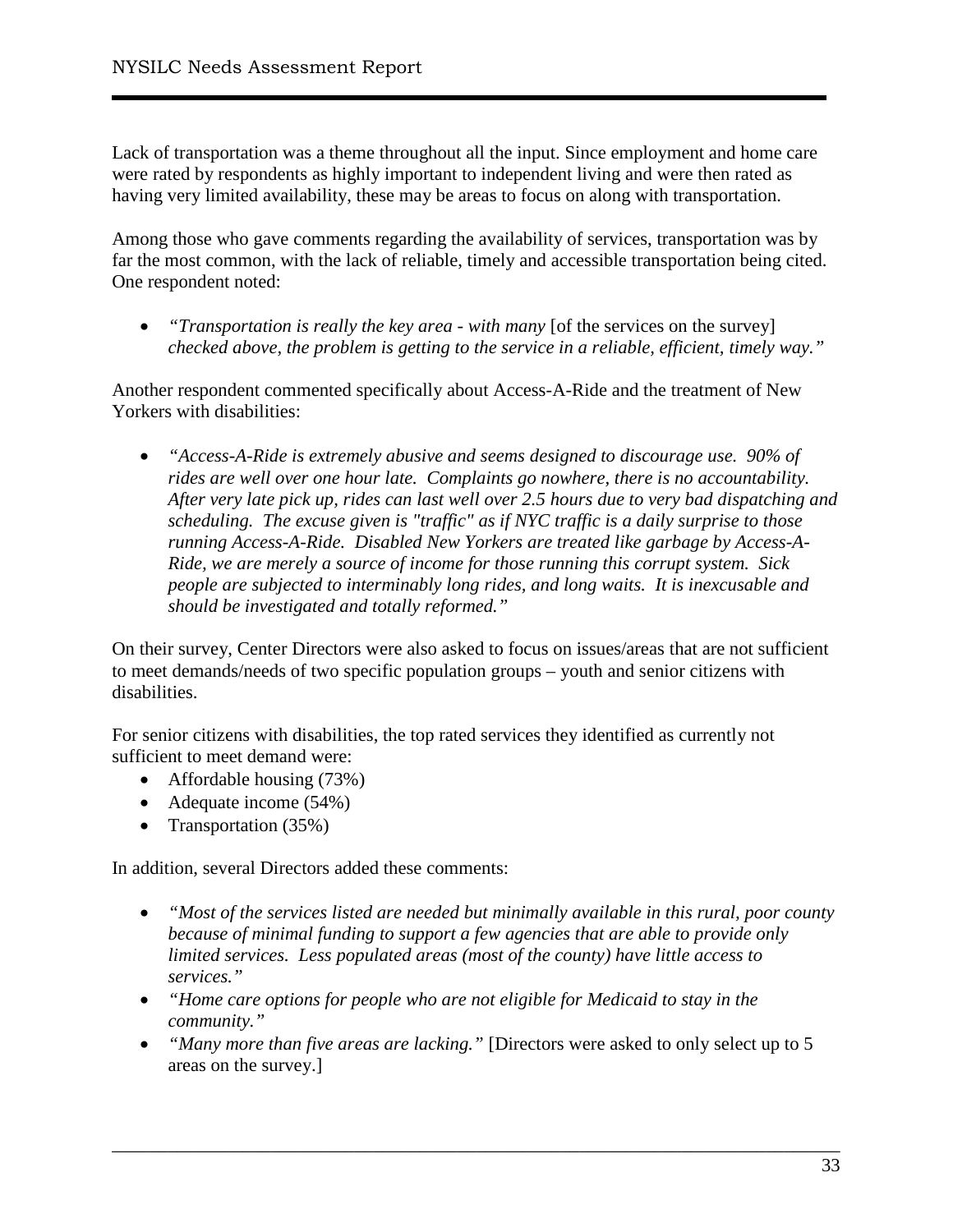Lack of transportation was a theme throughout all the input. Since employment and home care were rated by respondents as highly important to independent living and were then rated as having very limited availability, these may be areas to focus on along with transportation.

Among those who gave comments regarding the availability of services, transportation was by far the most common, with the lack of reliable, timely and accessible transportation being cited. One respondent noted:

- *"Transportation is really the key area - with many* [of the services on the survey] *checked above, the problem is getting to the service in a reliable, efficient, timely way."*

Another respondent commented specifically about Access-A-Ride and the treatment of New Yorkers with disabilities:

- *"Access-A-Ride is extremely abusive and seems designed to discourage use. 90% of rides are well over one hour late. Complaints go nowhere, there is no accountability. After very late pick up, rides can last well over 2.5 hours due to very bad dispatching and scheduling. The excuse given is "traffic" as if NYC traffic is a daily surprise to those running Access-A-Ride. Disabled New Yorkers are treated like garbage by Access-A-Ride, we are merely a source of income for those running this corrupt system. Sick people are subjected to interminably long rides, and long waits. It is inexcusable and should be investigated and totally reformed."*

On their survey, Center Directors were also asked to focus on issues/areas that are not sufficient to meet demands/needs of two specific population groups – youth and senior citizens with disabilities.

For senior citizens with disabilities, the top rated services they identified as currently not sufficient to meet demand were:

- Affordable housing (73%)
- Adequate income (54%)
- Transportation (35%)

In addition, several Directors added these comments:

- *"Most of the services listed are needed but minimally available in this rural, poor county because of minimal funding to support a few agencies that are able to provide only limited services. Less populated areas (most of the county) have little access to services."*
- *"Home care options for people who are not eligible for Medicaid to stay in the community."*
- *"Many more than five areas are lacking."* [Directors were asked to only select up to 5 areas on the survey.]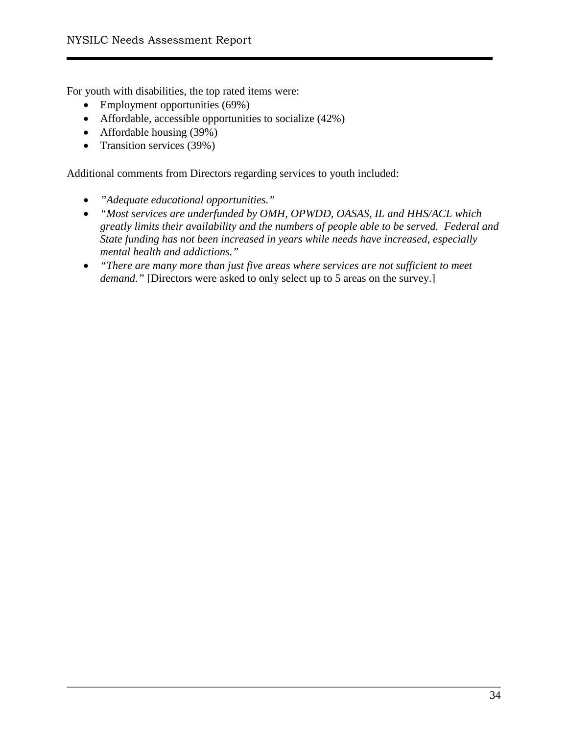For youth with disabilities, the top rated items were:

- Employment opportunities (69%)
- Affordable, accessible opportunities to socialize (42%)
- Affordable housing (39%)
- Transition services (39%)

Additional comments from Directors regarding services to youth included:

- *"Adequate educational opportunities."*
- *"Most services are underfunded by OMH, OPWDD, OASAS, IL and HHS/ACL which greatly limits their availability and the numbers of people able to be served. Federal and State funding has not been increased in years while needs have increased, especially mental health and addictions."*
- *"There are many more than just five areas where services are not sufficient to meet demand."* [Directors were asked to only select up to 5 areas on the survey.]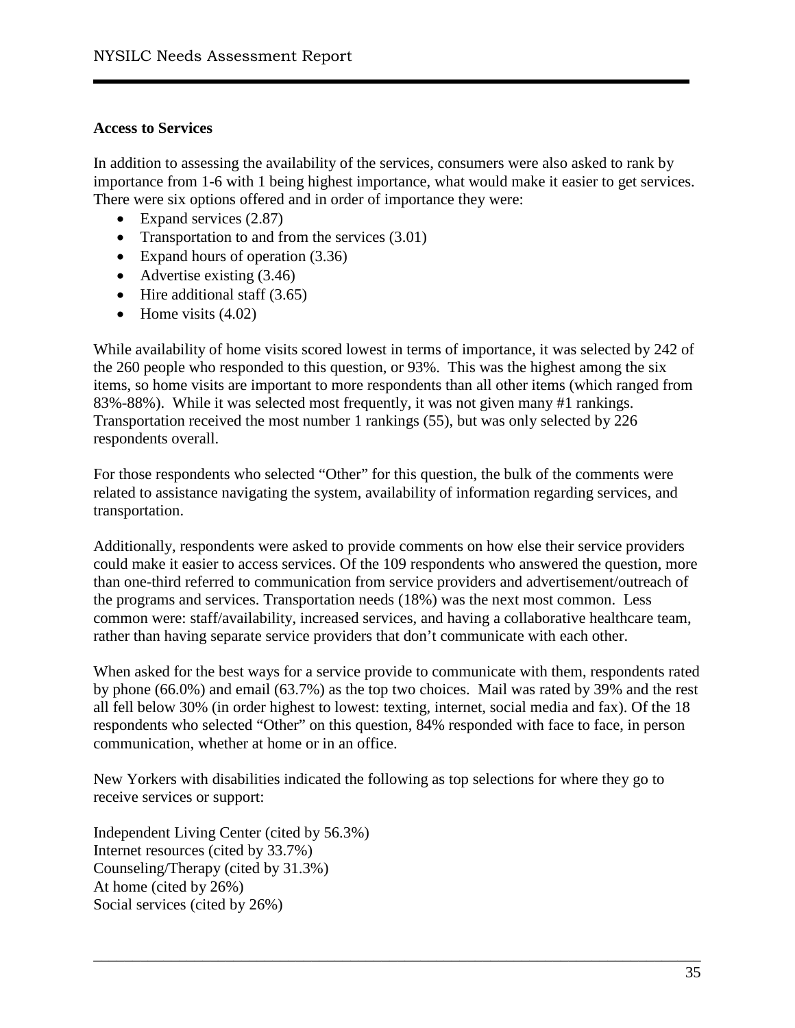**Access to Services**

In addition to assessing the availability of the services, consumers were also asked to rank by importance from 1-6 with 1 being highest importance, what would make it easier to get services. There were six options offered and in order of importance they were:

- Expand services (2.87)
- Transportation to and from the services (3.01)
- Expand hours of operation (3.36)
- Advertise existing (3.46)
- Hire additional staff (3.65)
- Home visits (4.02)

While availability of home visits scored lowest in terms of importance, it was selected by 242 of the 260 people who responded to this question, or 93%. This was the highest among the six items, so home visits are important to more respondents than all other items (which ranged from 83%-88%). While it was selected most frequently, it was not given many #1 rankings. Transportation received the most number 1 rankings (55), but was only selected by 226 respondents overall.

For those respondents who selected "Other" for this question, the bulk of the comments were related to assistance navigating the system, availability of information regarding services, and transportation.

Additionally, respondents were asked to provide comments on how else their service providers could make it easier to access services. Of the 109 respondents who answered the question, more than one-third referred to communication from service providers and advertisement/outreach of the programs and services. Transportation needs (18%) was the next most common. Less common were: staff/availability, increased services, and having a collaborative healthcare team, rather than having separate service providers that don't communicate with each other.

When asked for the best ways for a service provide to communicate with them, respondents rated by phone (66.0%) and email (63.7%) as the top two choices. Mail was rated by 39% and the rest all fell below 30% (in order highest to lowest: texting, internet, social media and fax). Of the 18 respondents who selected "Other" on this question, 84% responded with face to face, in person communication, whether at home or in an office.

New Yorkers with disabilities indicated the following as top selections for where they go to receive services or support:

Independent Living Center (cited by 56.3%)
Internet resources (cited by 33.7%)
Counseling/Therapy (cited by 31.3%)
At home (cited by 26%)
Social services (cited by 26%)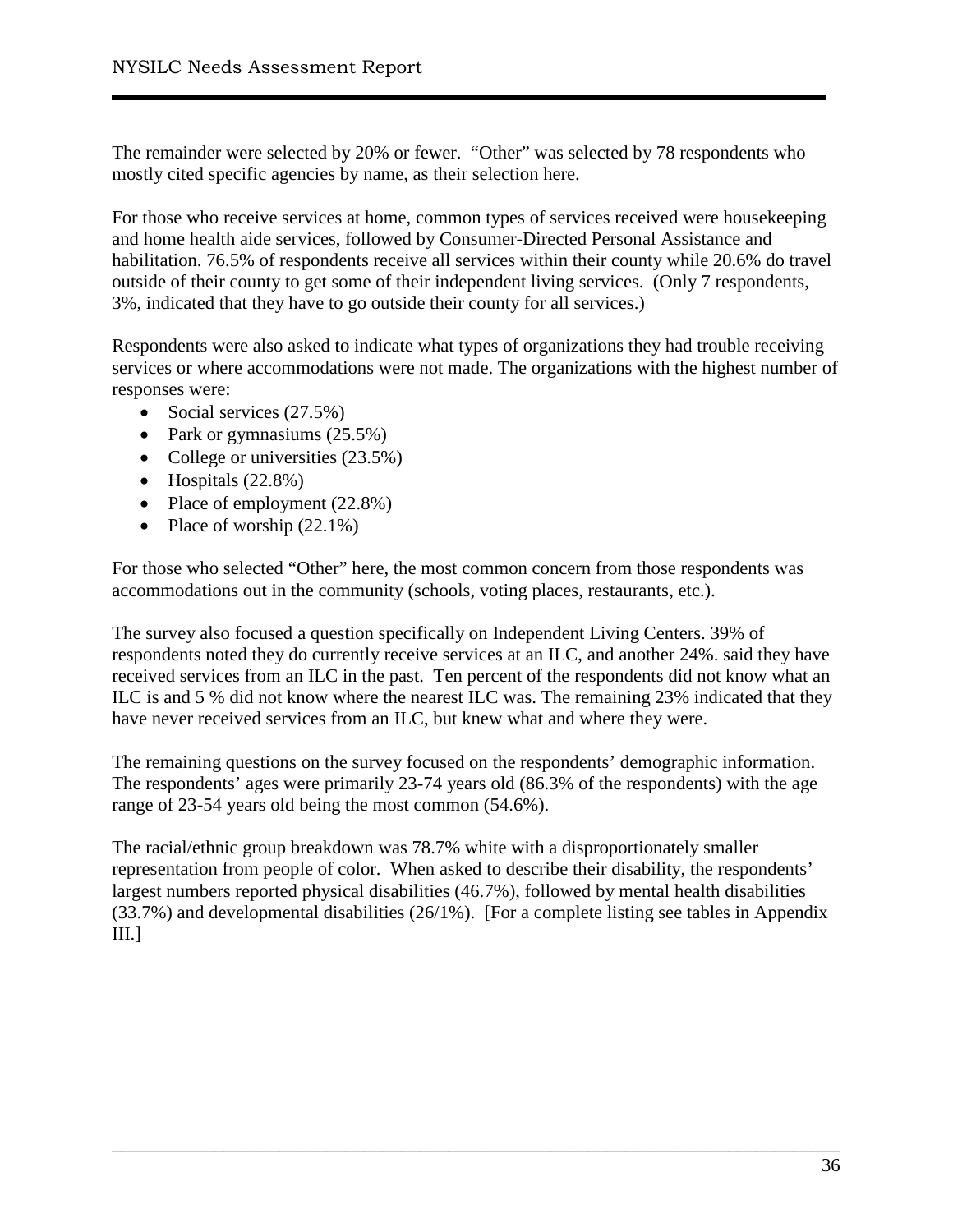The remainder were selected by 20% or fewer. "Other" was selected by 78 respondents who mostly cited specific agencies by name, as their selection here.

For those who receive services at home, common types of services received were housekeeping and home health aide services, followed by Consumer-Directed Personal Assistance and habilitation. 76.5% of respondents receive all services within their county while 20.6% do travel outside of their county to get some of their independent living services. (Only 7 respondents, 3%, indicated that they have to go outside their county for all services.)

Respondents were also asked to indicate what types of organizations they had trouble receiving services or where accommodations were not made. The organizations with the highest number of responses were:

- Social services (27.5%)
- Park or gymnasiums (25.5%)
- College or universities (23.5%)
- Hospitals (22.8%)
- Place of employment (22.8%)
- Place of worship (22.1%)

For those who selected "Other" here, the most common concern from those respondents was accommodations out in the community (schools, voting places, restaurants, etc.).

The survey also focused a question specifically on Independent Living Centers. 39% of respondents noted they do currently receive services at an ILC, and another 24%. said they have received services from an ILC in the past. Ten percent of the respondents did not know what an ILC is and 5 % did not know where the nearest ILC was. The remaining 23% indicated that they have never received services from an ILC, but knew what and where they were.

The remaining questions on the survey focused on the respondents' demographic information. The respondents' ages were primarily 23-74 years old (86.3% of the respondents) with the age range of 23-54 years old being the most common (54.6%).

The racial/ethnic group breakdown was 78.7% white with a disproportionately smaller representation from people of color. When asked to describe their disability, the respondents' largest numbers reported physical disabilities (46.7%), followed by mental health disabilities (33.7%) and developmental disabilities (26/1%). [For a complete listing see tables in Appendix III.]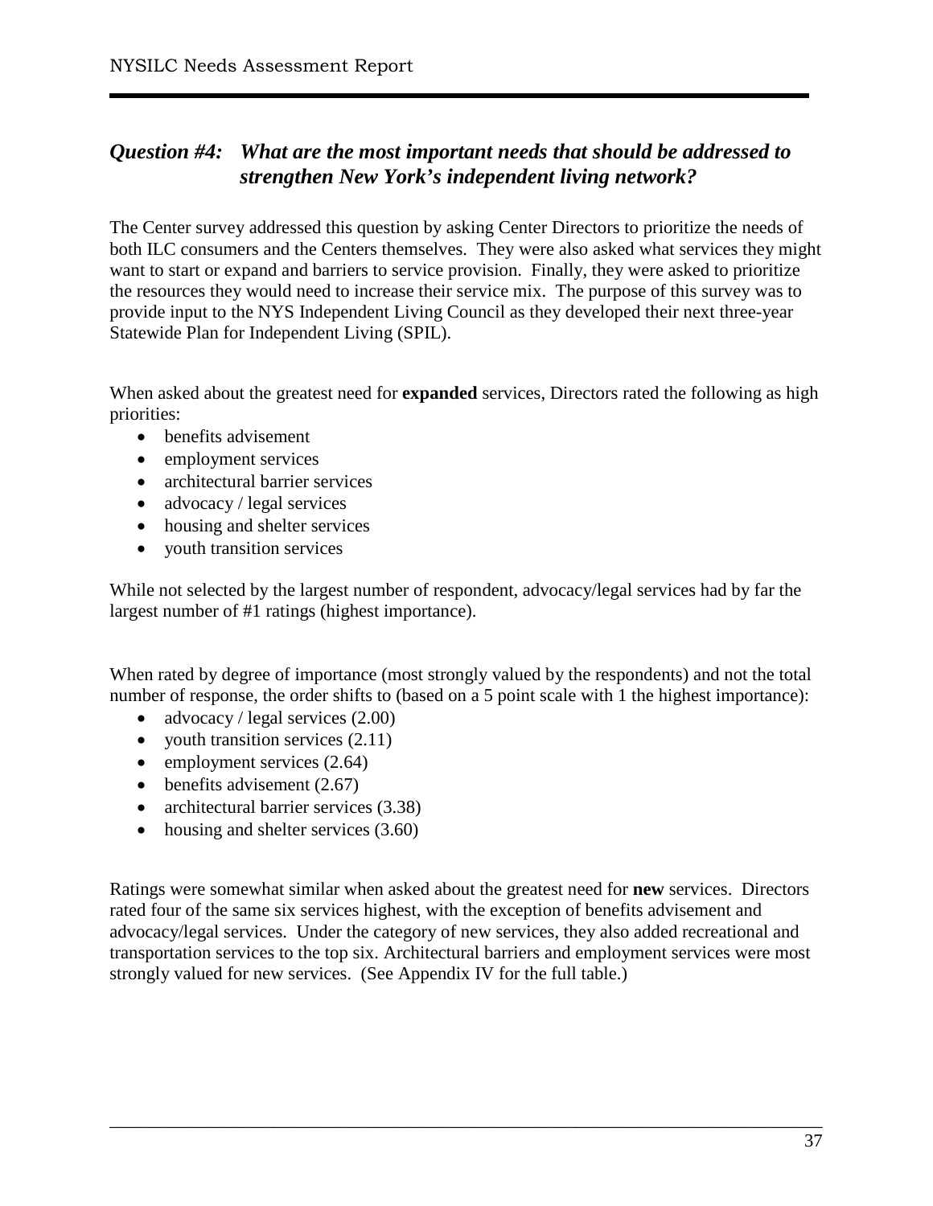## *Question #4: What are the most important needs that should be addressed to strengthen New York's independent living network?*

The Center survey addressed this question by asking Center Directors to prioritize the needs of both ILC consumers and the Centers themselves. They were also asked what services they might want to start or expand and barriers to service provision. Finally, they were asked to prioritize the resources they would need to increase their service mix. The purpose of this survey was to provide input to the NYS Independent Living Council as they developed their next three-year Statewide Plan for Independent Living (SPIL).

When asked about the greatest need for **expanded** services, Directors rated the following as high priorities:

- benefits advisement
- employment services
- architectural barrier services
- advocacy / legal services
- housing and shelter services
- youth transition services

While not selected by the largest number of respondent, advocacy/legal services had by far the largest number of #1 ratings (highest importance).

When rated by degree of importance (most strongly valued by the respondents) and not the total number of response, the order shifts to (based on a 5 point scale with 1 the highest importance):

- advocacy / legal services (2.00)
- youth transition services (2.11)
- employment services (2.64)
- benefits advisement (2.67)
- architectural barrier services (3.38)
- housing and shelter services (3.60)

Ratings were somewhat similar when asked about the greatest need for **new** services. Directors rated four of the same six services highest, with the exception of benefits advisement and advocacy/legal services. Under the category of new services, they also added recreational and transportation services to the top six. Architectural barriers and employment services were most strongly valued for new services. (See Appendix IV for the full table.)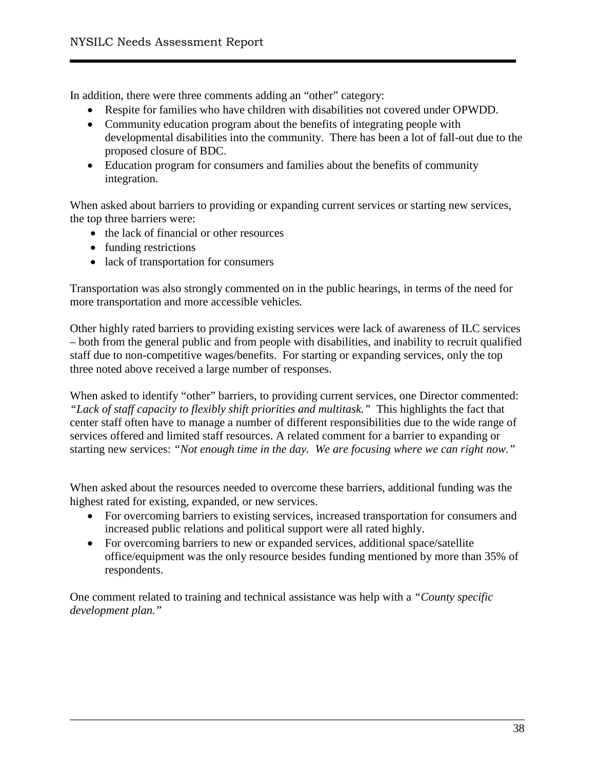In addition, there were three comments adding an "other" category:

- Respite for families who have children with disabilities not covered under OPWDD.
- Community education program about the benefits of integrating people with developmental disabilities into the community. There has been a lot of fall-out due to the proposed closure of BDC.
- Education program for consumers and families about the benefits of community integration.

When asked about barriers to providing or expanding current services or starting new services, the top three barriers were:

- the lack of financial or other resources
- funding restrictions
- lack of transportation for consumers

Transportation was also strongly commented on in the public hearings, in terms of the need for more transportation and more accessible vehicles.

Other highly rated barriers to providing existing services were lack of awareness of ILC services – both from the general public and from people with disabilities, and inability to recruit qualified staff due to non-competitive wages/benefits. For starting or expanding services, only the top three noted above received a large number of responses.

When asked to identify "other" barriers, to providing current services, one Director commented: *"Lack of staff capacity to flexibly shift priorities and multitask."* This highlights the fact that center staff often have to manage a number of different responsibilities due to the wide range of services offered and limited staff resources. A related comment for a barrier to expanding or starting new services: *"Not enough time in the day. We are focusing where we can right now."*

When asked about the resources needed to overcome these barriers, additional funding was the highest rated for existing, expanded, or new services.

- For overcoming barriers to existing services, increased transportation for consumers and increased public relations and political support were all rated highly.
- For overcoming barriers to new or expanded services, additional space/satellite office/equipment was the only resource besides funding mentioned by more than 35% of respondents.

One comment related to training and technical assistance was help with a *"County specific development plan."*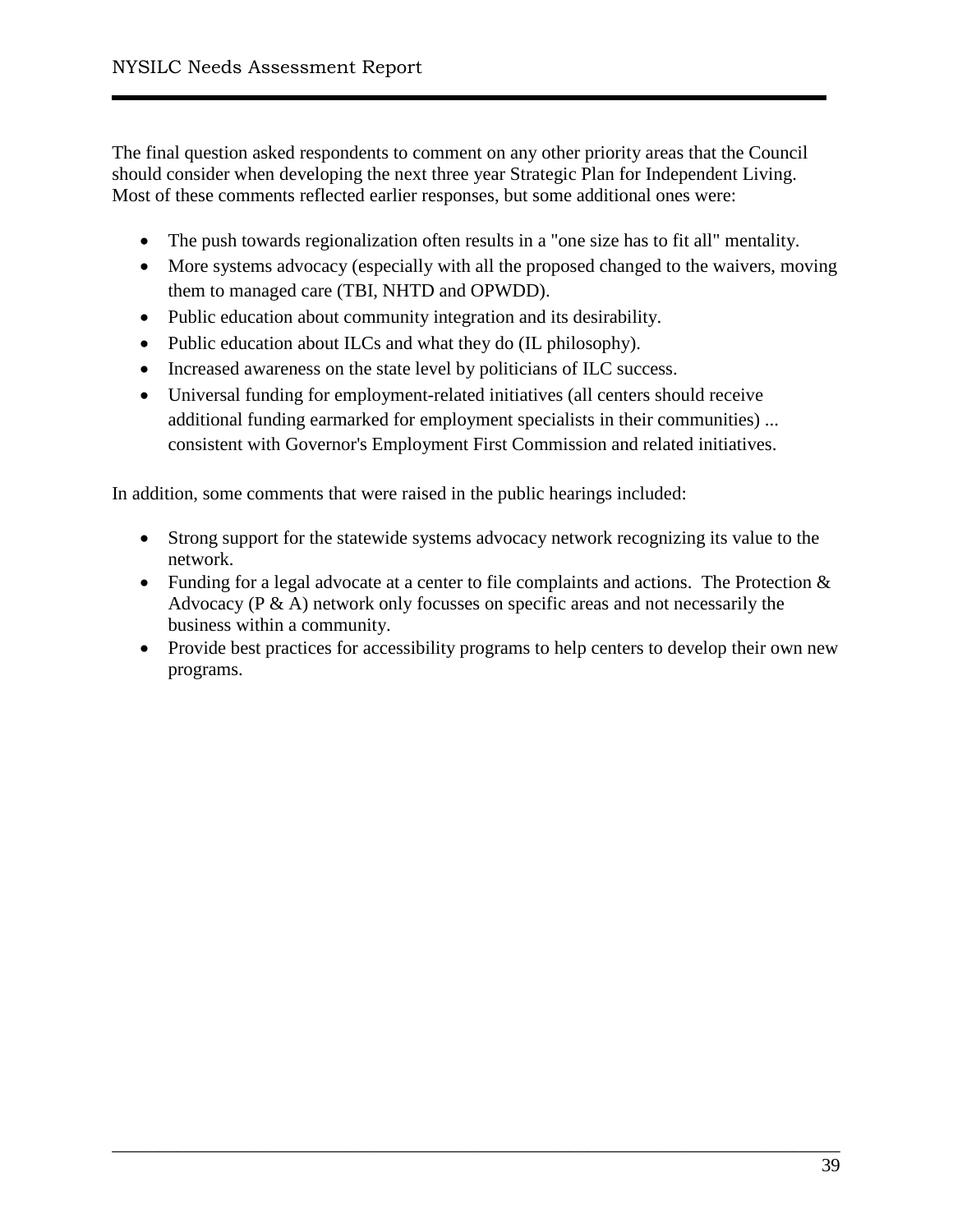The final question asked respondents to comment on any other priority areas that the Council should consider when developing the next three year Strategic Plan for Independent Living. Most of these comments reflected earlier responses, but some additional ones were:

- The push towards regionalization often results in a "one size has to fit all" mentality.
- More systems advocacy (especially with all the proposed changed to the waivers, moving them to managed care (TBI, NHTD and OPWDD).
- Public education about community integration and its desirability.
- Public education about ILCs and what they do (IL philosophy).
- Increased awareness on the state level by politicians of ILC success.
- Universal funding for employment-related initiatives (all centers should receive additional funding earmarked for employment specialists in their communities) ... consistent with Governor's Employment First Commission and related initiatives.

In addition, some comments that were raised in the public hearings included:

- Strong support for the statewide systems advocacy network recognizing its value to the network.
- Funding for a legal advocate at a center to file complaints and actions. The Protection & Advocacy (P & A) network only focusses on specific areas and not necessarily the business within a community.
- Provide best practices for accessibility programs to help centers to develop their own new programs.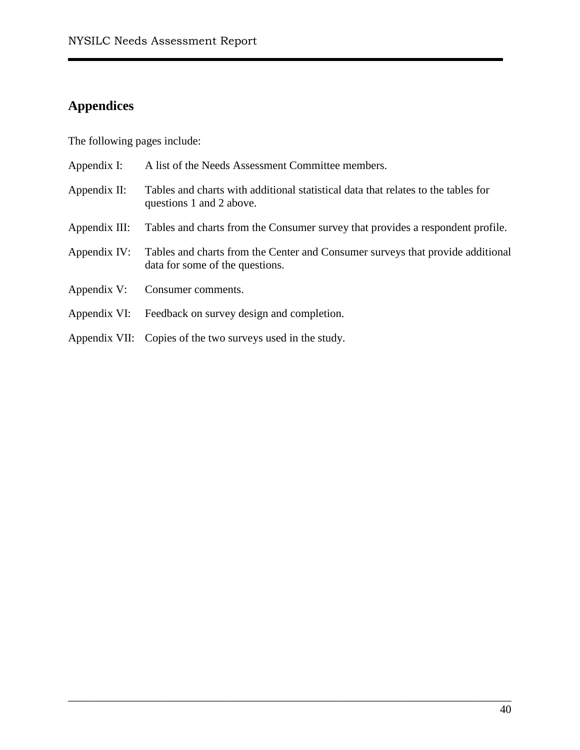## Appendices

The following pages include:

| | |
|---|---|
| Appendix I: | A list of the Needs Assessment Committee members. |
| Appendix II: | Tables and charts with additional statistical data that relates to the tables for questions 1 and 2 above. |
| Appendix III: | Tables and charts from the Consumer survey that provides a respondent profile. |
| Appendix IV: | Tables and charts from the Center and Consumer surveys that provide additional data for some of the questions. |
| Appendix V: | Consumer comments. |
| Appendix VI: | Feedback on survey design and completion. |
| Appendix VII: | Copies of the two surveys used in the study. |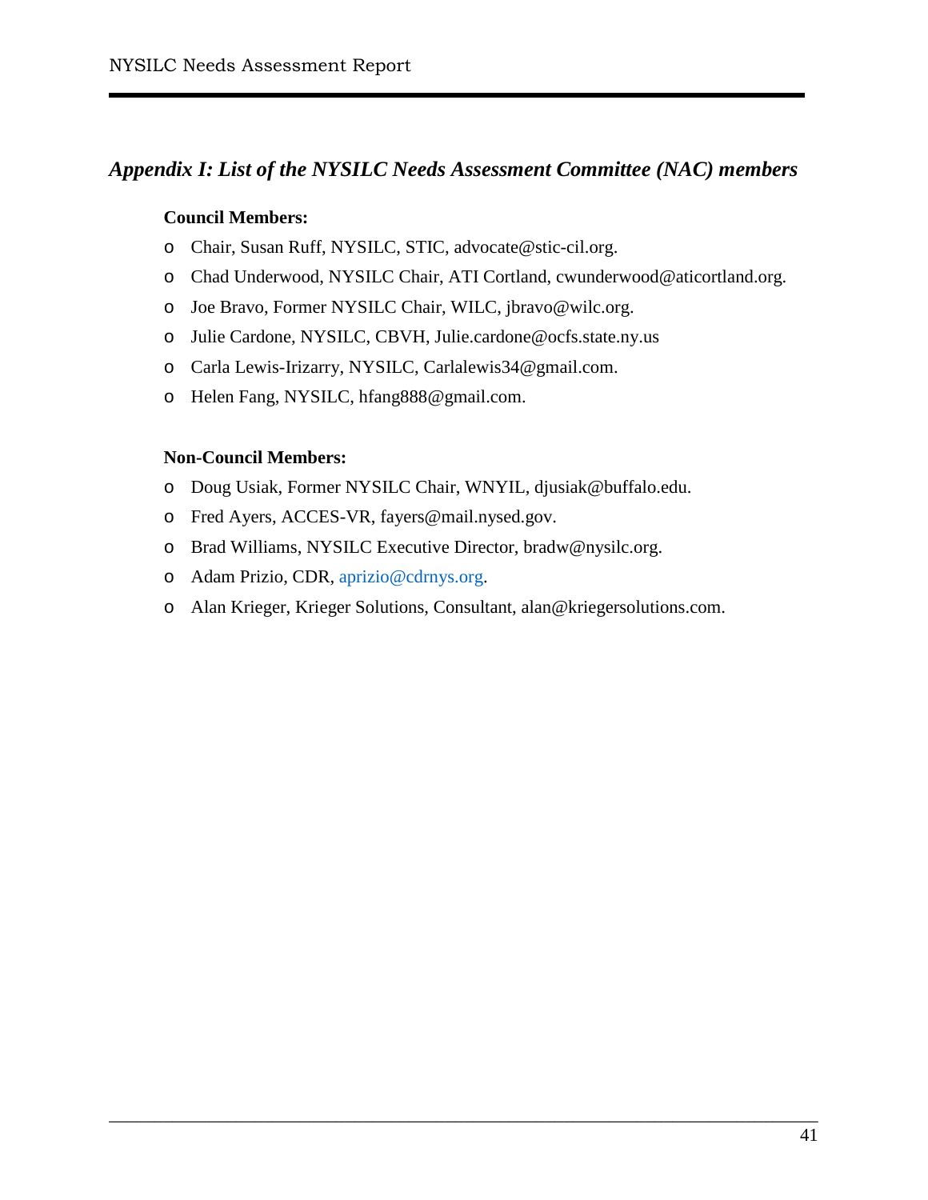## *Appendix I: List of the NYSILC Needs Assessment Committee (NAC) members*

**Council Members:**

- Chair, Susan Ruff, NYSILC, STIC, advocate@stic-cil.org.
- Chad Underwood, NYSILC Chair, ATI Cortland, cwunderwood@aticortland.org.
- Joe Bravo, Former NYSILC Chair, WILC, jbravo@wilc.org.
- Julie Cardone, NYSILC, CBVH, Julie.cardone@ocfs.state.ny.us
- Carla Lewis-Irizarry, NYSILC, Carlalewis34@gmail.com.
- Helen Fang, NYSILC, hfang888@gmail.com.

**Non-Council Members:**

- Doug Usiak, Former NYSILC Chair, WNYIL, djusiak@buffalo.edu.
- Fred Ayers, ACCES-VR, fayers@mail.nysed.gov.
- Brad Williams, NYSILC Executive Director, bradw@nysilc.org.
- Adam Prizio, CDR, aprizio@cdrnys.org.
- Alan Krieger, Krieger Solutions, Consultant, alan@kriegersolutions.com.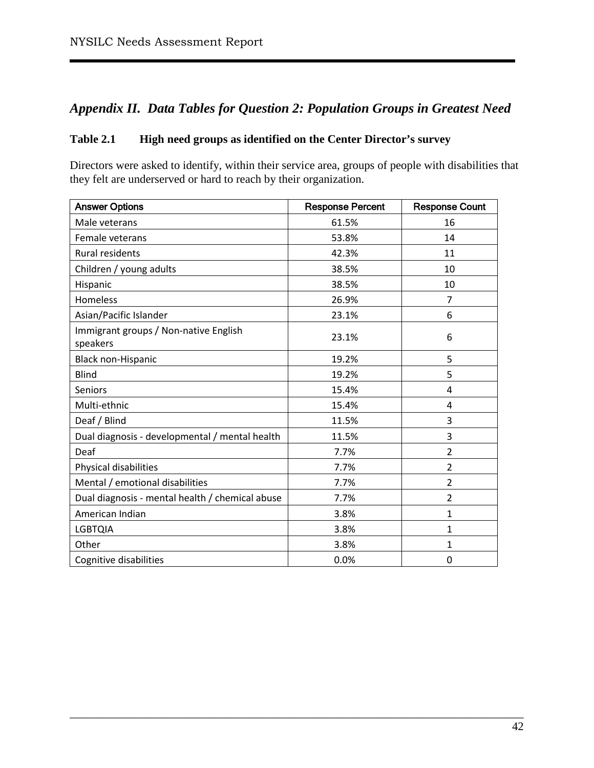## *Appendix II. Data Tables for Question 2: Population Groups in Greatest Need*

**Table 2.1 High need groups as identified on the Center Director's survey**

Directors were asked to identify, within their service area, groups of people with disabilities that they felt are underserved or hard to reach by their organization.

| Answer Options | Response Percent | Response Count |
|---|---|---|
| Male veterans | 61.5% | 16 |
| Female veterans | 53.8% | 14 |
| Rural residents | 42.3% | 11 |
| Children / young adults | 38.5% | 10 |
| Hispanic | 38.5% | 10 |
| Homeless | 26.9% | 7 |
| Asian/Pacific Islander | 23.1% | 6 |
| Immigrant groups / Non-native English speakers | 23.1% | 6 |
| Black non-Hispanic | 19.2% | 5 |
| Blind | 19.2% | 5 |
| Seniors | 15.4% | 4 |
| Multi-ethnic | 15.4% | 4 |
| Deaf / Blind | 11.5% | 3 |
| Dual diagnosis - developmental / mental health | 11.5% | 3 |
| Deaf | 7.7% | 2 |
| Physical disabilities | 7.7% | 2 |
| Mental / emotional disabilities | 7.7% | 2 |
| Dual diagnosis - mental health / chemical abuse | 7.7% | 2 |
| American Indian | 3.8% | 1 |
| LGBTQIA | 3.8% | 1 |
| Other | 3.8% | 1 |
| Cognitive disabilities | 0.0% | 0 |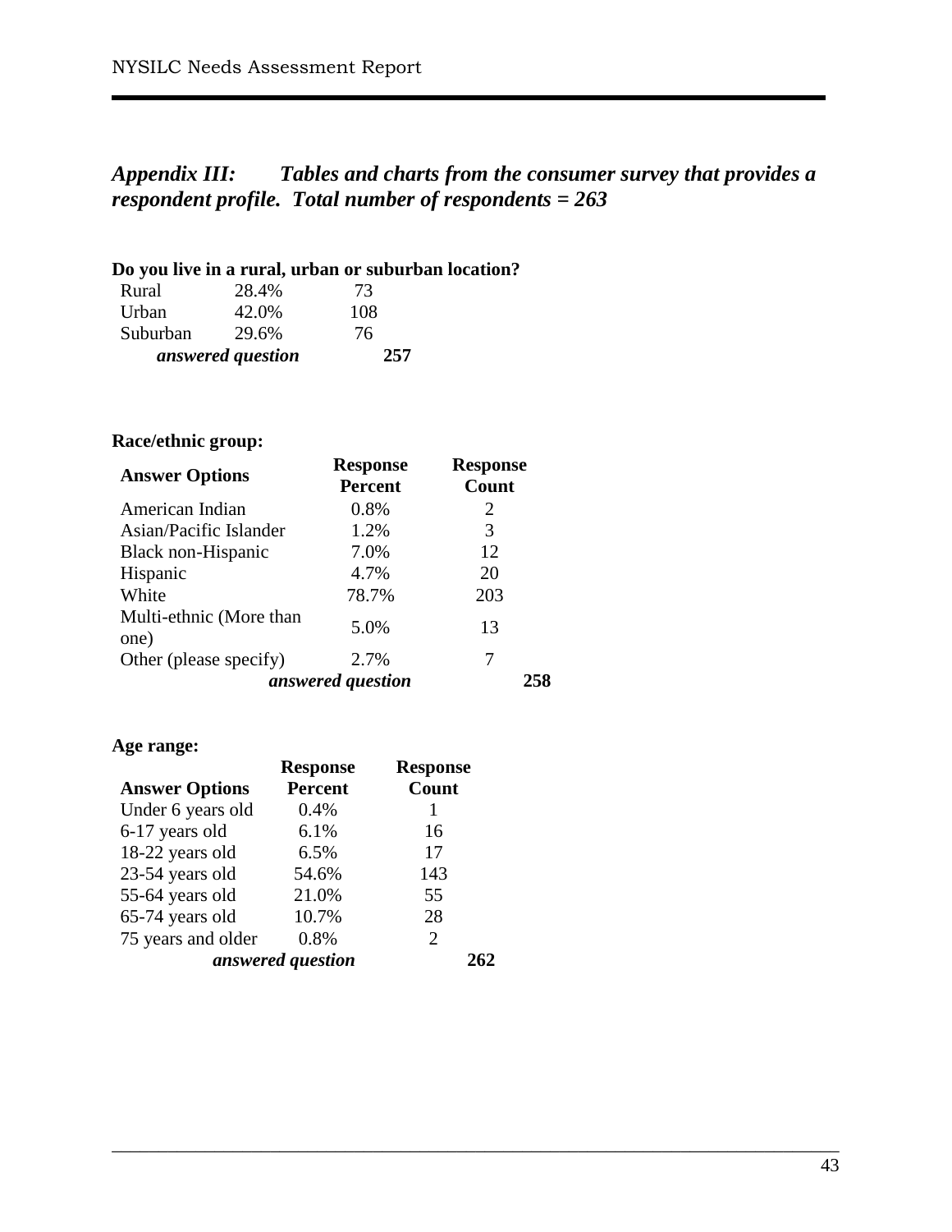## *Appendix III: Tables and charts from the consumer survey that provides a respondent profile. Total number of respondents = 263*

**Do you live in a rural, urban or suburban location?**

| | | |
|---|---|---|
| Rural | 28.4% | 73 |
| Urban | 42.0% | 108 |
| Suburban | 29.6% | 76 |
| ***answered question*** | | **257** |

**Race/ethnic group:**

| Answer Options | Response Percent | Response Count | |
|---|---|---|---|
| American Indian | 0.8% | 2 | |
| Asian/Pacific Islander | 1.2% | 3 | |
| Black non-Hispanic | 7.0% | 12 | |
| Hispanic | 4.7% | 20 | |
| White | 78.7% | 203 | |
| Multi-ethnic (More than one) | 5.0% | 13 | |
| Other (please specify) | 2.7% | 7 | |
| | ***answered question*** | | **258** |

**Age range:**

| Answer Options | Response Percent | Response Count | |
|---|---|---|---|
| Under 6 years old | 0.4% | 1 | |
| 6-17 years old | 6.1% | 16 | |
| 18-22 years old | 6.5% | 17 | |
| 23-54 years old | 54.6% | 143 | |
| 55-64 years old | 21.0% | 55 | |
| 65-74 years old | 10.7% | 28 | |
| 75 years and older | 0.8% | 2 | |
| | ***answered question*** | | **262** |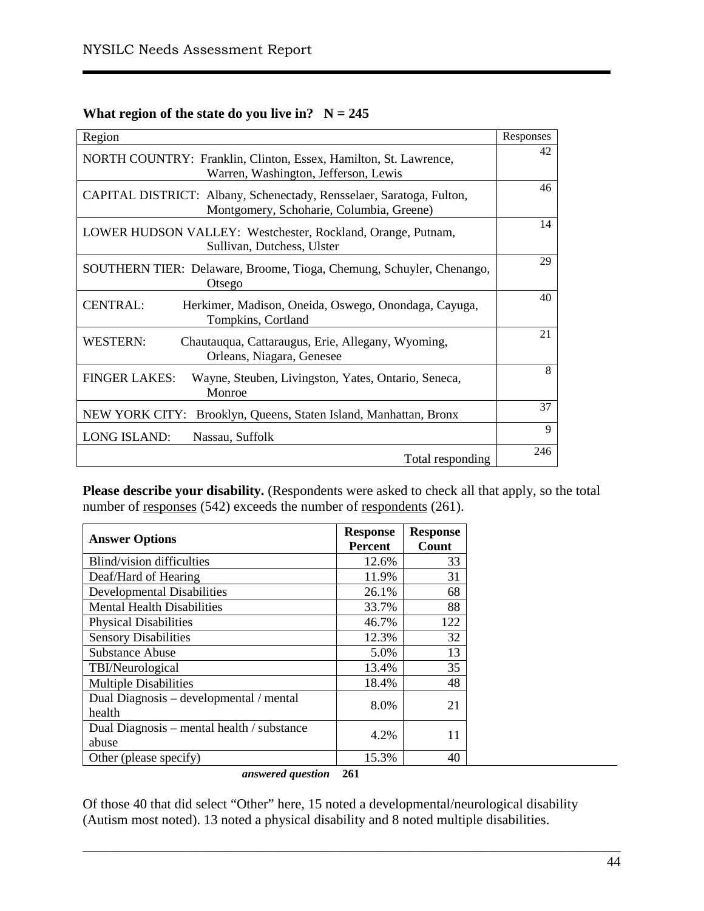**What region of the state do you live in?   N = 245**

| Region | Responses |
|---|---|
| NORTH COUNTRY: Franklin, Clinton, Essex, Hamilton, St. Lawrence, Warren, Washington, Jefferson, Lewis | 42 |
| CAPITAL DISTRICT: Albany, Schenectady, Rensselaer, Saratoga, Fulton, Montgomery, Schoharie, Columbia, Greene) | 46 |
| LOWER HUDSON VALLEY: Westchester, Rockland, Orange, Putnam, Sullivan, Dutchess, Ulster | 14 |
| SOUTHERN TIER: Delaware, Broome, Tioga, Chemung, Schuyler, Chenango, Otsego | 29 |
| CENTRAL: Herkimer, Madison, Oneida, Oswego, Onondaga, Cayuga, Tompkins, Cortland | 40 |
| WESTERN: Chautauqua, Cattaraugus, Erie, Allegany, Wyoming, Orleans, Niagara, Genesee | 21 |
| FINGER LAKES: Wayne, Steuben, Livingston, Yates, Ontario, Seneca, Monroe | 8 |
| NEW YORK CITY: Brooklyn, Queens, Staten Island, Manhattan, Bronx | 37 |
| LONG ISLAND: Nassau, Suffolk | 9 |
| Total responding | 246 |

**Please describe your disability.** (Respondents were asked to check all that apply, so the total number of responses (542) exceeds the number of respondents (261).

| Answer Options | Response Percent | Response Count |
|---|---|---|
| Blind/vision difficulties | 12.6% | 33 |
| Deaf/Hard of Hearing | 11.9% | 31 |
| Developmental Disabilities | 26.1% | 68 |
| Mental Health Disabilities | 33.7% | 88 |
| Physical Disabilities | 46.7% | 122 |
| Sensory Disabilities | 12.3% | 32 |
| Substance Abuse | 5.0% | 13 |
| TBI/Neurological | 13.4% | 35 |
| Multiple Disabilities | 18.4% | 48 |
| Dual Diagnosis – developmental / mental health | 8.0% | 21 |
| Dual Diagnosis – mental health / substance abuse | 4.2% | 11 |
| Other (please specify) | 15.3% | 40 |
| ***answered question*** | **261** | |

Of those 40 that did select "Other" here, 15 noted a developmental/neurological disability (Autism most noted). 13 noted a physical disability and 8 noted multiple disabilities.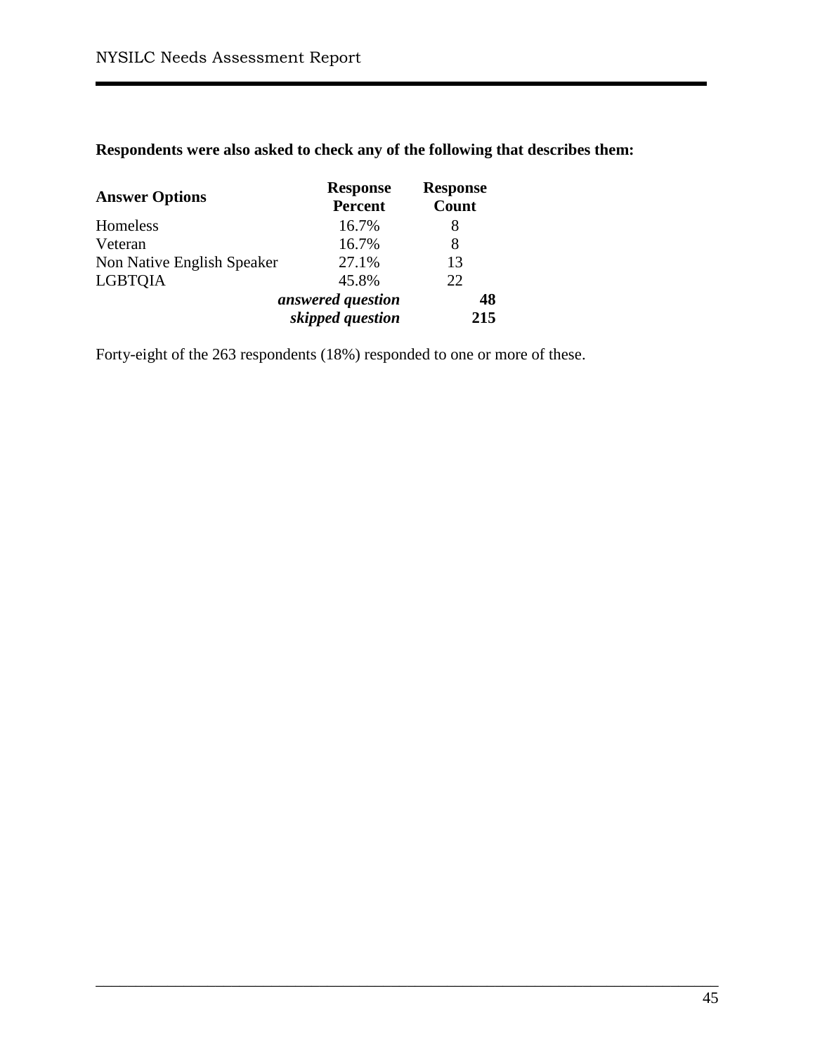**Respondents were also asked to check any of the following that describes them:**

| Answer Options | Response Percent | Response Count |
|---|---|---|
| Homeless | 16.7% | 8 |
| Veteran | 16.7% | 8 |
| Non Native English Speaker | 27.1% | 13 |
| LGBTQIA | 45.8% | 22 |
| | ***answered question*** | **48** |
| | ***skipped question*** | **215** |

Forty-eight of the 263 respondents (18%) responded to one or more of these.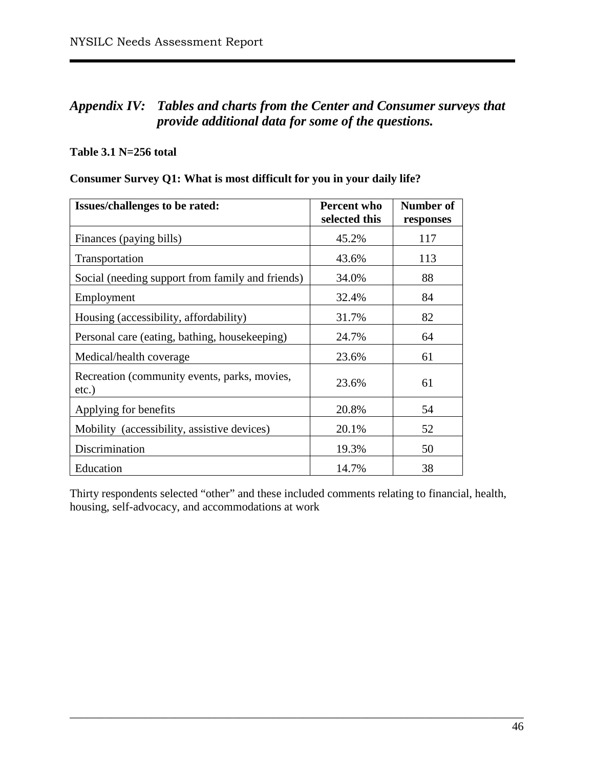## *Appendix IV: Tables and charts from the Center and Consumer surveys that provide additional data for some of the questions.*

**Table 3.1 N=256 total**

**Consumer Survey Q1: What is most difficult for you in your daily life?**

| Issues/challenges to be rated: | Percent who selected this | Number of responses |
|---|---|---|
| Finances (paying bills) | 45.2% | 117 |
| Transportation | 43.6% | 113 |
| Social (needing support from family and friends) | 34.0% | 88 |
| Employment | 32.4% | 84 |
| Housing (accessibility, affordability) | 31.7% | 82 |
| Personal care (eating, bathing, housekeeping) | 24.7% | 64 |
| Medical/health coverage | 23.6% | 61 |
| Recreation (community events, parks, movies, etc.) | 23.6% | 61 |
| Applying for benefits | 20.8% | 54 |
| Mobility (accessibility, assistive devices) | 20.1% | 52 |
| Discrimination | 19.3% | 50 |
| Education | 14.7% | 38 |

Thirty respondents selected "other" and these included comments relating to financial, health, housing, self-advocacy, and accommodations at work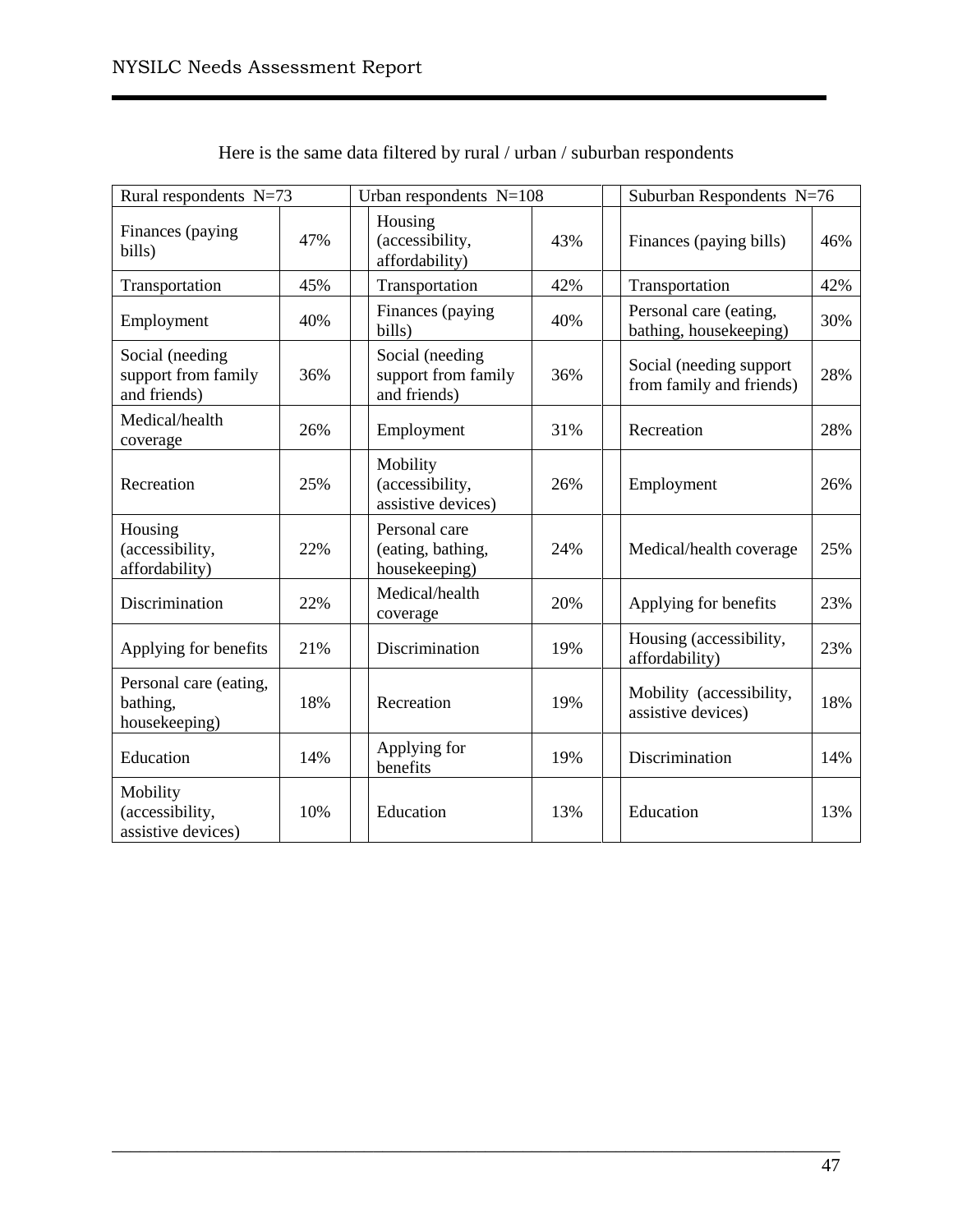Here is the same data filtered by rural / urban / suburban respondents

| Rural respondents N=73 | | | Urban respondents N=108 | | | Suburban Respondents N=76 | |
|---|---|---|---|---|---|---|---|
| Finances (paying bills) | 47% | | Housing (accessibility, affordability) | 43% | | Finances (paying bills) | 46% |
| Transportation | 45% | | Transportation | 42% | | Transportation | 42% |
| Employment | 40% | | Finances (paying bills) | 40% | | Personal care (eating, bathing, housekeeping) | 30% |
| Social (needing support from family and friends) | 36% | | Social (needing support from family and friends) | 36% | | Social (needing support from family and friends) | 28% |
| Medical/health coverage | 26% | | Employment | 31% | | Recreation | 28% |
| Recreation | 25% | | Mobility (accessibility, assistive devices) | 26% | | Employment | 26% |
| Housing (accessibility, affordability) | 22% | | Personal care (eating, bathing, housekeeping) | 24% | | Medical/health coverage | 25% |
| Discrimination | 22% | | Medical/health coverage | 20% | | Applying for benefits | 23% |
| Applying for benefits | 21% | | Discrimination | 19% | | Housing (accessibility, affordability) | 23% |
| Personal care (eating, bathing, housekeeping) | 18% | | Recreation | 19% | | Mobility (accessibility, assistive devices) | 18% |
| Education | 14% | | Applying for benefits | 19% | | Discrimination | 14% |
| Mobility (accessibility, assistive devices) | 10% | | Education | 13% | | Education | 13% |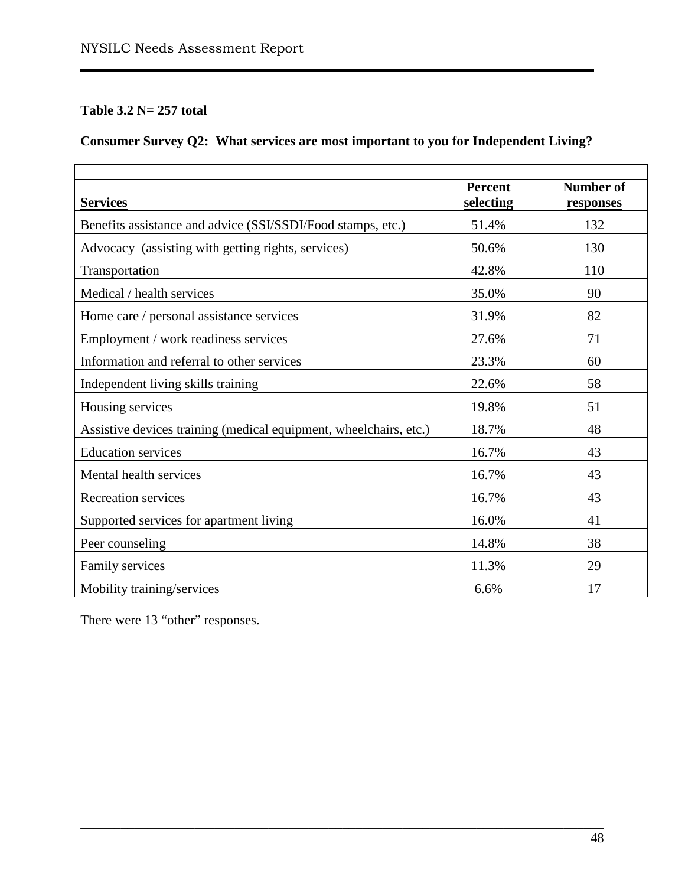**Table 3.2 N= 257 total**

**Consumer Survey Q2: What services are most important to you for Independent Living?**

| Services | Percent selecting | Number of responses |
|---|---|---|
| Benefits assistance and advice (SSI/SSDI/Food stamps, etc.) | 51.4% | 132 |
| Advocacy (assisting with getting rights, services) | 50.6% | 130 |
| Transportation | 42.8% | 110 |
| Medical / health services | 35.0% | 90 |
| Home care / personal assistance services | 31.9% | 82 |
| Employment / work readiness services | 27.6% | 71 |
| Information and referral to other services | 23.3% | 60 |
| Independent living skills training | 22.6% | 58 |
| Housing services | 19.8% | 51 |
| Assistive devices training (medical equipment, wheelchairs, etc.) | 18.7% | 48 |
| Education services | 16.7% | 43 |
| Mental health services | 16.7% | 43 |
| Recreation services | 16.7% | 43 |
| Supported services for apartment living | 16.0% | 41 |
| Peer counseling | 14.8% | 38 |
| Family services | 11.3% | 29 |
| Mobility training/services | 6.6% | 17 |

There were 13 "other" responses.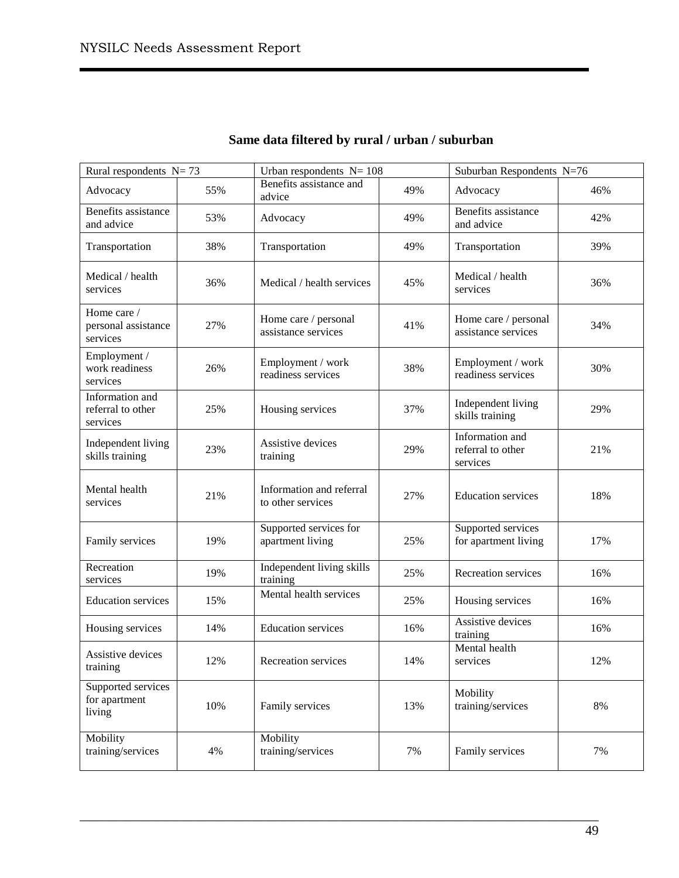**Same data filtered by rural / urban / suburban**

| Rural respondents N= 73 | | Urban respondents N= 108 | | Suburban Respondents N=76 | |
|---|---|---|---|---|---|
| Advocacy | 55% | Benefits assistance and advice | 49% | Advocacy | 46% |
| Benefits assistance and advice | 53% | Advocacy | 49% | Benefits assistance and advice | 42% |
| Transportation | 38% | Transportation | 49% | Transportation | 39% |
| Medical / health services | 36% | Medical / health services | 45% | Medical / health services | 36% |
| Home care / personal assistance services | 27% | Home care / personal assistance services | 41% | Home care / personal assistance services | 34% |
| Employment / work readiness services | 26% | Employment / work readiness services | 38% | Employment / work readiness services | 30% |
| Information and referral to other services | 25% | Housing services | 37% | Independent living skills training | 29% |
| Independent living skills training | 23% | Assistive devices training | 29% | Information and referral to other services | 21% |
| Mental health services | 21% | Information and referral to other services | 27% | Education services | 18% |
| Family services | 19% | Supported services for apartment living | 25% | Supported services for apartment living | 17% |
| Recreation services | 19% | Independent living skills training | 25% | Recreation services | 16% |
| Education services | 15% | Mental health services | 25% | Housing services | 16% |
| Housing services | 14% | Education services | 16% | Assistive devices training | 16% |
| Assistive devices training | 12% | Recreation services | 14% | Mental health services | 12% |
| Supported services for apartment living | 10% | Family services | 13% | Mobility training/services | 8% |
| Mobility training/services | 4% | Mobility training/services | 7% | Family services | 7% |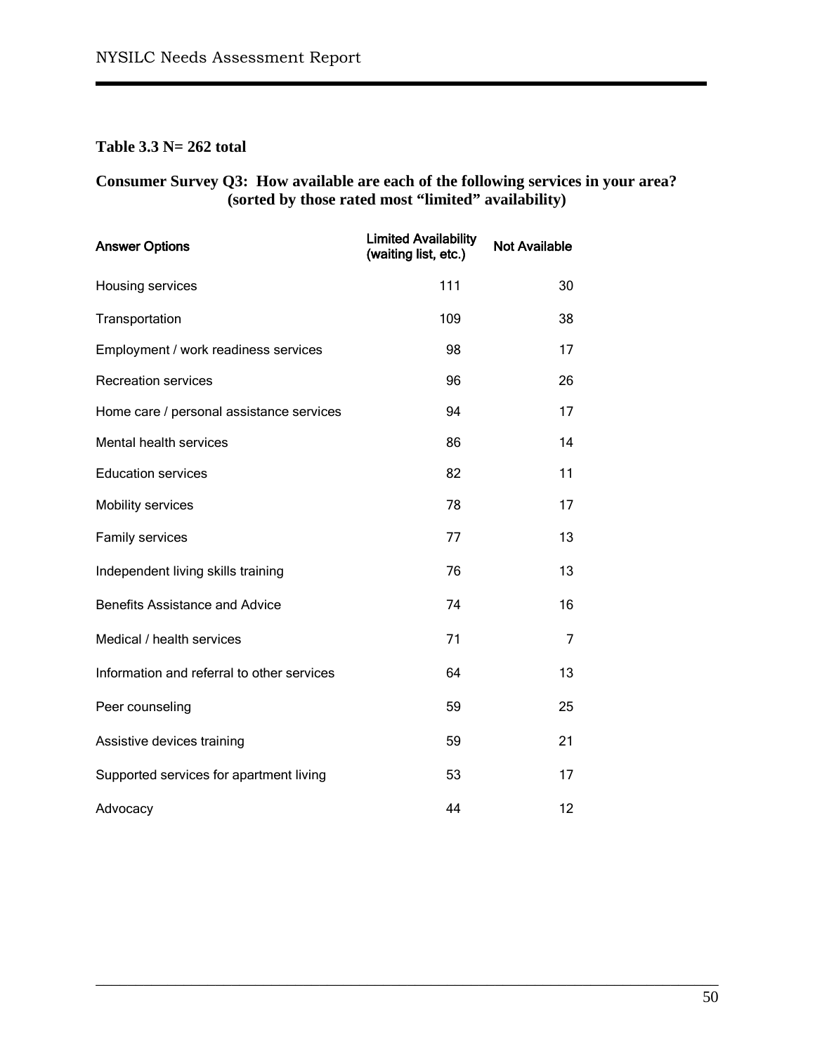**Table 3.3 N= 262 total**

**Consumer Survey Q3: How available are each of the following services in your area? (sorted by those rated most "limited" availability)**

| Answer Options | Limited Availability (waiting list, etc.) | Not Available |
|---|---|---|
| Housing services | 111 | 30 |
| Transportation | 109 | 38 |
| Employment / work readiness services | 98 | 17 |
| Recreation services | 96 | 26 |
| Home care / personal assistance services | 94 | 17 |
| Mental health services | 86 | 14 |
| Education services | 82 | 11 |
| Mobility services | 78 | 17 |
| Family services | 77 | 13 |
| Independent living skills training | 76 | 13 |
| Benefits Assistance and Advice | 74 | 16 |
| Medical / health services | 71 | 7 |
| Information and referral to other services | 64 | 13 |
| Peer counseling | 59 | 25 |
| Assistive devices training | 59 | 21 |
| Supported services for apartment living | 53 | 17 |
| Advocacy | 44 | 12 |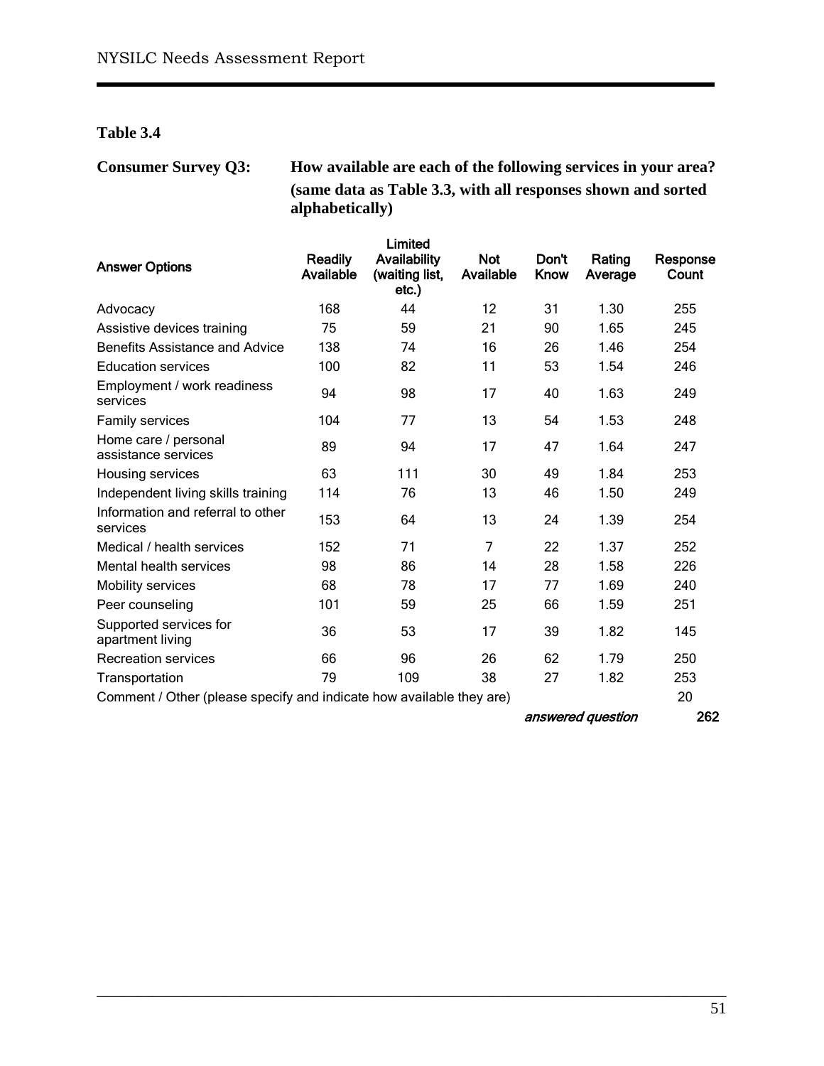**Table 3.4**

**Consumer Survey Q3: How available are each of the following services in your area? (same data as Table 3.3, with all responses shown and sorted alphabetically)**

| Answer Options | Readily Available | Limited Availability (waiting list, etc.) | Not Available | Don't Know | Rating Average | Response Count |
|---|---|---|---|---|---|---|
| Advocacy | 168 | 44 | 12 | 31 | 1.30 | 255 |
| Assistive devices training | 75 | 59 | 21 | 90 | 1.65 | 245 |
| Benefits Assistance and Advice | 138 | 74 | 16 | 26 | 1.46 | 254 |
| Education services | 100 | 82 | 11 | 53 | 1.54 | 246 |
| Employment / work readiness services | 94 | 98 | 17 | 40 | 1.63 | 249 |
| Family services | 104 | 77 | 13 | 54 | 1.53 | 248 |
| Home care / personal assistance services | 89 | 94 | 17 | 47 | 1.64 | 247 |
| Housing services | 63 | 111 | 30 | 49 | 1.84 | 253 |
| Independent living skills training | 114 | 76 | 13 | 46 | 1.50 | 249 |
| Information and referral to other services | 153 | 64 | 13 | 24 | 1.39 | 254 |
| Medical / health services | 152 | 71 | 7 | 22 | 1.37 | 252 |
| Mental health services | 98 | 86 | 14 | 28 | 1.58 | 226 |
| Mobility services | 68 | 78 | 17 | 77 | 1.69 | 240 |
| Peer counseling | 101 | 59 | 25 | 66 | 1.59 | 251 |
| Supported services for apartment living | 36 | 53 | 17 | 39 | 1.82 | 145 |
| Recreation services | 66 | 96 | 26 | 62 | 1.79 | 250 |
| Transportation | 79 | 109 | 38 | 27 | 1.82 | 253 |
| Comment / Other (please specify and indicate how available they are) | | | | | | 20 |
| | | | | | *answered question* | **262** |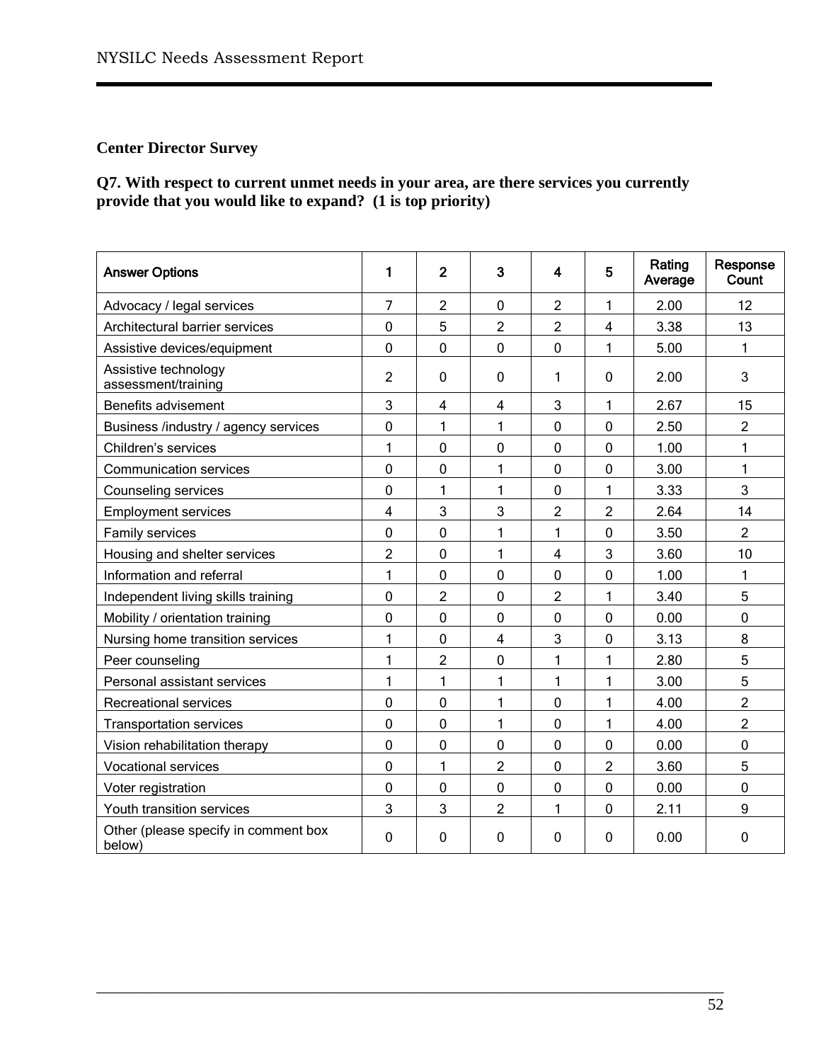## Center Director Survey

### Q7. With respect to current unmet needs in your area, are there services you currently provide that you would like to expand? (1 is top priority)

| Answer Options | 1 | 2 | 3 | 4 | 5 | Rating Average | Response Count |
|---|---|---|---|---|---|---|---|
| Advocacy / legal services | 7 | 2 | 0 | 2 | 1 | 2.00 | 12 |
| Architectural barrier services | 0 | 5 | 2 | 2 | 4 | 3.38 | 13 |
| Assistive devices/equipment | 0 | 0 | 0 | 0 | 1 | 5.00 | 1 |
| Assistive technology assessment/training | 2 | 0 | 0 | 1 | 0 | 2.00 | 3 |
| Benefits advisement | 3 | 4 | 4 | 3 | 1 | 2.67 | 15 |
| Business /industry / agency services | 0 | 1 | 1 | 0 | 0 | 2.50 | 2 |
| Children’s services | 1 | 0 | 0 | 0 | 0 | 1.00 | 1 |
| Communication services | 0 | 0 | 1 | 0 | 0 | 3.00 | 1 |
| Counseling services | 0 | 1 | 1 | 0 | 1 | 3.33 | 3 |
| Employment services | 4 | 3 | 3 | 2 | 2 | 2.64 | 14 |
| Family services | 0 | 0 | 1 | 1 | 0 | 3.50 | 2 |
| Housing and shelter services | 2 | 0 | 1 | 4 | 3 | 3.60 | 10 |
| Information and referral | 1 | 0 | 0 | 0 | 0 | 1.00 | 1 |
| Independent living skills training | 0 | 2 | 0 | 2 | 1 | 3.40 | 5 |
| Mobility / orientation training | 0 | 0 | 0 | 0 | 0 | 0.00 | 0 |
| Nursing home transition services | 1 | 0 | 4 | 3 | 0 | 3.13 | 8 |
| Peer counseling | 1 | 2 | 0 | 1 | 1 | 2.80 | 5 |
| Personal assistant services | 1 | 1 | 1 | 1 | 1 | 3.00 | 5 |
| Recreational services | 0 | 0 | 1 | 0 | 1 | 4.00 | 2 |
| Transportation services | 0 | 0 | 1 | 0 | 1 | 4.00 | 2 |
| Vision rehabilitation therapy | 0 | 0 | 0 | 0 | 0 | 0.00 | 0 |
| Vocational services | 0 | 1 | 2 | 0 | 2 | 3.60 | 5 |
| Voter registration | 0 | 0 | 0 | 0 | 0 | 0.00 | 0 |
| Youth transition services | 3 | 3 | 2 | 1 | 0 | 2.11 | 9 |
| Other (please specify in comment box below) | 0 | 0 | 0 | 0 | 0 | 0.00 | 0 |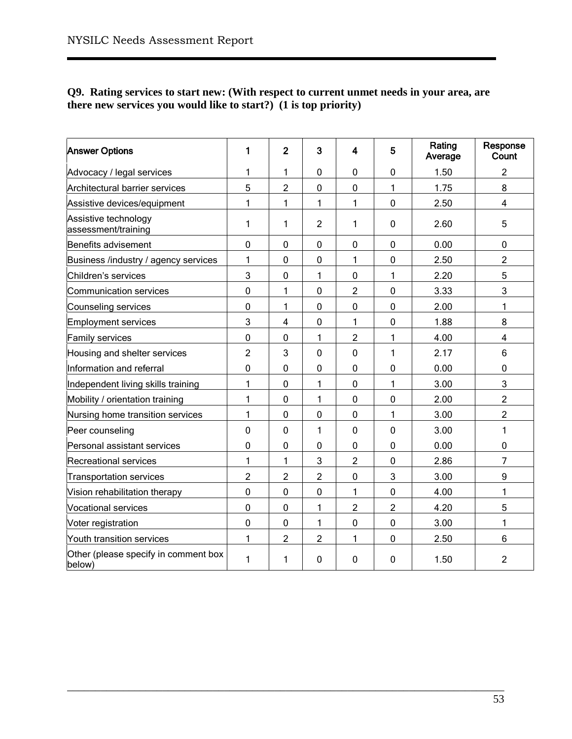**Q9. Rating services to start new: (With respect to current unmet needs in your area, are there new services you would like to start?) (1 is top priority)**

| Answer Options | 1 | 2 | 3 | 4 | 5 | Rating Average | Response Count |
|---|---|---|---|---|---|---|---|
| Advocacy / legal services | 1 | 1 | 0 | 0 | 0 | 1.50 | 2 |
| Architectural barrier services | 5 | 2 | 0 | 0 | 1 | 1.75 | 8 |
| Assistive devices/equipment | 1 | 1 | 1 | 1 | 0 | 2.50 | 4 |
| Assistive technology assessment/training | 1 | 1 | 2 | 1 | 0 | 2.60 | 5 |
| Benefits advisement | 0 | 0 | 0 | 0 | 0 | 0.00 | 0 |
| Business /industry / agency services | 1 | 0 | 0 | 1 | 0 | 2.50 | 2 |
| Children's services | 3 | 0 | 1 | 0 | 1 | 2.20 | 5 |
| Communication services | 0 | 1 | 0 | 2 | 0 | 3.33 | 3 |
| Counseling services | 0 | 1 | 0 | 0 | 0 | 2.00 | 1 |
| Employment services | 3 | 4 | 0 | 1 | 0 | 1.88 | 8 |
| Family services | 0 | 0 | 1 | 2 | 1 | 4.00 | 4 |
| Housing and shelter services | 2 | 3 | 0 | 0 | 1 | 2.17 | 6 |
| Information and referral | 0 | 0 | 0 | 0 | 0 | 0.00 | 0 |
| Independent living skills training | 1 | 0 | 1 | 0 | 1 | 3.00 | 3 |
| Mobility / orientation training | 1 | 0 | 1 | 0 | 0 | 2.00 | 2 |
| Nursing home transition services | 1 | 0 | 0 | 0 | 1 | 3.00 | 2 |
| Peer counseling | 0 | 0 | 1 | 0 | 0 | 3.00 | 1 |
| Personal assistant services | 0 | 0 | 0 | 0 | 0 | 0.00 | 0 |
| Recreational services | 1 | 1 | 3 | 2 | 0 | 2.86 | 7 |
| Transportation services | 2 | 2 | 2 | 0 | 3 | 3.00 | 9 |
| Vision rehabilitation therapy | 0 | 0 | 0 | 1 | 0 | 4.00 | 1 |
| Vocational services | 0 | 0 | 1 | 2 | 2 | 4.20 | 5 |
| Voter registration | 0 | 0 | 1 | 0 | 0 | 3.00 | 1 |
| Youth transition services | 1 | 2 | 2 | 1 | 0 | 2.50 | 6 |
| Other (please specify in comment box below) | 1 | 1 | 0 | 0 | 0 | 1.50 | 2 |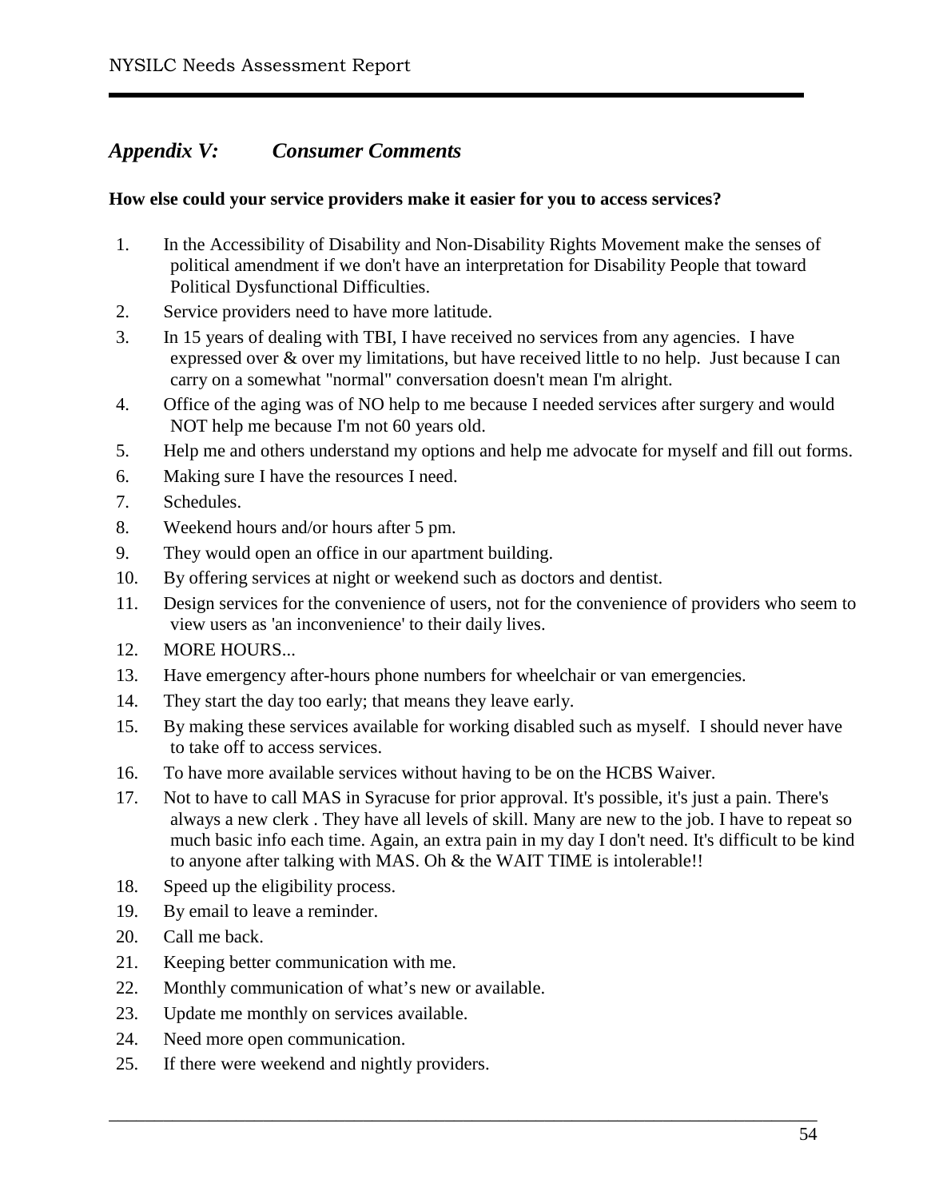## *Appendix V: Consumer Comments*

**How else could your service providers make it easier for you to access services?**

1. In the Accessibility of Disability and Non-Disability Rights Movement make the senses of political amendment if we don't have an interpretation for Disability People that toward Political Dysfunctional Difficulties.
2. Service providers need to have more latitude.
3. In 15 years of dealing with TBI, I have received no services from any agencies. I have expressed over & over my limitations, but have received little to no help. Just because I can carry on a somewhat "normal" conversation doesn't mean I'm alright.
4. Office of the aging was of NO help to me because I needed services after surgery and would NOT help me because I'm not 60 years old.
5. Help me and others understand my options and help me advocate for myself and fill out forms.
6. Making sure I have the resources I need.
7. Schedules.
8. Weekend hours and/or hours after 5 pm.
9. They would open an office in our apartment building.
10. By offering services at night or weekend such as doctors and dentist.
11. Design services for the convenience of users, not for the convenience of providers who seem to view users as 'an inconvenience' to their daily lives.
12. MORE HOURS...
13. Have emergency after-hours phone numbers for wheelchair or van emergencies.
14. They start the day too early; that means they leave early.
15. By making these services available for working disabled such as myself. I should never have to take off to access services.
16. To have more available services without having to be on the HCBS Waiver.
17. Not to have to call MAS in Syracuse for prior approval. It's possible, it's just a pain. There's always a new clerk . They have all levels of skill. Many are new to the job. I have to repeat so much basic info each time. Again, an extra pain in my day I don't need. It's difficult to be kind to anyone after talking with MAS. Oh & the WAIT TIME is intolerable!!
18. Speed up the eligibility process.
19. By email to leave a reminder.
20. Call me back.
21. Keeping better communication with me.
22. Monthly communication of what's new or available.
23. Update me monthly on services available.
24. Need more open communication.
25. If there were weekend and nightly providers.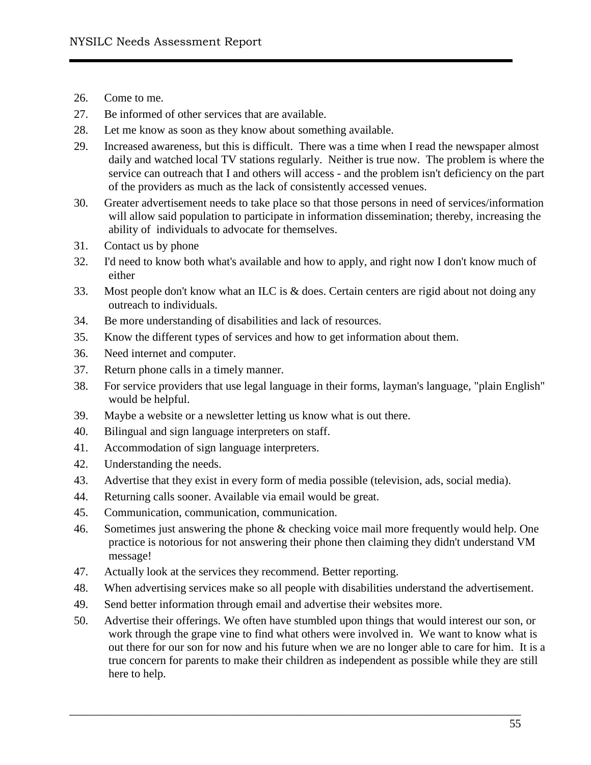26. Come to me.
27. Be informed of other services that are available.
28. Let me know as soon as they know about something available.
29. Increased awareness, but this is difficult. There was a time when I read the newspaper almost daily and watched local TV stations regularly. Neither is true now. The problem is where the service can outreach that I and others will access - and the problem isn't deficiency on the part of the providers as much as the lack of consistently accessed venues.
30. Greater advertisement needs to take place so that those persons in need of services/information will allow said population to participate in information dissemination; thereby, increasing the ability of individuals to advocate for themselves.
31. Contact us by phone
32. I'd need to know both what's available and how to apply, and right now I don't know much of either
33. Most people don't know what an ILC is & does. Certain centers are rigid about not doing any outreach to individuals.
34. Be more understanding of disabilities and lack of resources.
35. Know the different types of services and how to get information about them.
36. Need internet and computer.
37. Return phone calls in a timely manner.
38. For service providers that use legal language in their forms, layman's language, "plain English" would be helpful.
39. Maybe a website or a newsletter letting us know what is out there.
40. Bilingual and sign language interpreters on staff.
41. Accommodation of sign language interpreters.
42. Understanding the needs.
43. Advertise that they exist in every form of media possible (television, ads, social media).
44. Returning calls sooner. Available via email would be great.
45. Communication, communication, communication.
46. Sometimes just answering the phone & checking voice mail more frequently would help. One practice is notorious for not answering their phone then claiming they didn't understand VM message!
47. Actually look at the services they recommend. Better reporting.
48. When advertising services make so all people with disabilities understand the advertisement.
49. Send better information through email and advertise their websites more.
50. Advertise their offerings. We often have stumbled upon things that would interest our son, or work through the grape vine to find what others were involved in. We want to know what is out there for our son for now and his future when we are no longer able to care for him. It is a true concern for parents to make their children as independent as possible while they are still here to help.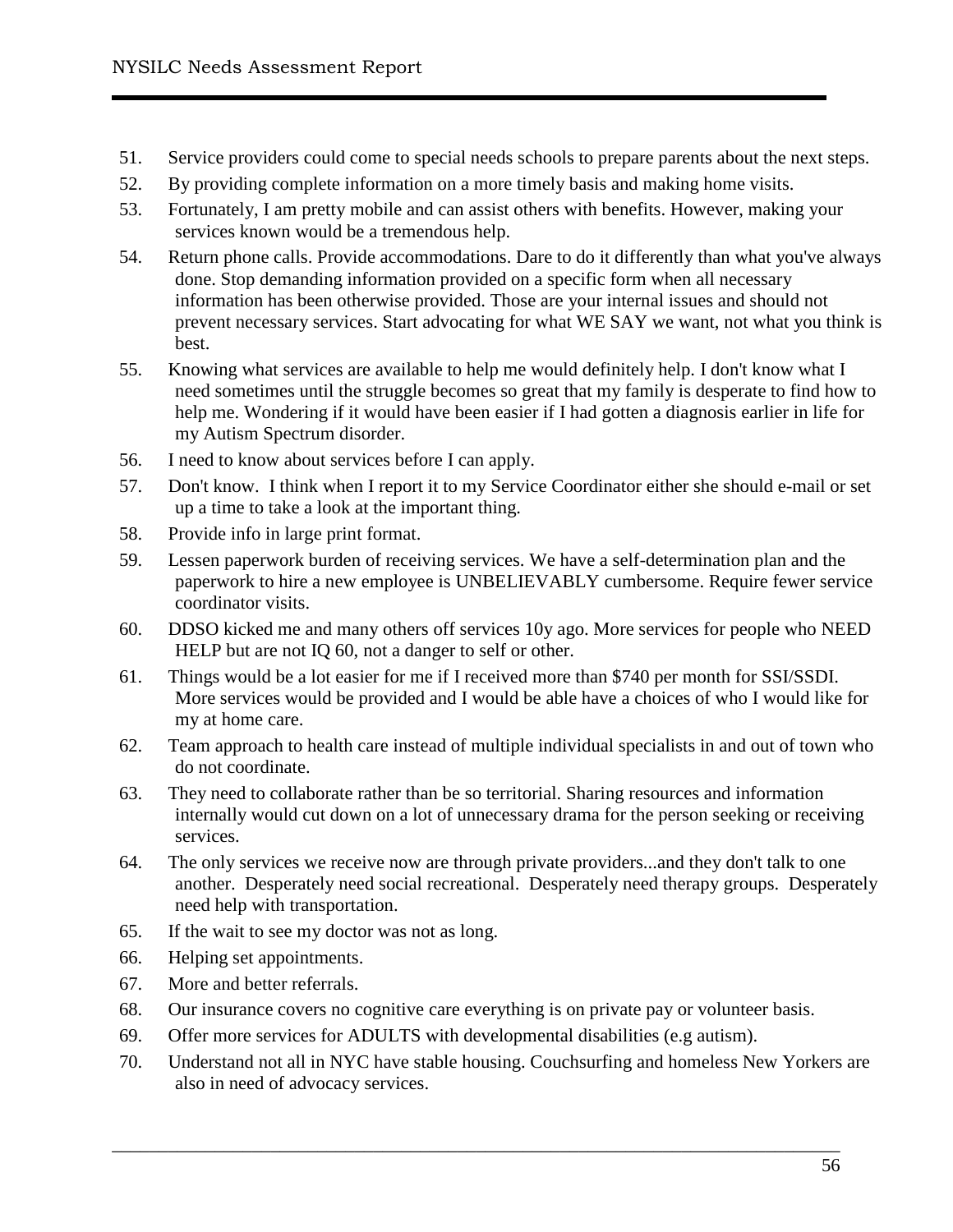51. Service providers could come to special needs schools to prepare parents about the next steps.
52. By providing complete information on a more timely basis and making home visits.
53. Fortunately, I am pretty mobile and can assist others with benefits. However, making your services known would be a tremendous help.
54. Return phone calls. Provide accommodations. Dare to do it differently than what you've always done. Stop demanding information provided on a specific form when all necessary information has been otherwise provided. Those are your internal issues and should not prevent necessary services. Start advocating for what WE SAY we want, not what you think is best.
55. Knowing what services are available to help me would definitely help. I don't know what I need sometimes until the struggle becomes so great that my family is desperate to find how to help me. Wondering if it would have been easier if I had gotten a diagnosis earlier in life for my Autism Spectrum disorder.
56. I need to know about services before I can apply.
57. Don't know. I think when I report it to my Service Coordinator either she should e-mail or set up a time to take a look at the important thing.
58. Provide info in large print format.
59. Lessen paperwork burden of receiving services. We have a self-determination plan and the paperwork to hire a new employee is UNBELIEVABLY cumbersome. Require fewer service coordinator visits.
60. DDSO kicked me and many others off services 10y ago. More services for people who NEED HELP but are not IQ 60, not a danger to self or other.
61. Things would be a lot easier for me if I received more than $740 per month for SSI/SSDI. More services would be provided and I would be able have a choices of who I would like for my at home care.
62. Team approach to health care instead of multiple individual specialists in and out of town who do not coordinate.
63. They need to collaborate rather than be so territorial. Sharing resources and information internally would cut down on a lot of unnecessary drama for the person seeking or receiving services.
64. The only services we receive now are through private providers...and they don't talk to one another. Desperately need social recreational. Desperately need therapy groups. Desperately need help with transportation.
65. If the wait to see my doctor was not as long.
66. Helping set appointments.
67. More and better referrals.
68. Our insurance covers no cognitive care everything is on private pay or volunteer basis.
69. Offer more services for ADULTS with developmental disabilities (e.g autism).
70. Understand not all in NYC have stable housing. Couchsurfing and homeless New Yorkers are also in need of advocacy services.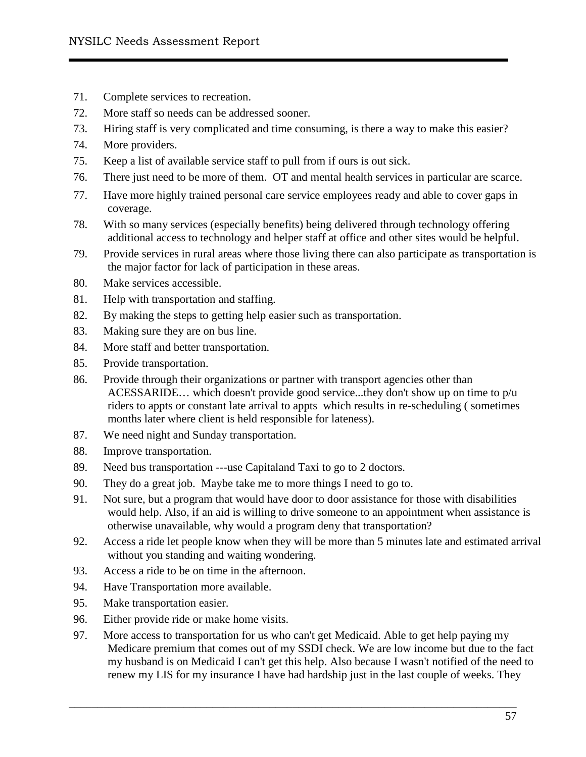71. Complete services to recreation.
72. More staff so needs can be addressed sooner.
73. Hiring staff is very complicated and time consuming, is there a way to make this easier?
74. More providers.
75. Keep a list of available service staff to pull from if ours is out sick.
76. There just need to be more of them. OT and mental health services in particular are scarce.
77. Have more highly trained personal care service employees ready and able to cover gaps in coverage.
78. With so many services (especially benefits) being delivered through technology offering additional access to technology and helper staff at office and other sites would be helpful.
79. Provide services in rural areas where those living there can also participate as transportation is the major factor for lack of participation in these areas.
80. Make services accessible.
81. Help with transportation and staffing.
82. By making the steps to getting help easier such as transportation.
83. Making sure they are on bus line.
84. More staff and better transportation.
85. Provide transportation.
86. Provide through their organizations or partner with transport agencies other than ACESSARIDE… which doesn't provide good service...they don't show up on time to p/u riders to appts or constant late arrival to appts which results in re-scheduling ( sometimes months later where client is held responsible for lateness).
87. We need night and Sunday transportation.
88. Improve transportation.
89. Need bus transportation ---use Capitaland Taxi to go to 2 doctors.
90. They do a great job. Maybe take me to more things I need to go to.
91. Not sure, but a program that would have door to door assistance for those with disabilities would help. Also, if an aid is willing to drive someone to an appointment when assistance is otherwise unavailable, why would a program deny that transportation?
92. Access a ride let people know when they will be more than 5 minutes late and estimated arrival without you standing and waiting wondering.
93. Access a ride to be on time in the afternoon.
94. Have Transportation more available.
95. Make transportation easier.
96. Either provide ride or make home visits.
97. More access to transportation for us who can't get Medicaid. Able to get help paying my Medicare premium that comes out of my SSDI check. We are low income but due to the fact my husband is on Medicaid I can't get this help. Also because I wasn't notified of the need to renew my LIS for my insurance I have had hardship just in the last couple of weeks. They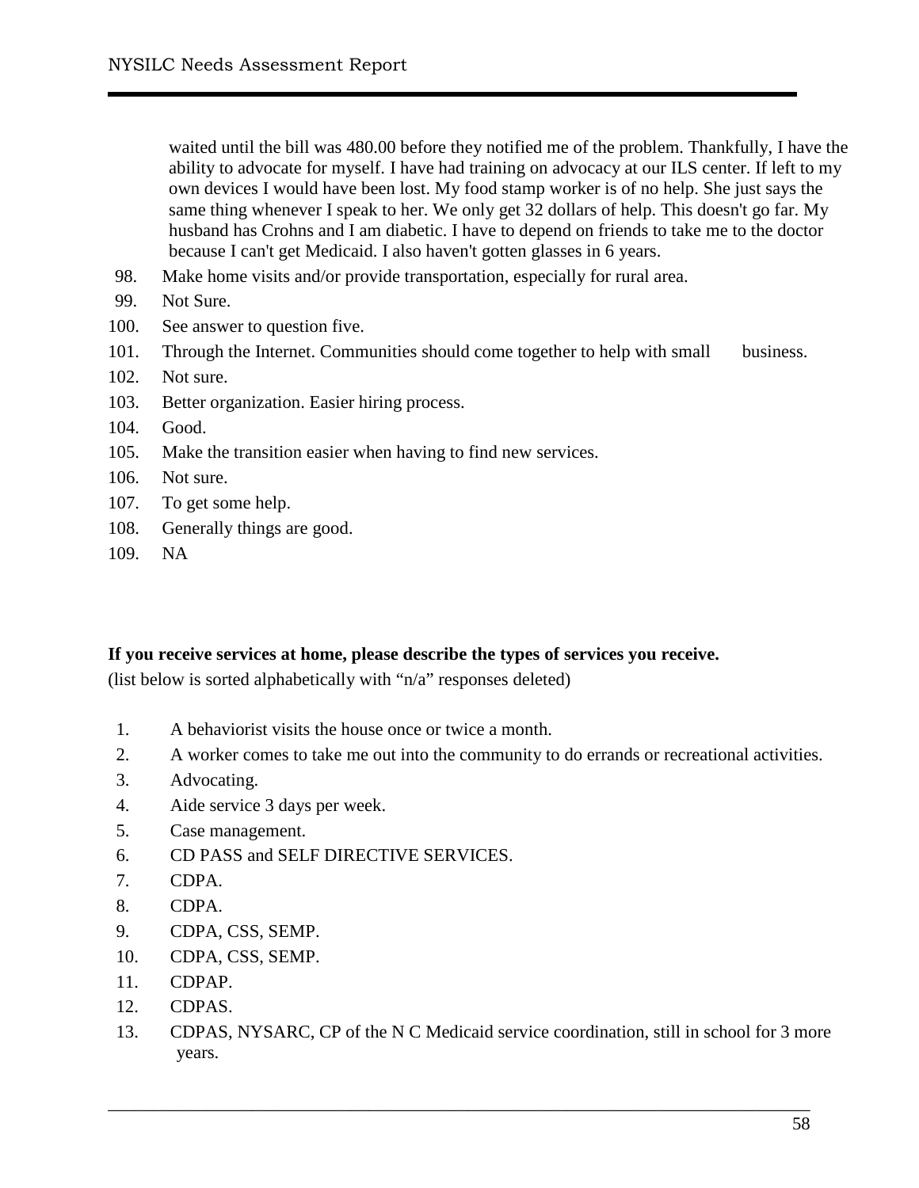waited until the bill was 480.00 before they notified me of the problem. Thankfully, I have the ability to advocate for myself. I have had training on advocacy at our ILS center. If left to my own devices I would have been lost. My food stamp worker is of no help. She just says the same thing whenever I speak to her. We only get 32 dollars of help. This doesn't go far. My husband has Crohns and I am diabetic. I have to depend on friends to take me to the doctor because I can't get Medicaid. I also haven't gotten glasses in 6 years.

98. Make home visits and/or provide transportation, especially for rural area.
99. Not Sure.
100. See answer to question five.
101. Through the Internet. Communities should come together to help with small business.
102. Not sure.
103. Better organization. Easier hiring process.
104. Good.
105. Make the transition easier when having to find new services.
106. Not sure.
107. To get some help.
108. Generally things are good.
109. NA

**If you receive services at home, please describe the types of services you receive.**

(list below is sorted alphabetically with "n/a" responses deleted)

1. A behaviorist visits the house once or twice a month.
2. A worker comes to take me out into the community to do errands or recreational activities.
3. Advocating.
4. Aide service 3 days per week.
5. Case management.
6. CD PASS and SELF DIRECTIVE SERVICES.
7. CDPA.
8. CDPA.
9. CDPA, CSS, SEMP.
10. CDPA, CSS, SEMP.
11. CDPAP.
12. CDPAS.
13. CDPAS, NYSARC, CP of the N C Medicaid service coordination, still in school for 3 more years.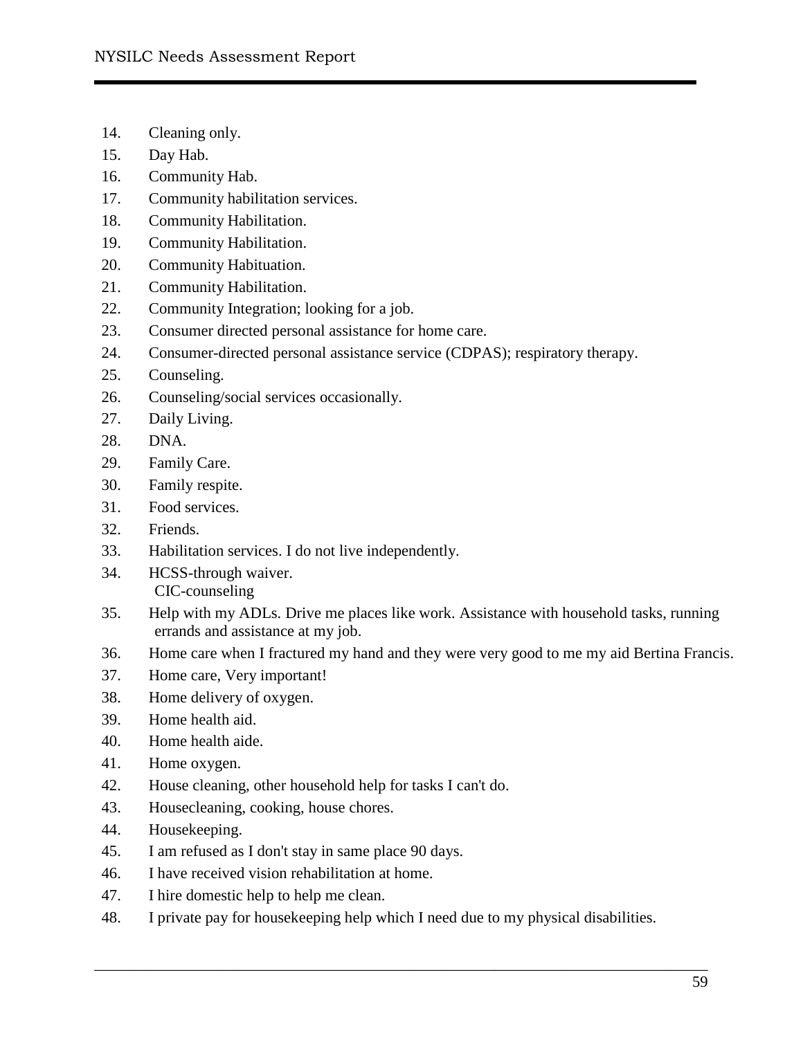14. Cleaning only.
15. Day Hab.
16. Community Hab.
17. Community habilitation services.
18. Community Habilitation.
19. Community Habilitation.
20. Community Habituation.
21. Community Habilitation.
22. Community Integration; looking for a job.
23. Consumer directed personal assistance for home care.
24. Consumer-directed personal assistance service (CDPAS); respiratory therapy.
25. Counseling.
26. Counseling/social services occasionally.
27. Daily Living.
28. DNA.
29. Family Care.
30. Family respite.
31. Food services.
32. Friends.
33. Habilitation services. I do not live independently.
34. HCSS-through waiver.
    CIC-counseling
35. Help with my ADLs. Drive me places like work. Assistance with household tasks, running errands and assistance at my job.
36. Home care when I fractured my hand and they were very good to me my aid Bertina Francis.
37. Home care, Very important!
38. Home delivery of oxygen.
39. Home health aid.
40. Home health aide.
41. Home oxygen.
42. House cleaning, other household help for tasks I can't do.
43. Housecleaning, cooking, house chores.
44. Housekeeping.
45. I am refused as I don't stay in same place 90 days.
46. I have received vision rehabilitation at home.
47. I hire domestic help to help me clean.
48. I private pay for housekeeping help which I need due to my physical disabilities.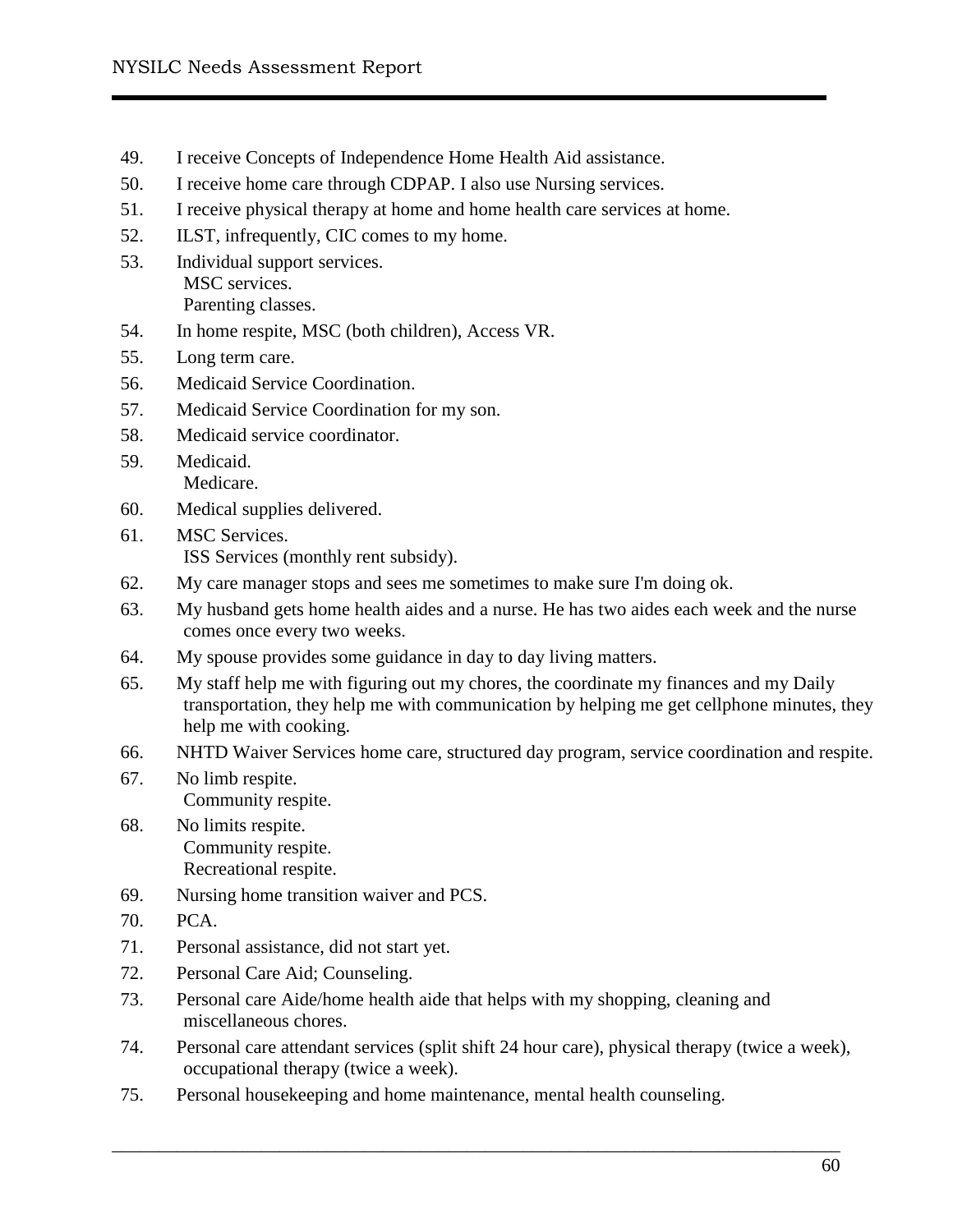49. I receive Concepts of Independence Home Health Aid assistance.
50. I receive home care through CDPAP. I also use Nursing services.
51. I receive physical therapy at home and home health care services at home.
52. ILST, infrequently, CIC comes to my home.
53. Individual support services.
    MSC services.
    Parenting classes.
54. In home respite, MSC (both children), Access VR.
55. Long term care.
56. Medicaid Service Coordination.
57. Medicaid Service Coordination for my son.
58. Medicaid service coordinator.
59. Medicaid.
    Medicare.
60. Medical supplies delivered.
61. MSC Services.
    ISS Services (monthly rent subsidy).
62. My care manager stops and sees me sometimes to make sure I'm doing ok.
63. My husband gets home health aides and a nurse. He has two aides each week and the nurse comes once every two weeks.
64. My spouse provides some guidance in day to day living matters.
65. My staff help me with figuring out my chores, the coordinate my finances and my Daily transportation, they help me with communication by helping me get cellphone minutes, they help me with cooking.
66. NHTD Waiver Services home care, structured day program, service coordination and respite.
67. No limb respite.
    Community respite.
68. No limits respite.
    Community respite.
    Recreational respite.
69. Nursing home transition waiver and PCS.
70. PCA.
71. Personal assistance, did not start yet.
72. Personal Care Aid; Counseling.
73. Personal care Aide/home health aide that helps with my shopping, cleaning and miscellaneous chores.
74. Personal care attendant services (split shift 24 hour care), physical therapy (twice a week), occupational therapy (twice a week).
75. Personal housekeeping and home maintenance, mental health counseling.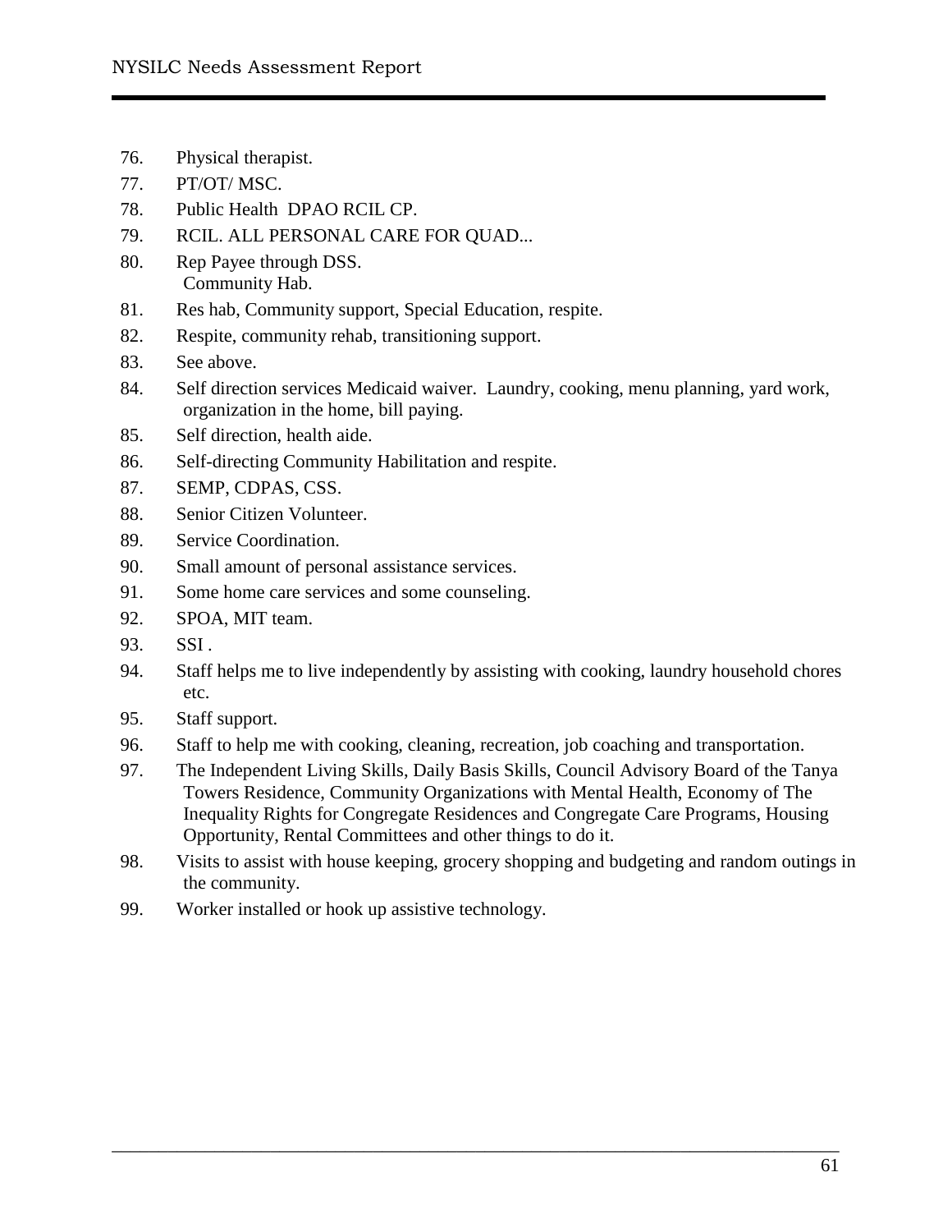76. Physical therapist.
77. PT/OT/ MSC.
78. Public Health DPAO RCIL CP.
79. RCIL. ALL PERSONAL CARE FOR QUAD...
80. Rep Payee through DSS.
    Community Hab.
81. Res hab, Community support, Special Education, respite.
82. Respite, community rehab, transitioning support.
83. See above.
84. Self direction services Medicaid waiver. Laundry, cooking, menu planning, yard work, organization in the home, bill paying.
85. Self direction, health aide.
86. Self-directing Community Habilitation and respite.
87. SEMP, CDPAS, CSS.
88. Senior Citizen Volunteer.
89. Service Coordination.
90. Small amount of personal assistance services.
91. Some home care services and some counseling.
92. SPOA, MIT team.
93. SSI .
94. Staff helps me to live independently by assisting with cooking, laundry household chores etc.
95. Staff support.
96. Staff to help me with cooking, cleaning, recreation, job coaching and transportation.
97. The Independent Living Skills, Daily Basis Skills, Council Advisory Board of the Tanya Towers Residence, Community Organizations with Mental Health, Economy of The Inequality Rights for Congregate Residences and Congregate Care Programs, Housing Opportunity, Rental Committees and other things to do it.
98. Visits to assist with house keeping, grocery shopping and budgeting and random outings in the community.
99. Worker installed or hook up assistive technology.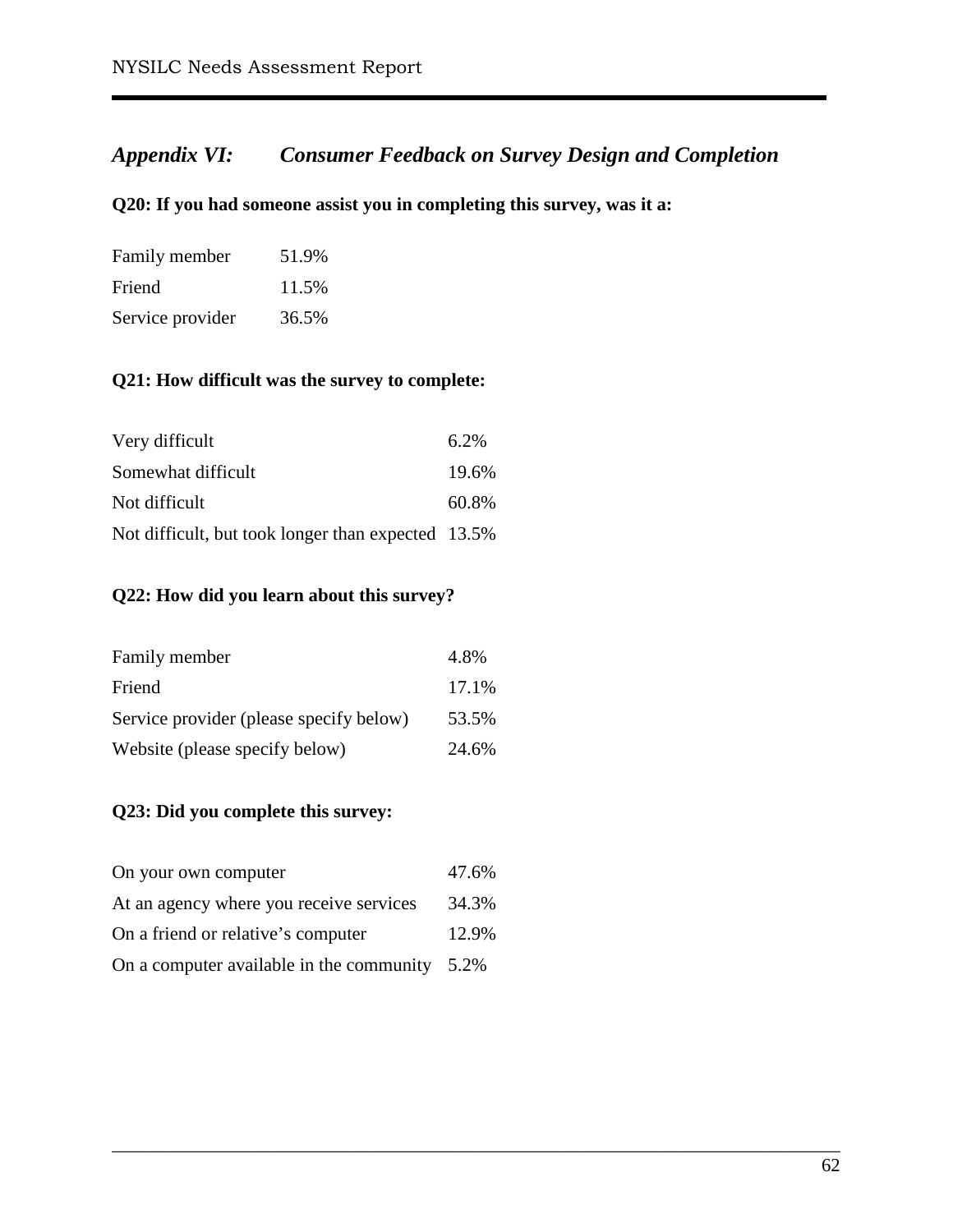## *Appendix VI: Consumer Feedback on Survey Design and Completion*

**Q20: If you had someone assist you in completing this survey, was it a:**

| | |
|---|---|
| Family member | 51.9% |
| Friend | 11.5% |
| Service provider | 36.5% |

**Q21: How difficult was the survey to complete:**

| | |
|---|---|
| Very difficult | 6.2% |
| Somewhat difficult | 19.6% |
| Not difficult | 60.8% |
| Not difficult, but took longer than expected | 13.5% |

**Q22: How did you learn about this survey?**

| | |
|---|---|
| Family member | 4.8% |
| Friend | 17.1% |
| Service provider (please specify below) | 53.5% |
| Website (please specify below) | 24.6% |

**Q23: Did you complete this survey:**

| | |
|---|---|
| On your own computer | 47.6% |
| At an agency where you receive services | 34.3% |
| On a friend or relative's computer | 12.9% |
| On a computer available in the community | 5.2% |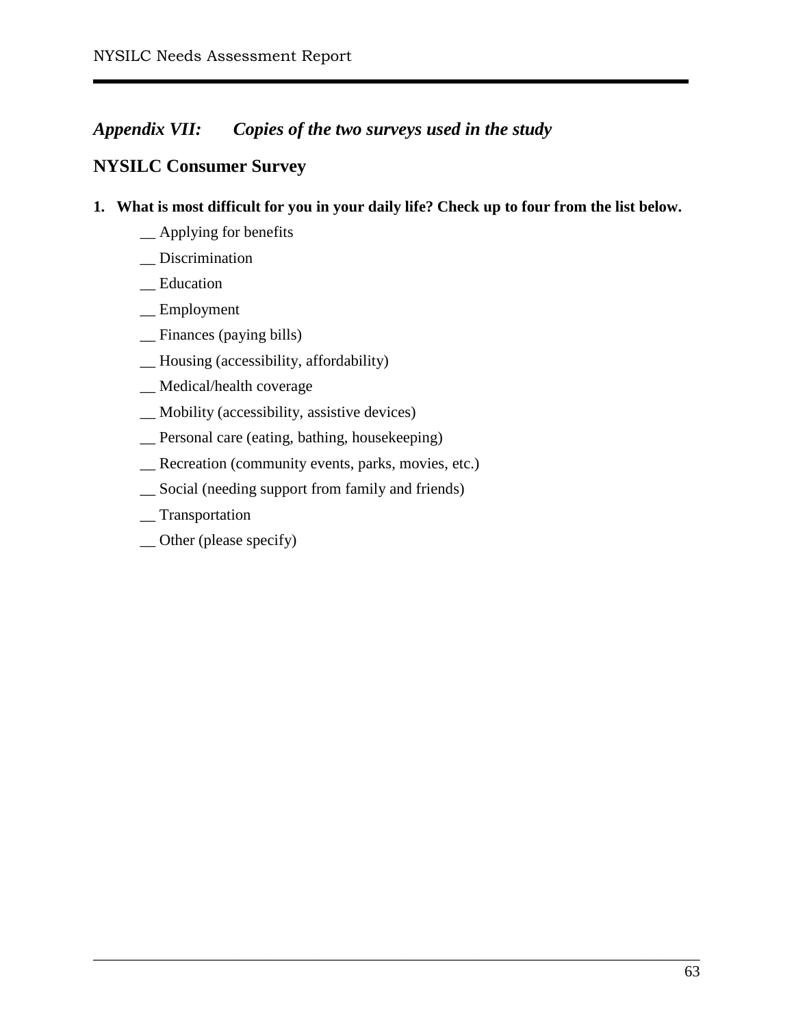## *Appendix VII: Copies of the two surveys used in the study*

### NYSILC Consumer Survey

**1. What is most difficult for you in your daily life? Check up to four from the list below.**

__ Applying for benefits

__ Discrimination

__ Education

__ Employment

__ Finances (paying bills)

__ Housing (accessibility, affordability)

__ Medical/health coverage

__ Mobility (accessibility, assistive devices)

__ Personal care (eating, bathing, housekeeping)

__ Recreation (community events, parks, movies, etc.)

__ Social (needing support from family and friends)

__ Transportation

__ Other (please specify)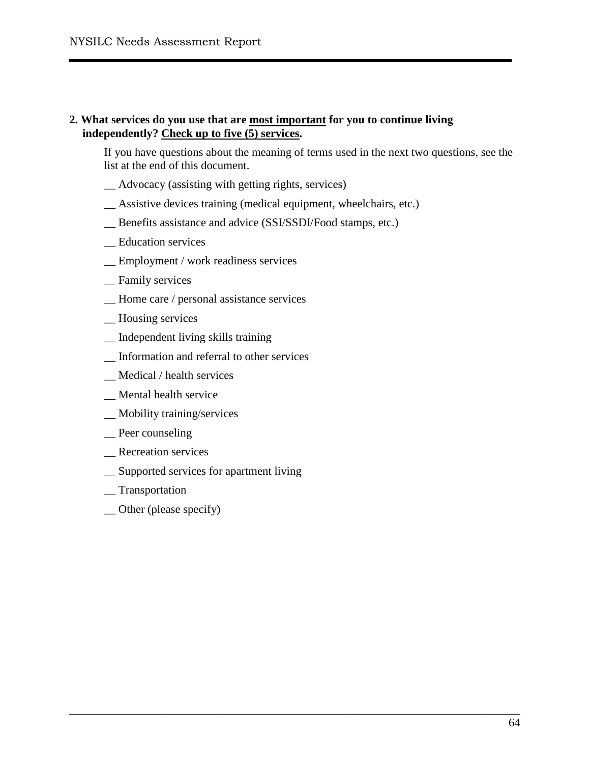**2. What services do you use that are <u>most important</u> for you to continue living independently? <u>Check up to five (5) services</u>.**

If you have questions about the meaning of terms used in the next two questions, see the list at the end of this document.

__ Advocacy (assisting with getting rights, services)

__ Assistive devices training (medical equipment, wheelchairs, etc.)

__ Benefits assistance and advice (SSI/SSDI/Food stamps, etc.)

__ Education services

__ Employment / work readiness services

__ Family services

__ Home care / personal assistance services

__ Housing services

__ Independent living skills training

__ Information and referral to other services

__ Medical / health services

__ Mental health service

__ Mobility training/services

__ Peer counseling

__ Recreation services

__ Supported services for apartment living

__ Transportation

__ Other (please specify)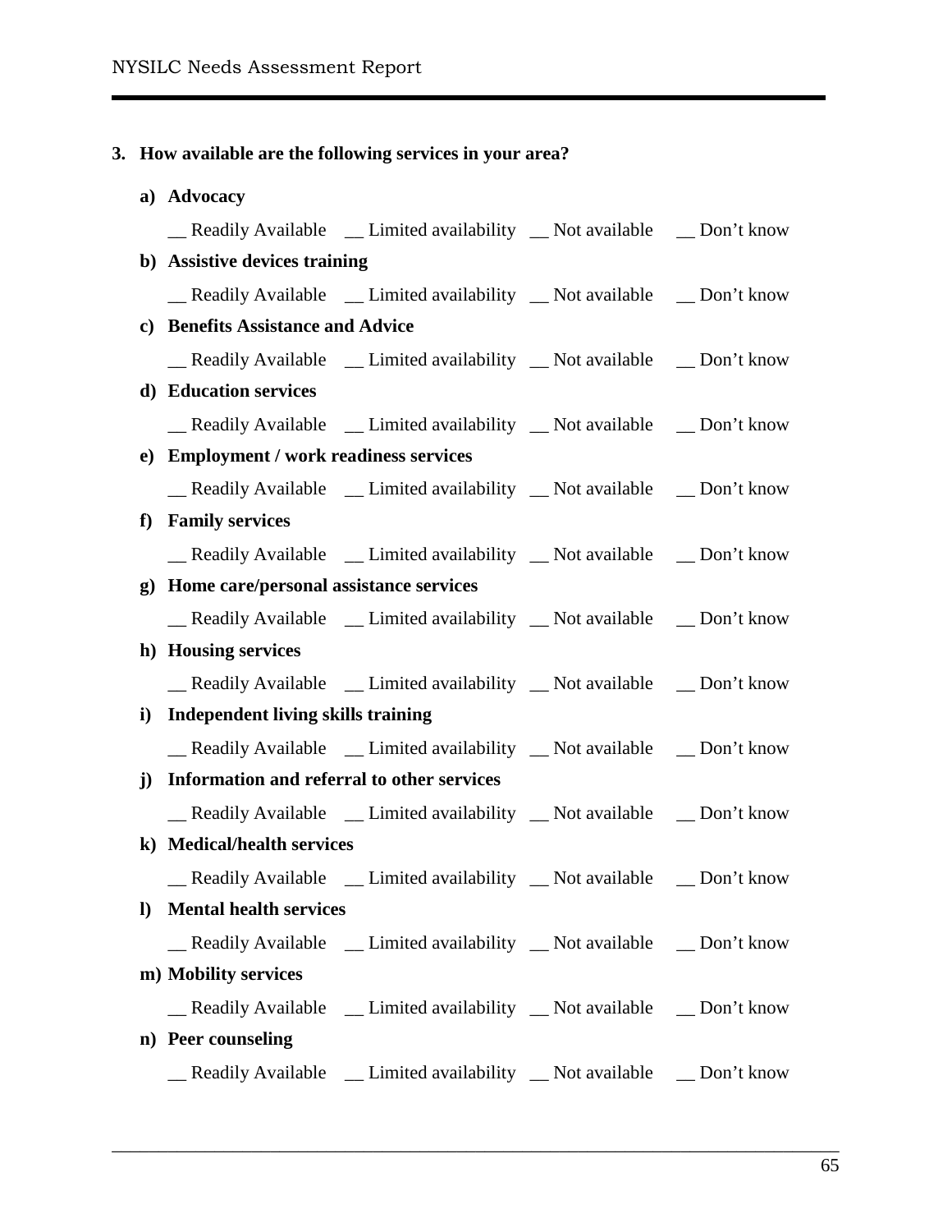**3. How available are the following services in your area?**

**a) Advocacy**

__ Readily Available __ Limited availability __ Not available __ Don't know

**b) Assistive devices training**

__ Readily Available __ Limited availability __ Not available __ Don't know

**c) Benefits Assistance and Advice**

__ Readily Available __ Limited availability __ Not available __ Don't know

**d) Education services**

__ Readily Available __ Limited availability __ Not available __ Don't know

**e) Employment / work readiness services**

__ Readily Available __ Limited availability __ Not available __ Don't know

**f) Family services**

__ Readily Available __ Limited availability __ Not available __ Don't know

**g) Home care/personal assistance services**

__ Readily Available __ Limited availability __ Not available __ Don't know

**h) Housing services**

__ Readily Available __ Limited availability __ Not available __ Don't know

**i) Independent living skills training**

__ Readily Available __ Limited availability __ Not available __ Don't know

**j) Information and referral to other services**

__ Readily Available __ Limited availability __ Not available __ Don't know

**k) Medical/health services**

__ Readily Available __ Limited availability __ Not available __ Don't know

**l) Mental health services**

__ Readily Available __ Limited availability __ Not available __ Don't know

**m) Mobility services**

__ Readily Available __ Limited availability __ Not available __ Don't know

**n) Peer counseling**

__ Readily Available __ Limited availability __ Not available __ Don't know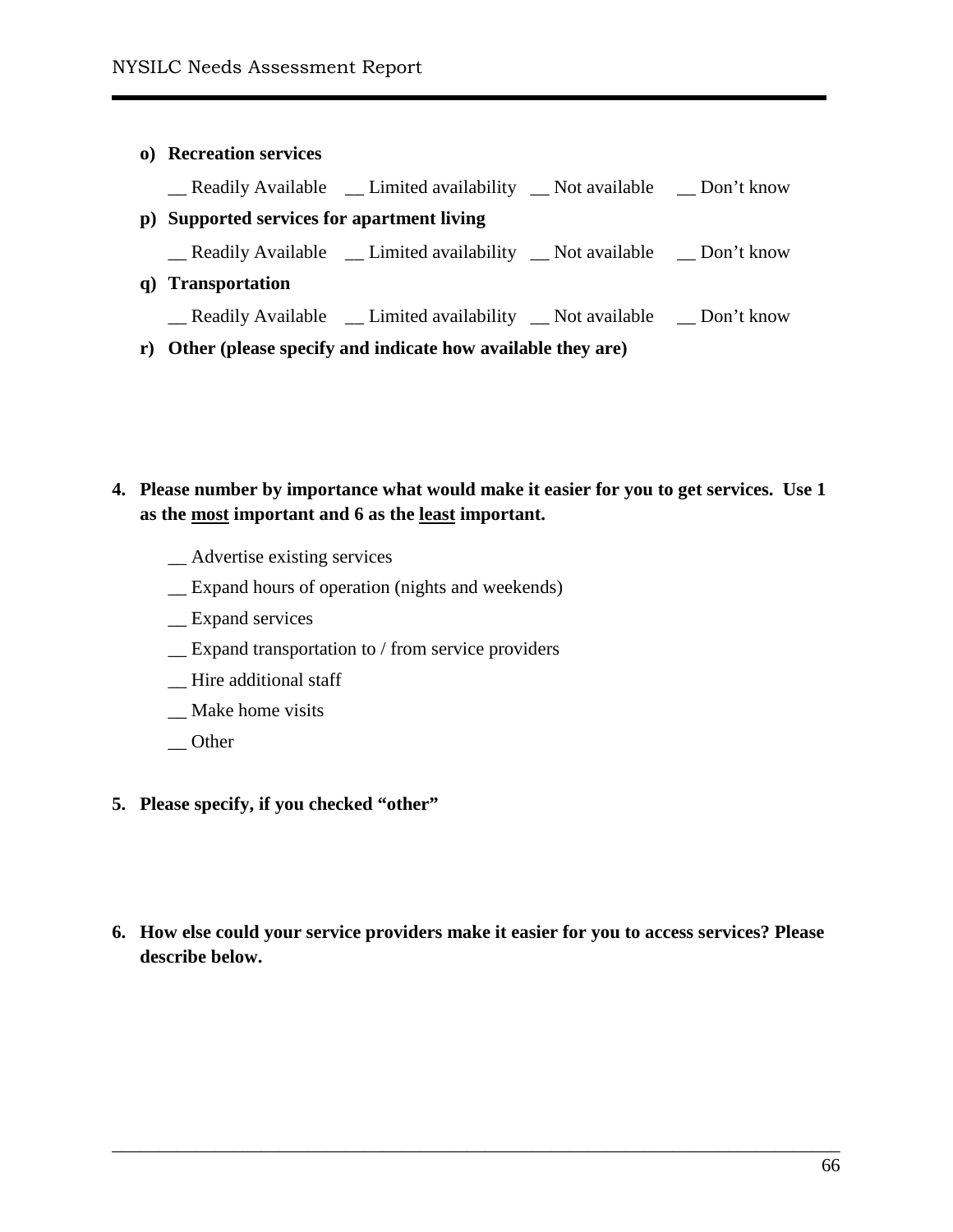**o) Recreation services**

\_\_ Readily Available \_\_ Limited availability \_\_ Not available \_\_ Don't know

**p) Supported services for apartment living**

\_\_ Readily Available \_\_ Limited availability \_\_ Not available \_\_ Don't know

**q) Transportation**

\_\_ Readily Available \_\_ Limited availability \_\_ Not available \_\_ Don't know

**r) Other (please specify and indicate how available they are)**

**4. Please number by importance what would make it easier for you to get services. Use 1 as the <u>most</u> important and 6 as the <u>least</u> important.**

\_\_ Advertise existing services

\_\_ Expand hours of operation (nights and weekends)

\_\_ Expand services

\_\_ Expand transportation to / from service providers

\_\_ Hire additional staff

\_\_ Make home visits

\_\_ Other

**5. Please specify, if you checked "other"**

**6. How else could your service providers make it easier for you to access services? Please describe below.**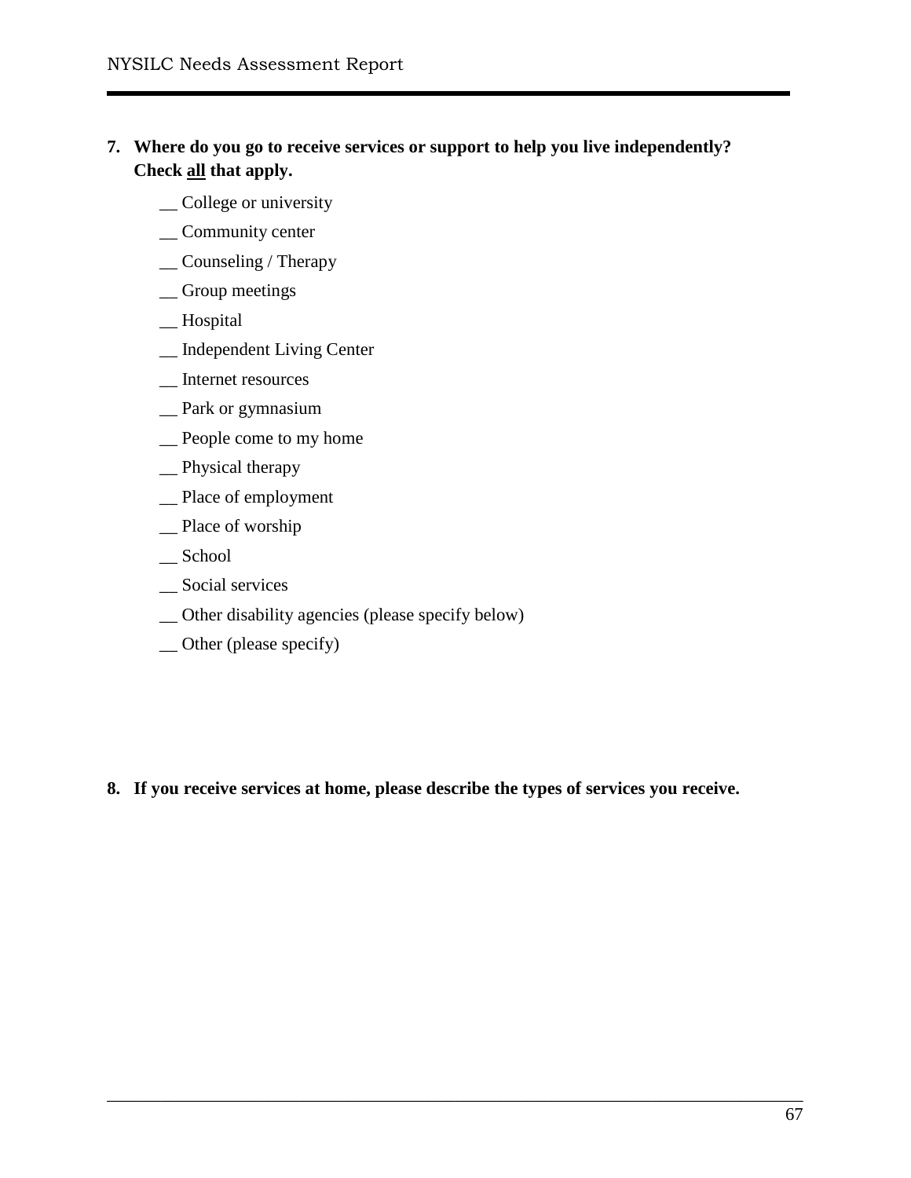7. **Where do you go to receive services or support to help you live independently? Check <u>all</u> that apply.**

    __ College or university

    __ Community center

    __ Counseling / Therapy

    __ Group meetings

    __ Hospital

    __ Independent Living Center

    __ Internet resources

    __ Park or gymnasium

    __ People come to my home

    __ Physical therapy

    __ Place of employment

    __ Place of worship

    __ School

    __ Social services

    __ Other disability agencies (please specify below)

    __ Other (please specify)

8. **If you receive services at home, please describe the types of services you receive.**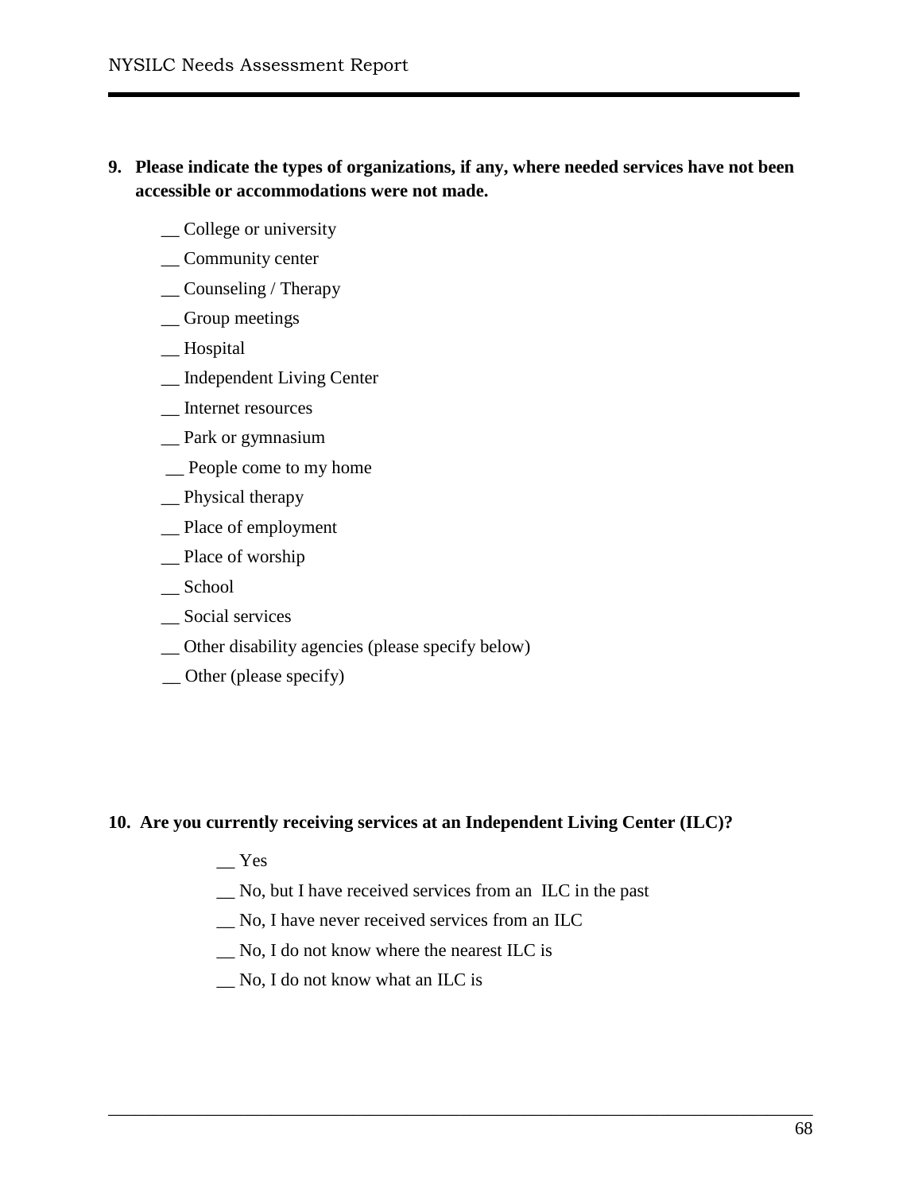**9. Please indicate the types of organizations, if any, where needed services have not been accessible or accommodations were not made.**

__ College or university

__ Community center

__ Counseling / Therapy

__ Group meetings

__ Hospital

__ Independent Living Center

__ Internet resources

__ Park or gymnasium

__ People come to my home

__ Physical therapy

__ Place of employment

__ Place of worship

__ School

__ Social services

__ Other disability agencies (please specify below)

__ Other (please specify)

**10. Are you currently receiving services at an Independent Living Center (ILC)?**

__ Yes

__ No, but I have received services from an ILC in the past

__ No, I have never received services from an ILC

__ No, I do not know where the nearest ILC is

__ No, I do not know what an ILC is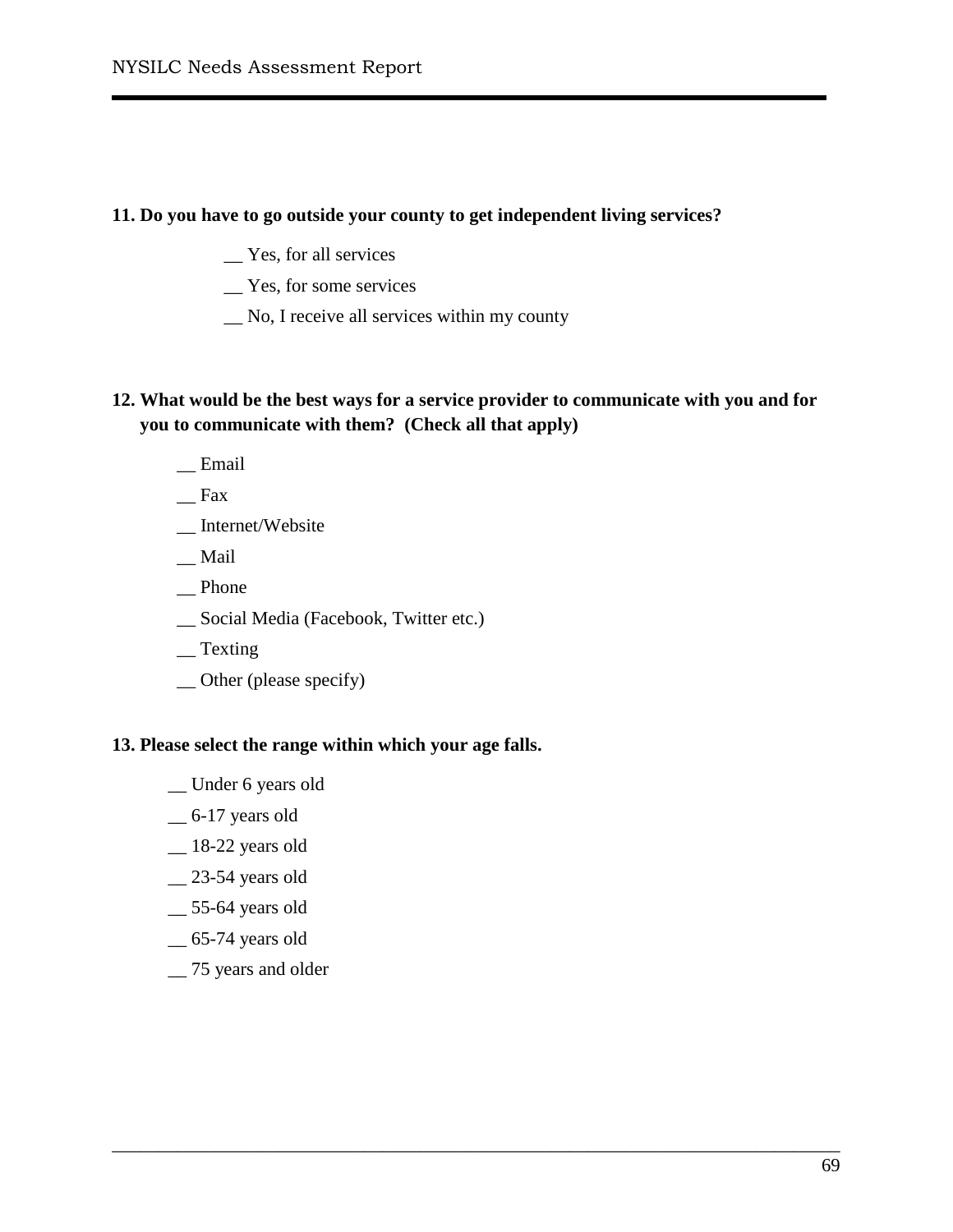**11. Do you have to go outside your county to get independent living services?**

__ Yes, for all services

__ Yes, for some services

__ No, I receive all services within my county

**12. What would be the best ways for a service provider to communicate with you and for you to communicate with them? (Check all that apply)**

__ Email

__ Fax

__ Internet/Website

__ Mail

__ Phone

__ Social Media (Facebook, Twitter etc.)

__ Texting

__ Other (please specify)

**13. Please select the range within which your age falls.**

__ Under 6 years old

__ 6-17 years old

__ 18-22 years old

__ 23-54 years old

__ 55-64 years old

__ 65-74 years old

__ 75 years and older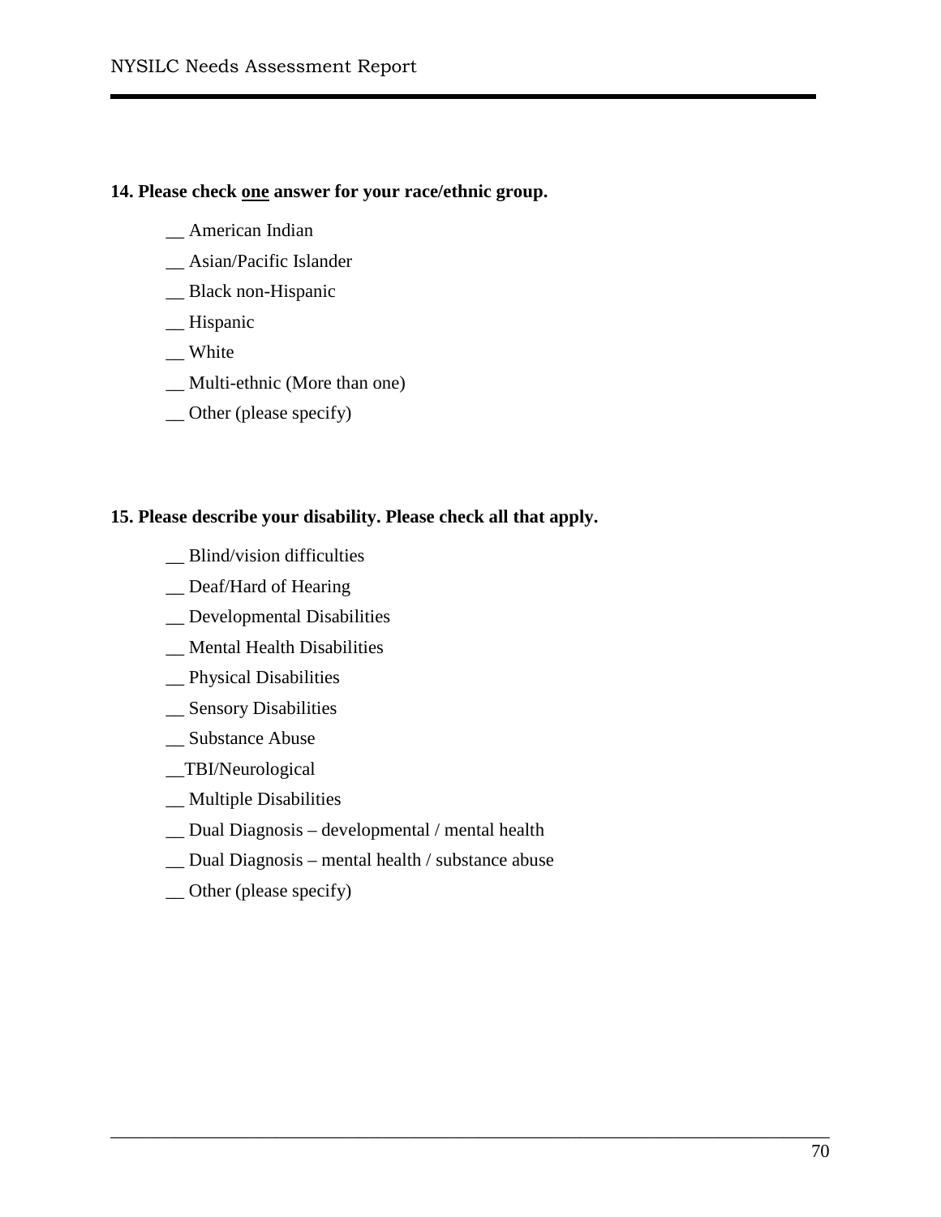**14. Please check <u>one</u> answer for your race/ethnic group.**

__ American Indian

__ Asian/Pacific Islander

__ Black non-Hispanic

__ Hispanic

__ White

__ Multi-ethnic (More than one)

__ Other (please specify)

**15. Please describe your disability. Please check all that apply.**

__ Blind/vision difficulties

__ Deaf/Hard of Hearing

__ Developmental Disabilities

__ Mental Health Disabilities

__ Physical Disabilities

__ Sensory Disabilities

__ Substance Abuse

__TBI/Neurological

__ Multiple Disabilities

__ Dual Diagnosis – developmental / mental health

__ Dual Diagnosis – mental health / substance abuse

__ Other (please specify)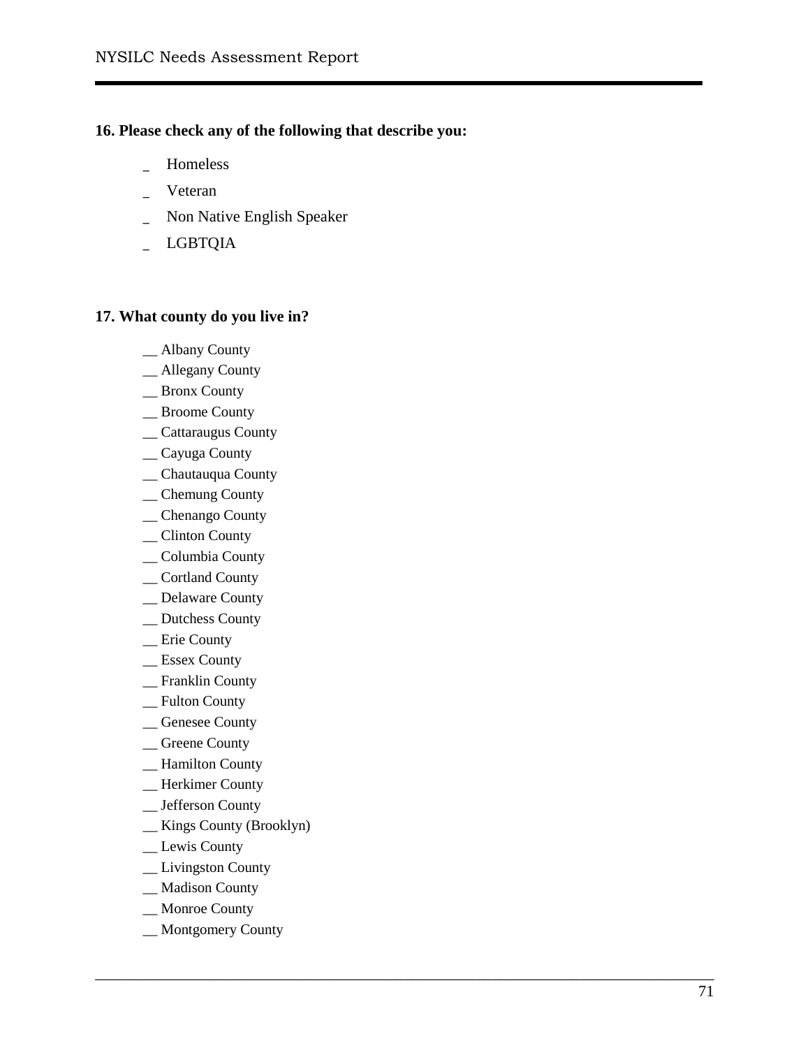**16. Please check any of the following that describe you:**

- _ Homeless
- _ Veteran
- _ Non Native English Speaker
- _ LGBTQIA

**17. What county do you live in?**

__ Albany County
__ Allegany County
__ Bronx County
__ Broome County
__ Cattaraugus County
__ Cayuga County
__ Chautauqua County
__ Chemung County
__ Chenango County
__ Clinton County
__ Columbia County
__ Cortland County
__ Delaware County
__ Dutchess County
__ Erie County
__ Essex County
__ Franklin County
__ Fulton County
__ Genesee County
__ Greene County
__ Hamilton County
__ Herkimer County
__ Jefferson County
__ Kings County (Brooklyn)
__ Lewis County
__ Livingston County
__ Madison County
__ Monroe County
__ Montgomery County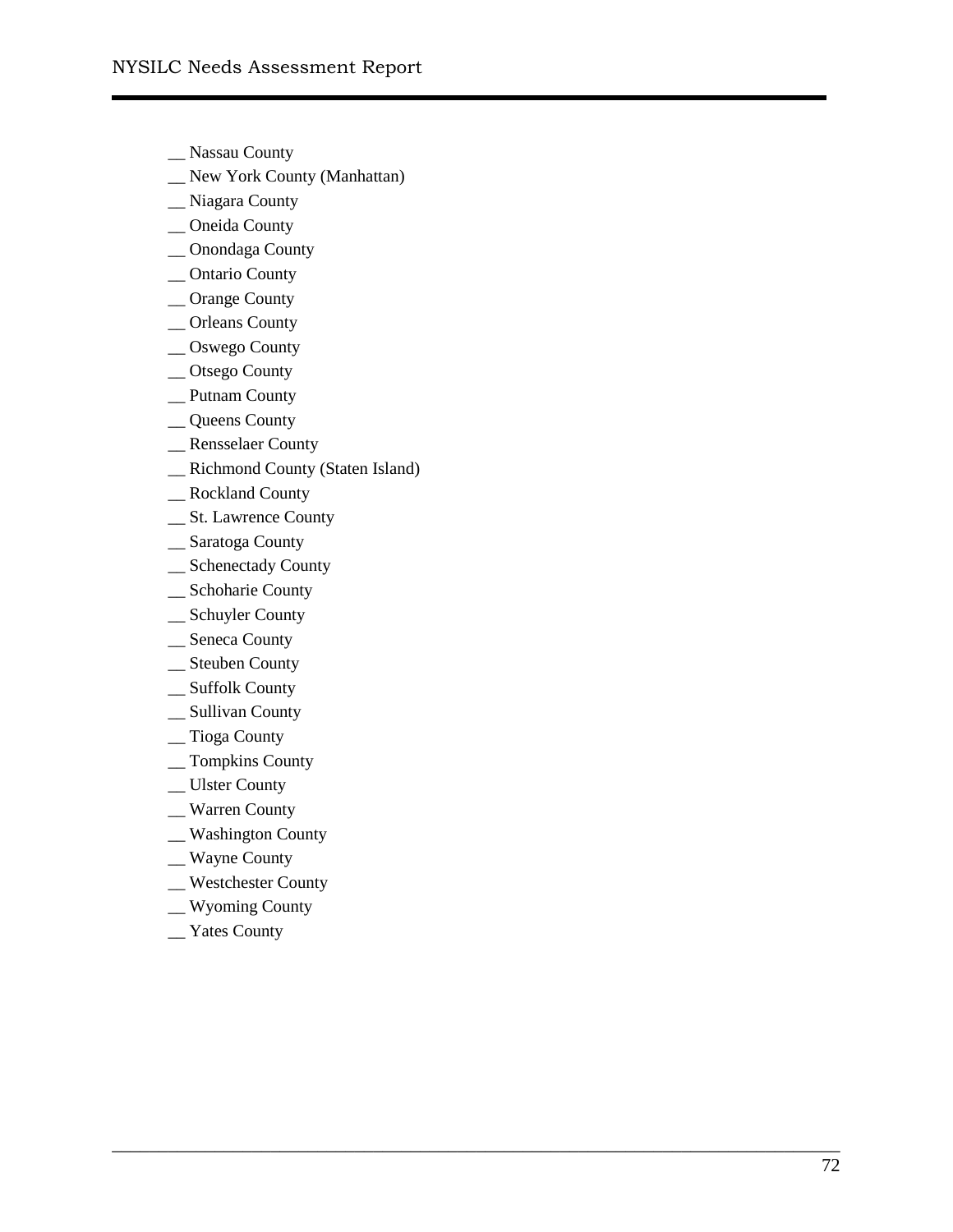__ Nassau County  
__ New York County (Manhattan)  
__ Niagara County  
__ Oneida County  
__ Onondaga County  
__ Ontario County  
__ Orange County  
__ Orleans County  
__ Oswego County  
__ Otsego County  
__ Putnam County  
__ Queens County  
__ Rensselaer County  
__ Richmond County (Staten Island)  
__ Rockland County  
__ St. Lawrence County  
__ Saratoga County  
__ Schenectady County  
__ Schoharie County  
__ Schuyler County  
__ Seneca County  
__ Steuben County  
__ Suffolk County  
__ Sullivan County  
__ Tioga County  
__ Tompkins County  
__ Ulster County  
__ Warren County  
__ Washington County  
__ Wayne County  
__ Westchester County  
__ Wyoming County  
__ Yates County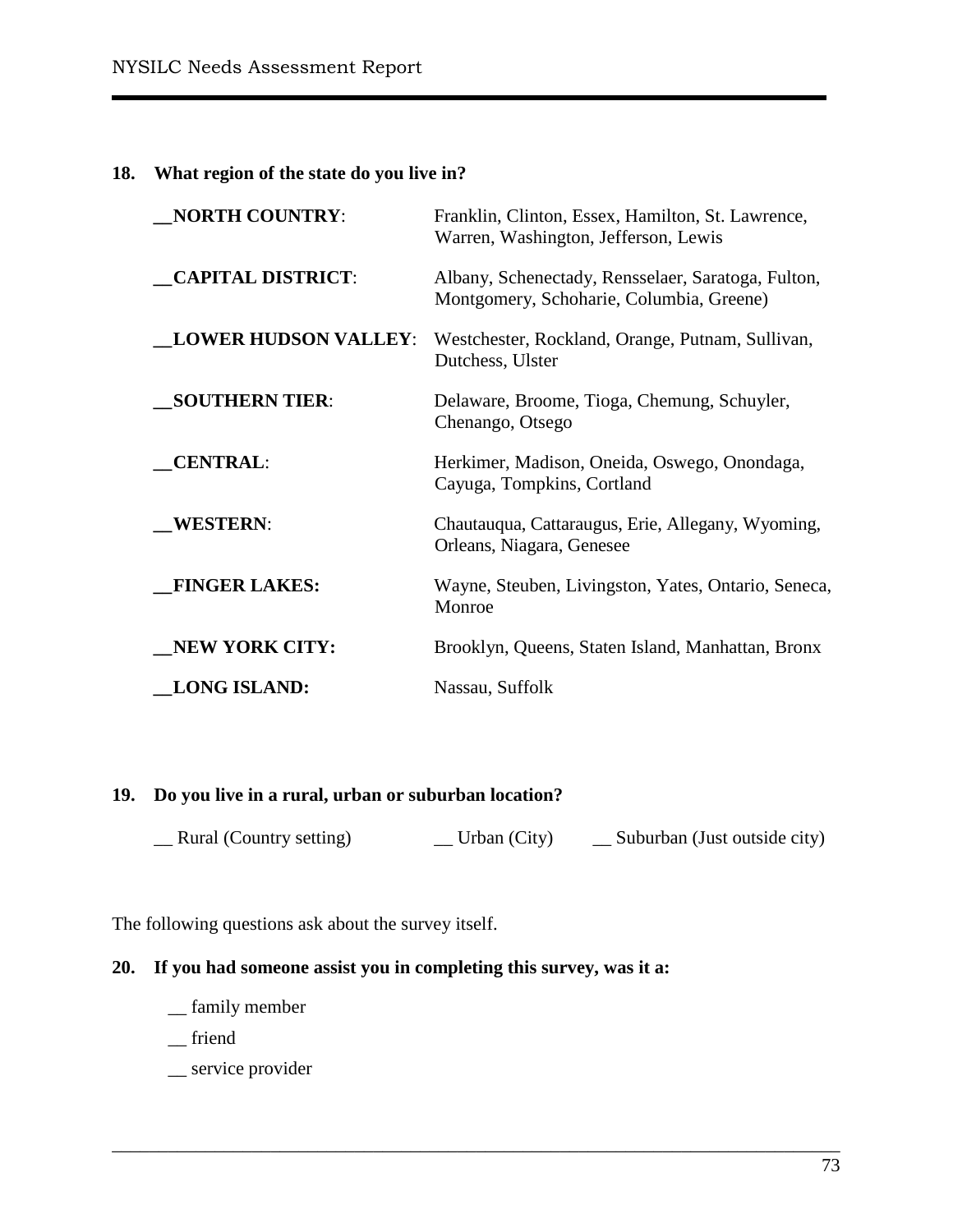**18. What region of the state do you live in?**

| | |
|---|---|
| __**NORTH COUNTRY**: | Franklin, Clinton, Essex, Hamilton, St. Lawrence, Warren, Washington, Jefferson, Lewis |
| __**CAPITAL DISTRICT**: | Albany, Schenectady, Rensselaer, Saratoga, Fulton, Montgomery, Schoharie, Columbia, Greene) |
| __**LOWER HUDSON VALLEY**: | Westchester, Rockland, Orange, Putnam, Sullivan, Dutchess, Ulster |
| __**SOUTHERN TIER**: | Delaware, Broome, Tioga, Chemung, Schuyler, Chenango, Otsego |
| __**CENTRAL**: | Herkimer, Madison, Oneida, Oswego, Onondaga, Cayuga, Tompkins, Cortland |
| __**WESTERN**: | Chautauqua, Cattaraugus, Erie, Allegany, Wyoming, Orleans, Niagara, Genesee |
| __**FINGER LAKES:** | Wayne, Steuben, Livingston, Yates, Ontario, Seneca, Monroe |
| __**NEW YORK CITY:** | Brooklyn, Queens, Staten Island, Manhattan, Bronx |
| __**LONG ISLAND:** | Nassau, Suffolk |

**19. Do you live in a rural, urban or suburban location?**

__ Rural (Country setting) __ Urban (City) __ Suburban (Just outside city)

The following questions ask about the survey itself.

**20. If you had someone assist you in completing this survey, was it a:**

__ family member

__ friend

__ service provider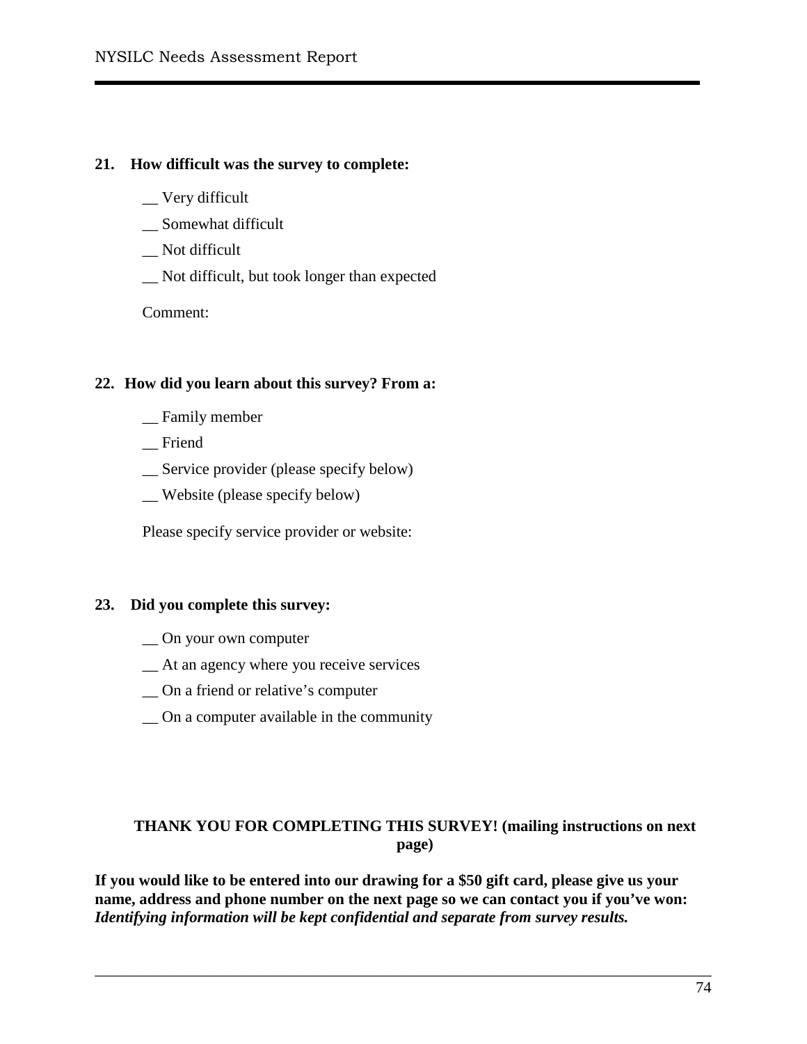**21. How difficult was the survey to complete:**

__ Very difficult

__ Somewhat difficult

__ Not difficult

__ Not difficult, but took longer than expected

Comment:

**22. How did you learn about this survey? From a:**

__ Family member

__ Friend

__ Service provider (please specify below)

__ Website (please specify below)

Please specify service provider or website:

**23. Did you complete this survey:**

__ On your own computer

__ At an agency where you receive services

__ On a friend or relative's computer

__ On a computer available in the community

**THANK YOU FOR COMPLETING THIS SURVEY! (mailing instructions on next page)**

**If you would like to be entered into our drawing for a $50 gift card, please give us your name, address and phone number on the next page so we can contact you if you've won:** ***Identifying information will be kept confidential and separate from survey results.***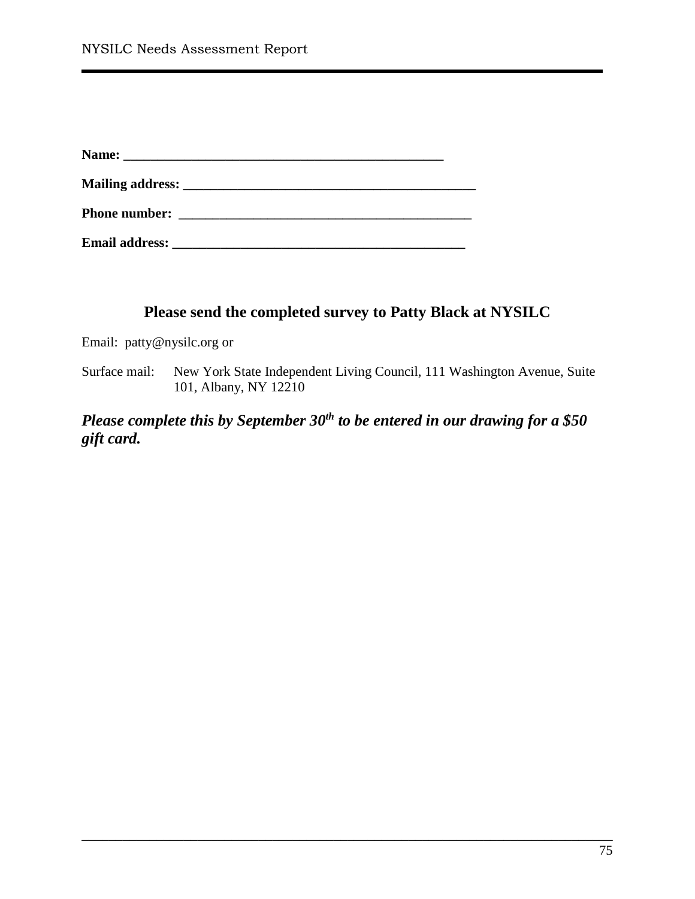**Name: ________________________________________________**

**Mailing address: ____________________________________________**

**Phone number: ____________________________________________**

**Email address: ____________________________________________**

## Please send the completed survey to Patty Black at NYSILC

Email: patty@nysilc.org or

Surface mail: New York State Independent Living Council, 111 Washington Avenue, Suite 101, Albany, NY 12210

***Please complete this by September 30th to be entered in our drawing for a $50 gift card.***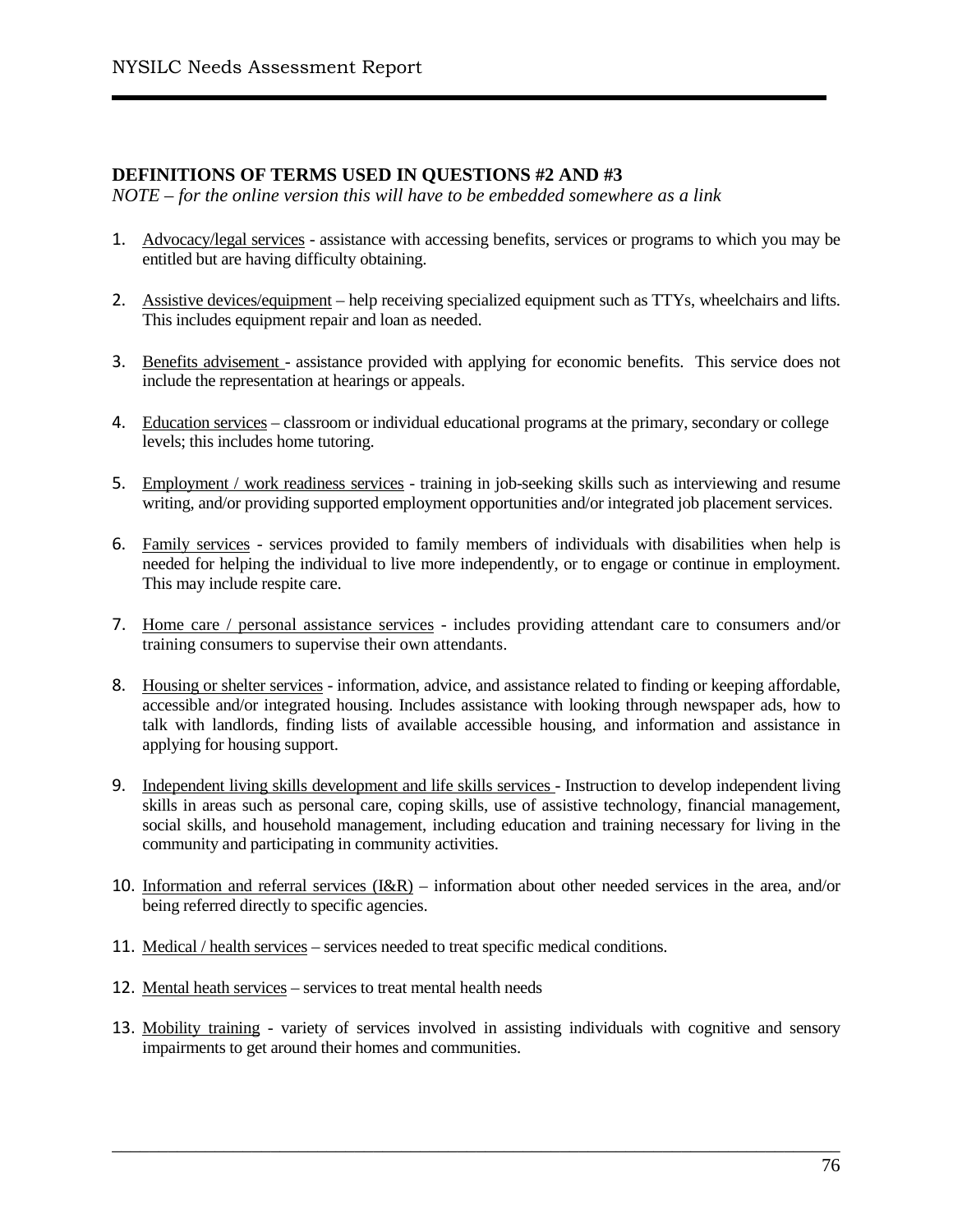### DEFINITIONS OF TERMS USED IN QUESTIONS #2 AND #3

*NOTE – for the online version this will have to be embedded somewhere as a link*

1. Advocacy/legal services - assistance with accessing benefits, services or programs to which you may be entitled but are having difficulty obtaining.

2. Assistive devices/equipment – help receiving specialized equipment such as TTYs, wheelchairs and lifts. This includes equipment repair and loan as needed.

3. Benefits advisement - assistance provided with applying for economic benefits. This service does not include the representation at hearings or appeals.

4. Education services – classroom or individual educational programs at the primary, secondary or college levels; this includes home tutoring.

5. Employment / work readiness services - training in job-seeking skills such as interviewing and resume writing, and/or providing supported employment opportunities and/or integrated job placement services.

6. Family services - services provided to family members of individuals with disabilities when help is needed for helping the individual to live more independently, or to engage or continue in employment. This may include respite care.

7. Home care / personal assistance services - includes providing attendant care to consumers and/or training consumers to supervise their own attendants.

8. Housing or shelter services - information, advice, and assistance related to finding or keeping affordable, accessible and/or integrated housing. Includes assistance with looking through newspaper ads, how to talk with landlords, finding lists of available accessible housing, and information and assistance in applying for housing support.

9. Independent living skills development and life skills services - Instruction to develop independent living skills in areas such as personal care, coping skills, use of assistive technology, financial management, social skills, and household management, including education and training necessary for living in the community and participating in community activities.

10. Information and referral services (I&R) – information about other needed services in the area, and/or being referred directly to specific agencies.

11. Medical / health services – services needed to treat specific medical conditions.

12. Mental heath services – services to treat mental health needs

13. Mobility training - variety of services involved in assisting individuals with cognitive and sensory impairments to get around their homes and communities.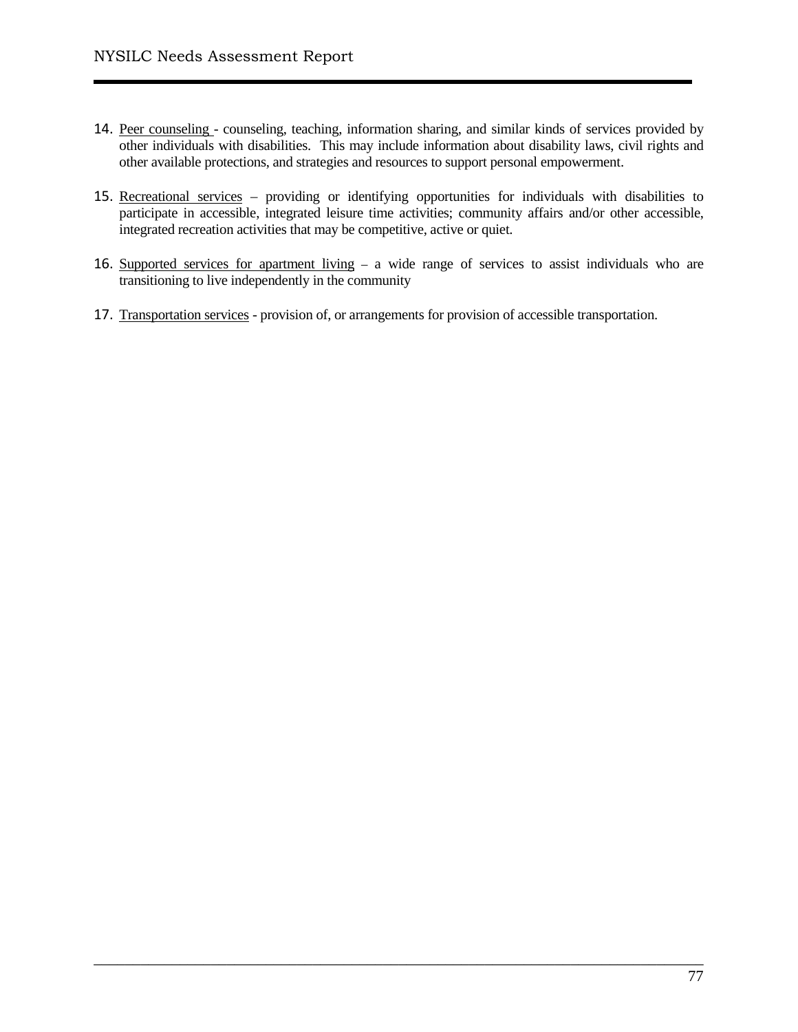14. <u>Peer counseling</u> - counseling, teaching, information sharing, and similar kinds of services provided by other individuals with disabilities. This may include information about disability laws, civil rights and other available protections, and strategies and resources to support personal empowerment.

15. <u>Recreational services</u> – providing or identifying opportunities for individuals with disabilities to participate in accessible, integrated leisure time activities; community affairs and/or other accessible, integrated recreation activities that may be competitive, active or quiet.

16. <u>Supported services for apartment living</u> – a wide range of services to assist individuals who are transitioning to live independently in the community

17. <u>Transportation services</u> - provision of, or arrangements for provision of accessible transportation.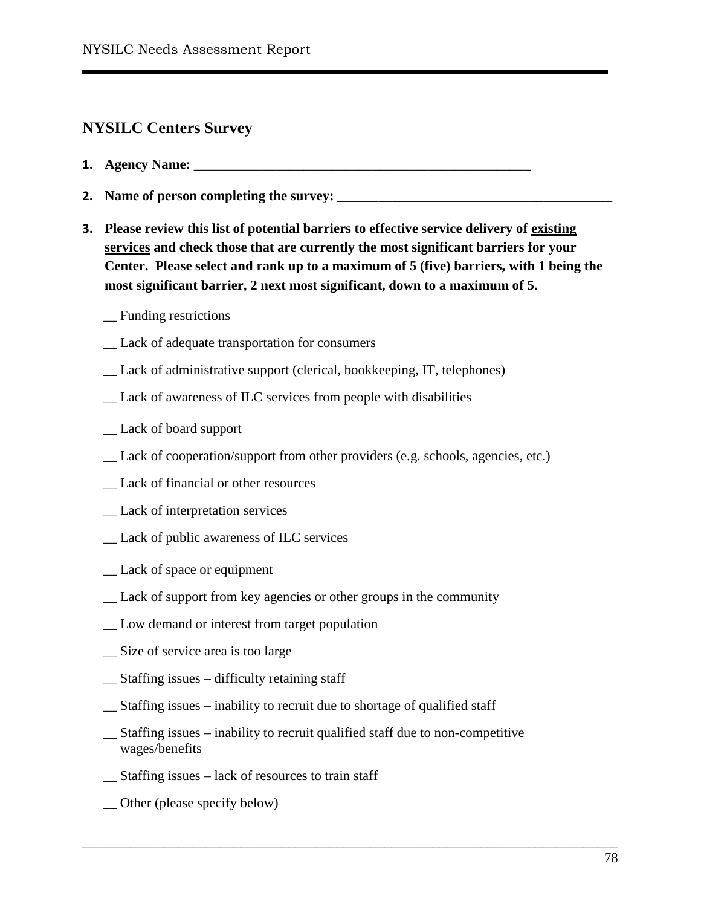## NYSILC Centers Survey

1. **Agency Name: ___________________________________________________**

2. **Name of person completing the survey: ________________________________________**

3. **Please review this list of potential barriers to effective service delivery of <u>existing services</u> and check those that are currently the most significant barriers for your Center. Please select and rank up to a maximum of 5 (five) barriers, with 1 being the most significant barrier, 2 next most significant, down to a maximum of 5.**

   __ Funding restrictions

   __ Lack of adequate transportation for consumers

   __ Lack of administrative support (clerical, bookkeeping, IT, telephones)

   __ Lack of awareness of ILC services from people with disabilities

   __ Lack of board support

   __ Lack of cooperation/support from other providers (e.g. schools, agencies, etc.)

   __ Lack of financial or other resources

   __ Lack of interpretation services

   __ Lack of public awareness of ILC services

   __ Lack of space or equipment

   __ Lack of support from key agencies or other groups in the community

   __ Low demand or interest from target population

   __ Size of service area is too large

   __ Staffing issues – difficulty retaining staff

   __ Staffing issues – inability to recruit due to shortage of qualified staff

   __ Staffing issues – inability to recruit qualified staff due to non-competitive wages/benefits

   __ Staffing issues – lack of resources to train staff

   __ Other (please specify below)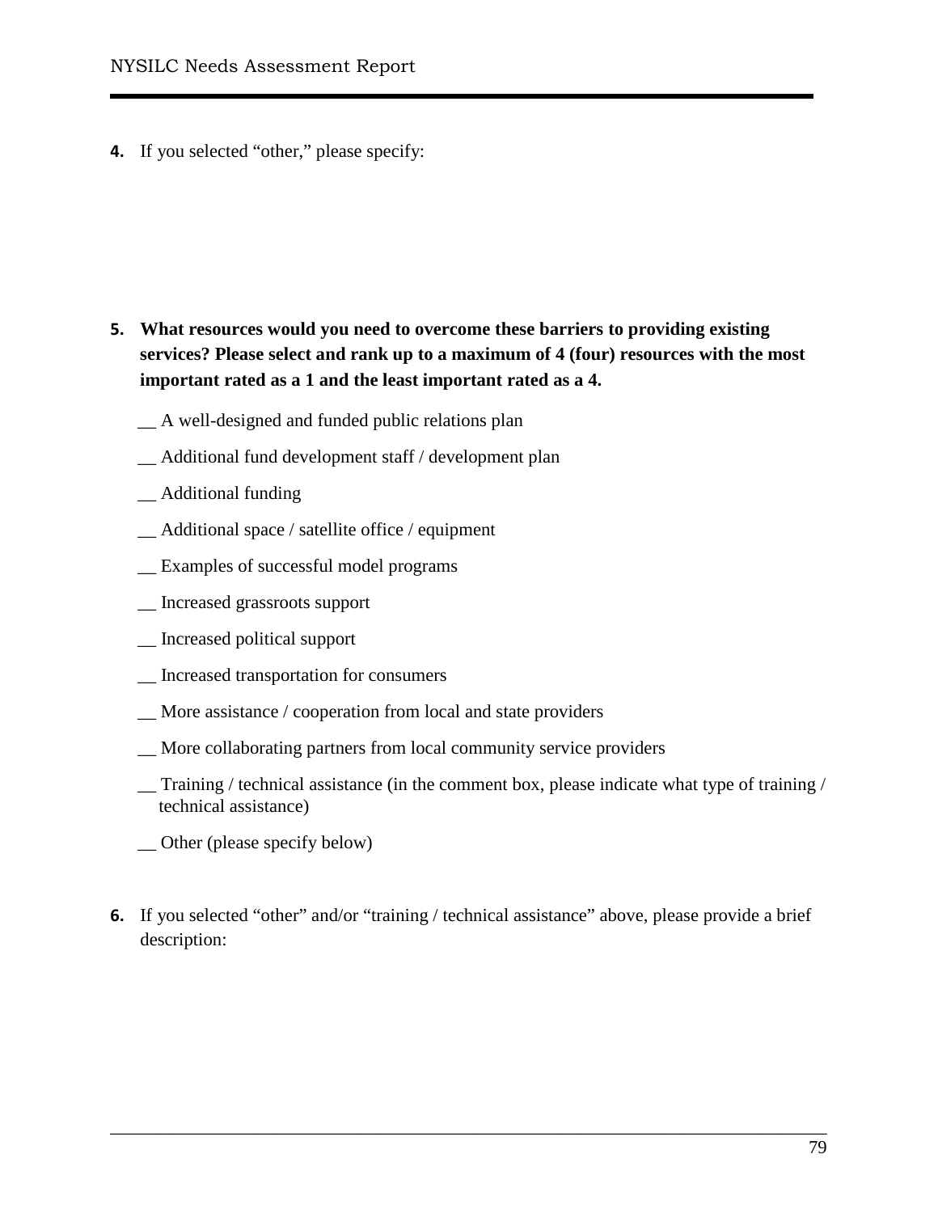**4.** If you selected “other,” please specify:

**5.** **What resources would you need to overcome these barriers to providing existing services? Please select and rank up to a maximum of 4 (four) resources with the most important rated as a 1 and the least important rated as a 4.**

__ A well-designed and funded public relations plan

__ Additional fund development staff / development plan

__ Additional funding

__ Additional space / satellite office / equipment

__ Examples of successful model programs

__ Increased grassroots support

__ Increased political support

__ Increased transportation for consumers

__ More assistance / cooperation from local and state providers

__ More collaborating partners from local community service providers

__ Training / technical assistance (in the comment box, please indicate what type of training / technical assistance)

__ Other (please specify below)

**6.** If you selected “other” and/or “training / technical assistance” above, please provide a brief description: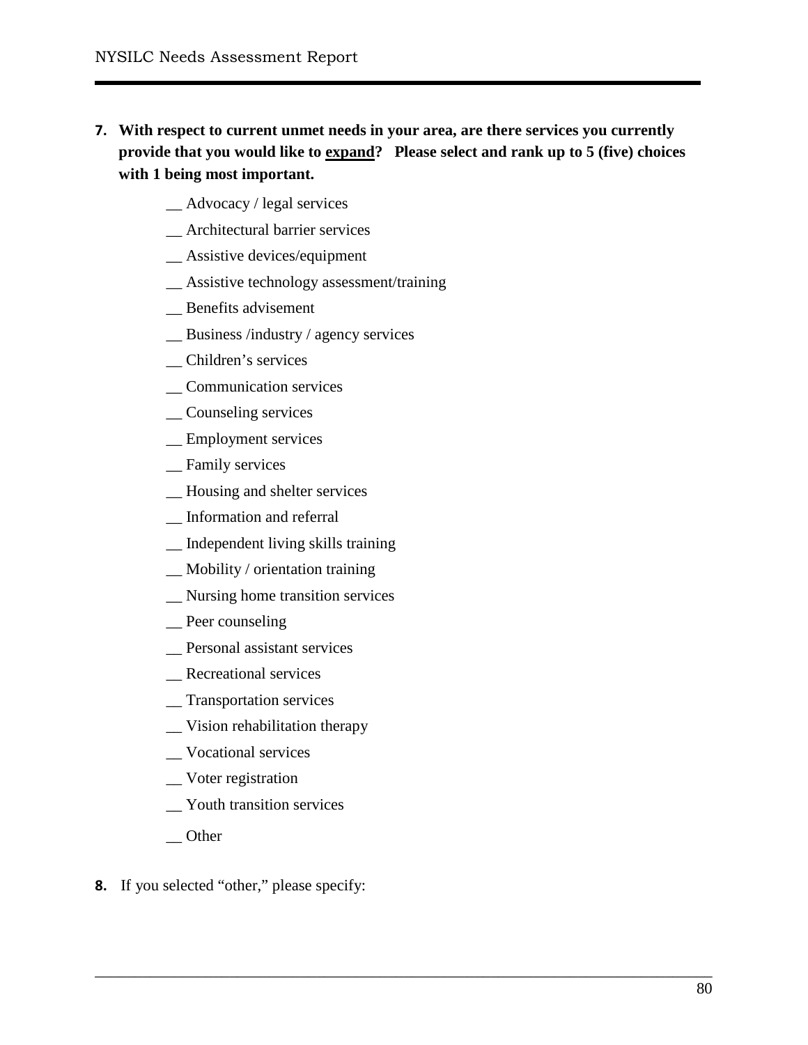7. **With respect to current unmet needs in your area, are there services you currently provide that you would like to <u>expand</u>? Please select and rank up to 5 (five) choices with 1 being most important.**

   __ Advocacy / legal services

   __ Architectural barrier services

   __ Assistive devices/equipment

   __ Assistive technology assessment/training

   __ Benefits advisement

   __ Business /industry / agency services

   __ Children's services

   __ Communication services

   __ Counseling services

   __ Employment services

   __ Family services

   __ Housing and shelter services

   __ Information and referral

   __ Independent living skills training

   __ Mobility / orientation training

   __ Nursing home transition services

   __ Peer counseling

   __ Personal assistant services

   __ Recreational services

   __ Transportation services

   __ Vision rehabilitation therapy

   __ Vocational services

   __ Voter registration

   __ Youth transition services

   __ Other

8. If you selected "other," please specify: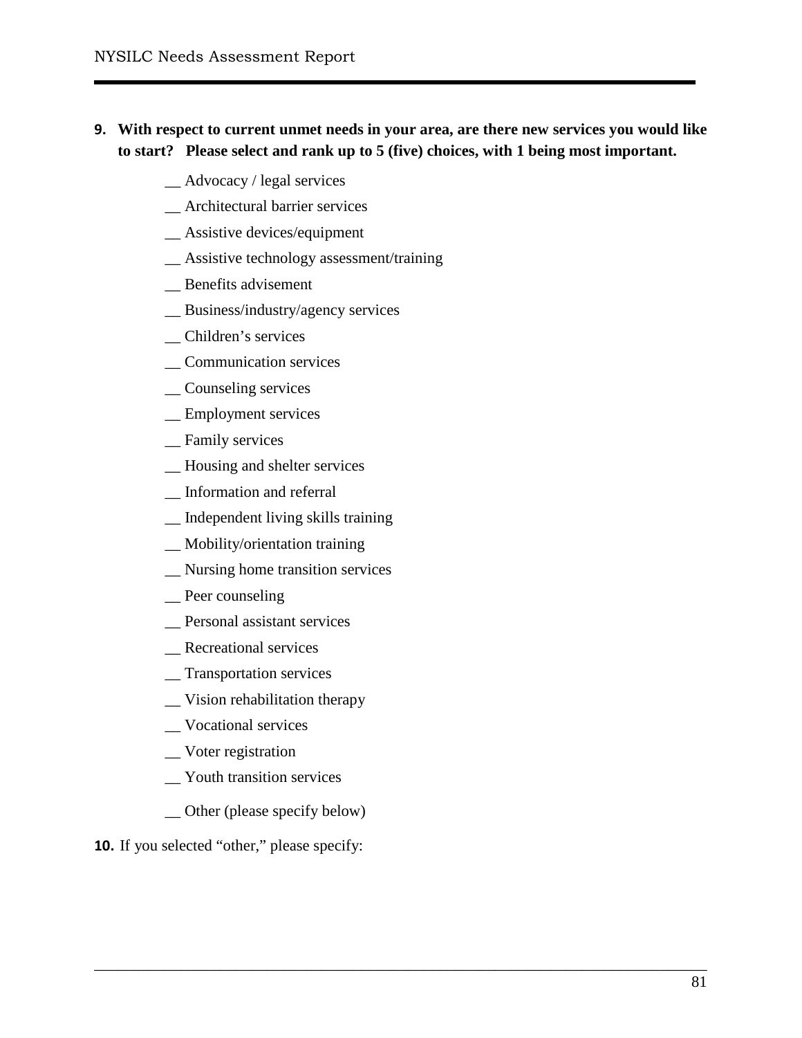**9. With respect to current unmet needs in your area, are there new services you would like to start? Please select and rank up to 5 (five) choices, with 1 being most important.**

__ Advocacy / legal services

__ Architectural barrier services

__ Assistive devices/equipment

__ Assistive technology assessment/training

__ Benefits advisement

__ Business/industry/agency services

__ Children's services

__ Communication services

__ Counseling services

__ Employment services

__ Family services

__ Housing and shelter services

__ Information and referral

__ Independent living skills training

__ Mobility/orientation training

__ Nursing home transition services

__ Peer counseling

__ Personal assistant services

__ Recreational services

__ Transportation services

__ Vision rehabilitation therapy

__ Vocational services

__ Voter registration

__ Youth transition services

__ Other (please specify below)

**10.** If you selected "other," please specify: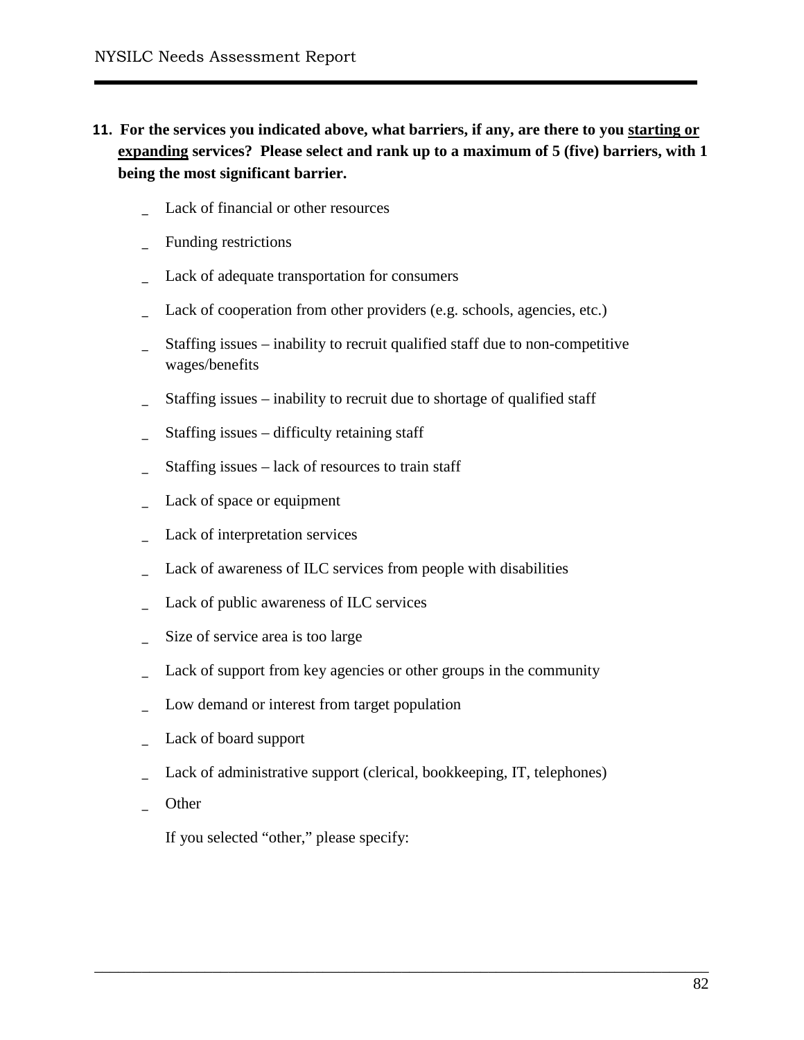**11. For the services you indicated above, what barriers, if any, are there to you <u>starting or expanding</u> services? Please select and rank up to a maximum of 5 (five) barriers, with 1 being the most significant barrier.**

_ Lack of financial or other resources

_ Funding restrictions

_ Lack of adequate transportation for consumers

_ Lack of cooperation from other providers (e.g. schools, agencies, etc.)

_ Staffing issues – inability to recruit qualified staff due to non-competitive wages/benefits

_ Staffing issues – inability to recruit due to shortage of qualified staff

_ Staffing issues – difficulty retaining staff

_ Staffing issues – lack of resources to train staff

_ Lack of space or equipment

_ Lack of interpretation services

_ Lack of awareness of ILC services from people with disabilities

_ Lack of public awareness of ILC services

_ Size of service area is too large

_ Lack of support from key agencies or other groups in the community

_ Low demand or interest from target population

_ Lack of board support

_ Lack of administrative support (clerical, bookkeeping, IT, telephones)

_ Other

If you selected "other," please specify: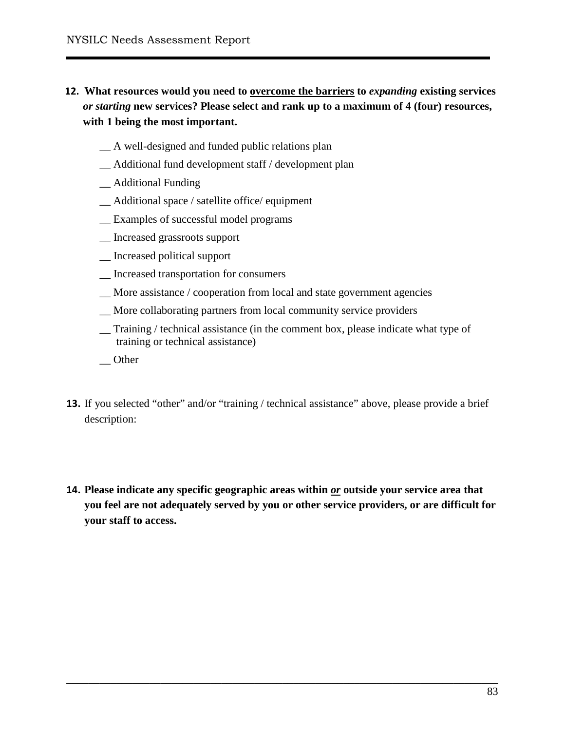**12. What resources would you need to <u>overcome the barriers</u> to *expanding* existing services *or starting* new services? Please select and rank up to a maximum of 4 (four) resources, with 1 being the most important.**

__ A well-designed and funded public relations plan

__ Additional fund development staff / development plan

__ Additional Funding

__ Additional space / satellite office/ equipment

__ Examples of successful model programs

__ Increased grassroots support

__ Increased political support

__ Increased transportation for consumers

__ More assistance / cooperation from local and state government agencies

__ More collaborating partners from local community service providers

__ Training / technical assistance (in the comment box, please indicate what type of training or technical assistance)

__ Other

**13.** If you selected "other" and/or "training / technical assistance" above, please provide a brief description:

**14. Please indicate any specific geographic areas within *<u>or</u>* outside your service area that you feel are not adequately served by you or other service providers, or are difficult for your staff to access.**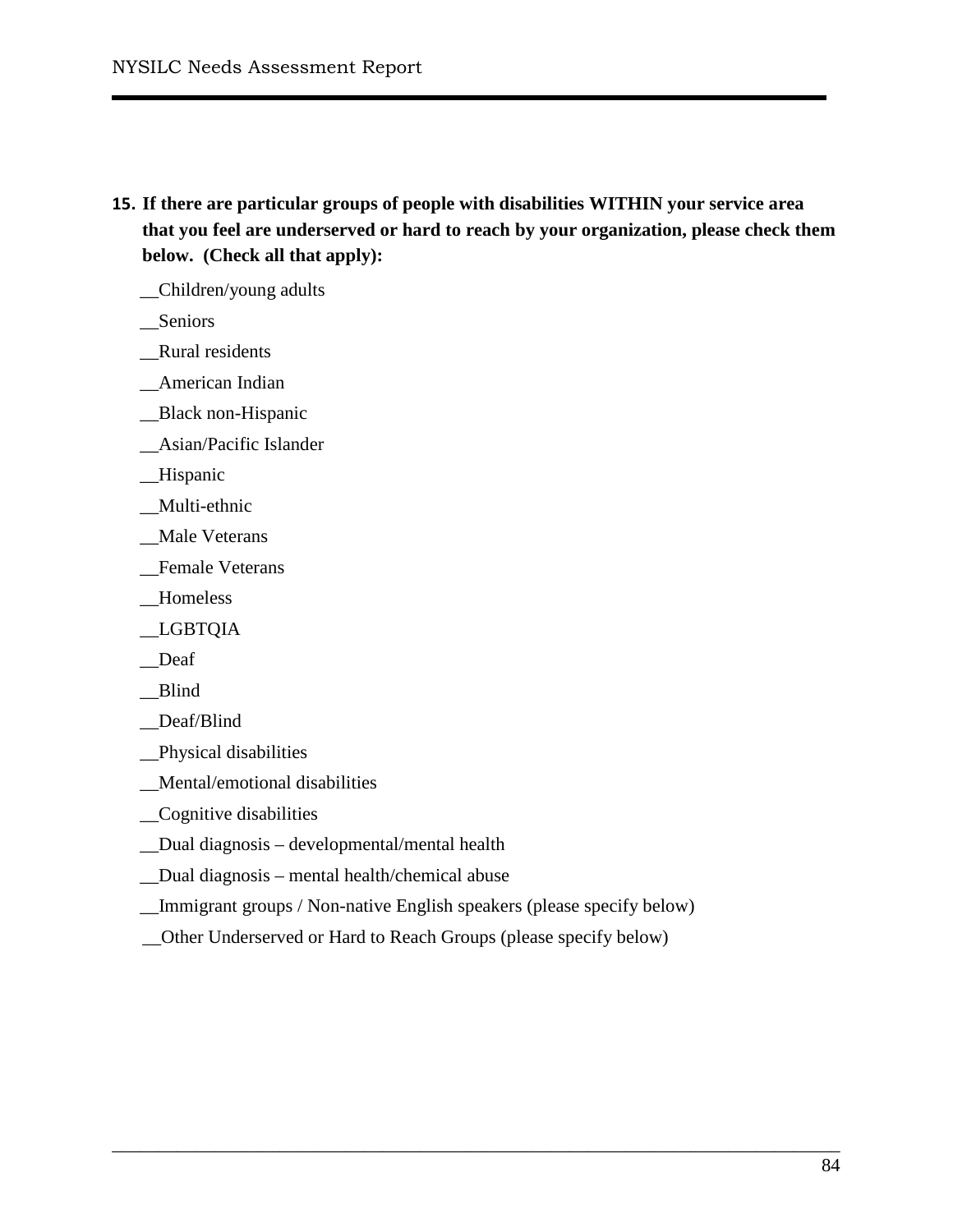**15. If there are particular groups of people with disabilities WITHIN your service area that you feel are underserved or hard to reach by your organization, please check them below. (Check all that apply):**

__Children/young adults

__Seniors

__Rural residents

__American Indian

__Black non-Hispanic

__Asian/Pacific Islander

__Hispanic

__Multi-ethnic

__Male Veterans

__Female Veterans

__Homeless

__LGBTQIA

__Deaf

__Blind

__Deaf/Blind

__Physical disabilities

__Mental/emotional disabilities

__Cognitive disabilities

__Dual diagnosis – developmental/mental health

__Dual diagnosis – mental health/chemical abuse

__Immigrant groups / Non-native English speakers (please specify below)

__Other Underserved or Hard to Reach Groups (please specify below)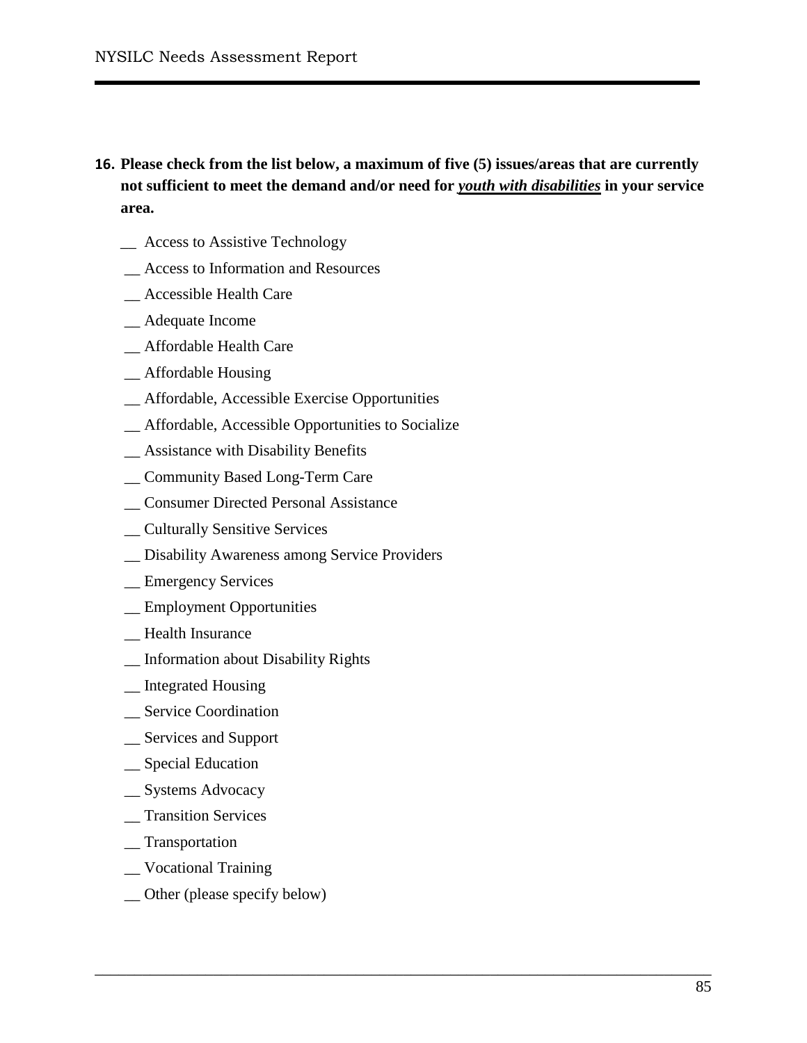**16. Please check from the list below, a maximum of five (5) issues/areas that are currently not sufficient to meet the demand and/or need for *__youth with disabilities__* in your service area.**

__ Access to Assistive Technology

__ Access to Information and Resources

__ Accessible Health Care

__ Adequate Income

__ Affordable Health Care

__ Affordable Housing

__ Affordable, Accessible Exercise Opportunities

__ Affordable, Accessible Opportunities to Socialize

__ Assistance with Disability Benefits

__ Community Based Long-Term Care

__ Consumer Directed Personal Assistance

__ Culturally Sensitive Services

__ Disability Awareness among Service Providers

__ Emergency Services

__ Employment Opportunities

__ Health Insurance

__ Information about Disability Rights

__ Integrated Housing

__ Service Coordination

__ Services and Support

__ Special Education

__ Systems Advocacy

__ Transition Services

__ Transportation

__ Vocational Training

__ Other (please specify below)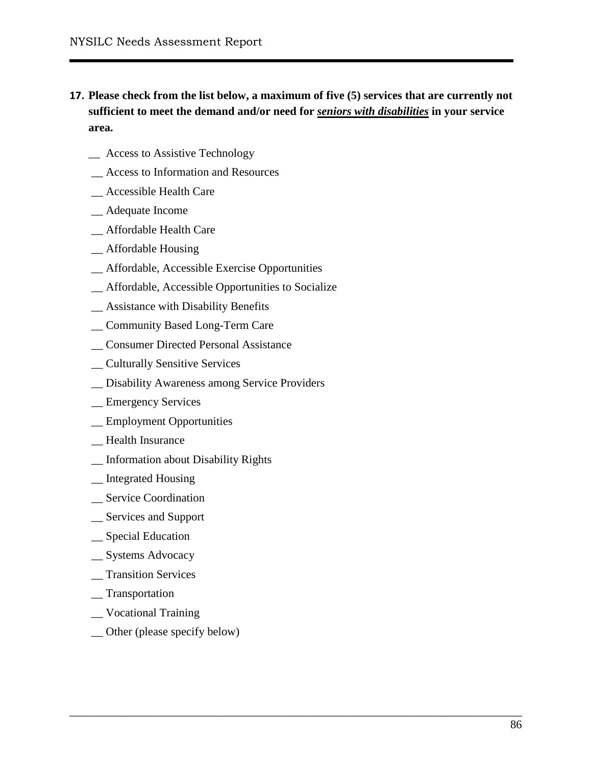**17. Please check from the list below, a maximum of five (5) services that are currently not sufficient to meet the demand and/or need for *seniors with disabilities* in your service area.**

__ Access to Assistive Technology

__ Access to Information and Resources

__ Accessible Health Care

__ Adequate Income

__ Affordable Health Care

__ Affordable Housing

__ Affordable, Accessible Exercise Opportunities

__ Affordable, Accessible Opportunities to Socialize

__ Assistance with Disability Benefits

__ Community Based Long-Term Care

__ Consumer Directed Personal Assistance

__ Culturally Sensitive Services

__ Disability Awareness among Service Providers

__ Emergency Services

__ Employment Opportunities

__ Health Insurance

__ Information about Disability Rights

__ Integrated Housing

__ Service Coordination

__ Services and Support

__ Special Education

__ Systems Advocacy

__ Transition Services

__ Transportation

__ Vocational Training

__ Other (please specify below)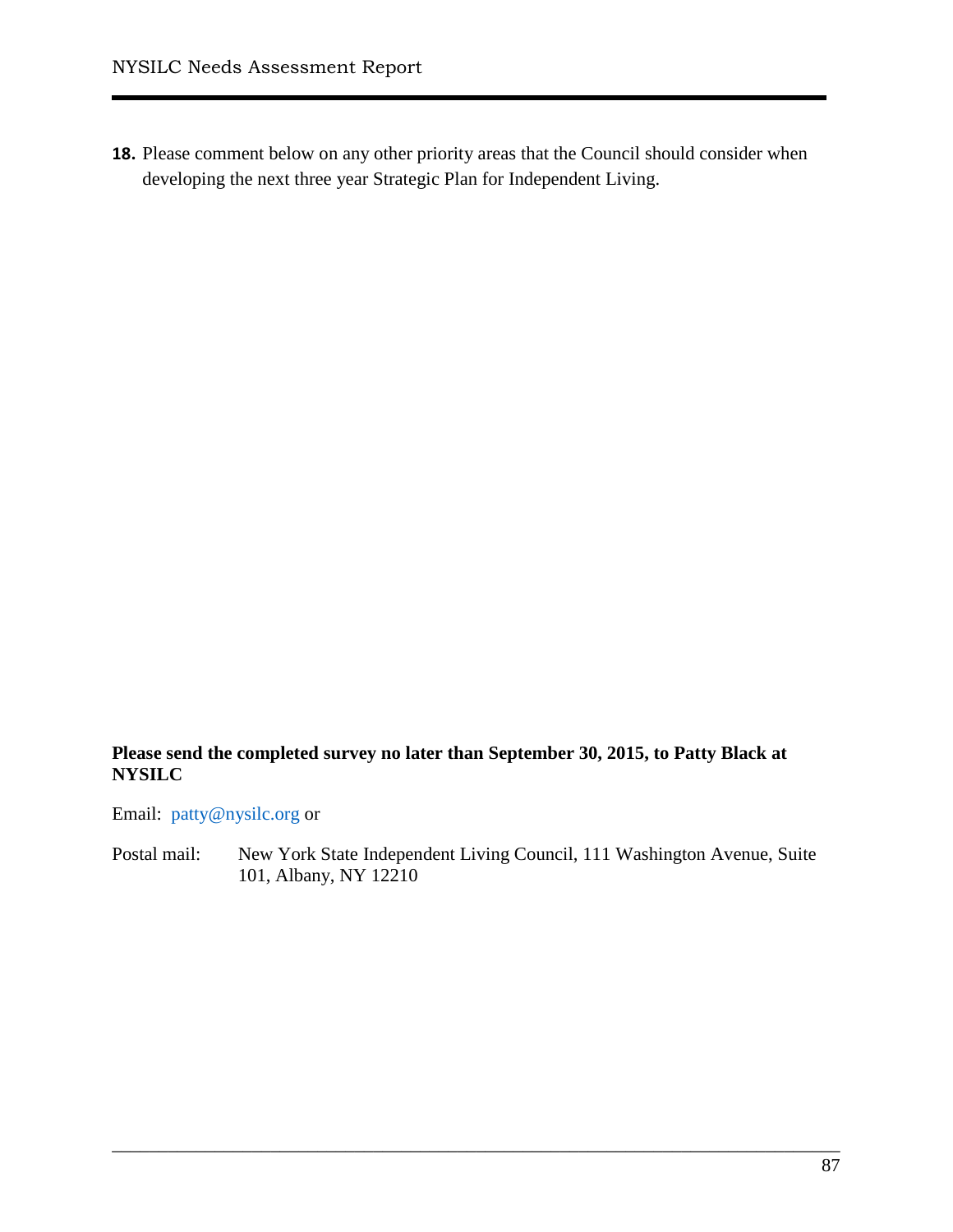**18.** Please comment below on any other priority areas that the Council should consider when developing the next three year Strategic Plan for Independent Living.

**Please send the completed survey no later than September 30, 2015, to Patty Black at NYSILC**

Email: patty@nysilc.org or

Postal mail: New York State Independent Living Council, 111 Washington Avenue, Suite 101, Albany, NY 12210